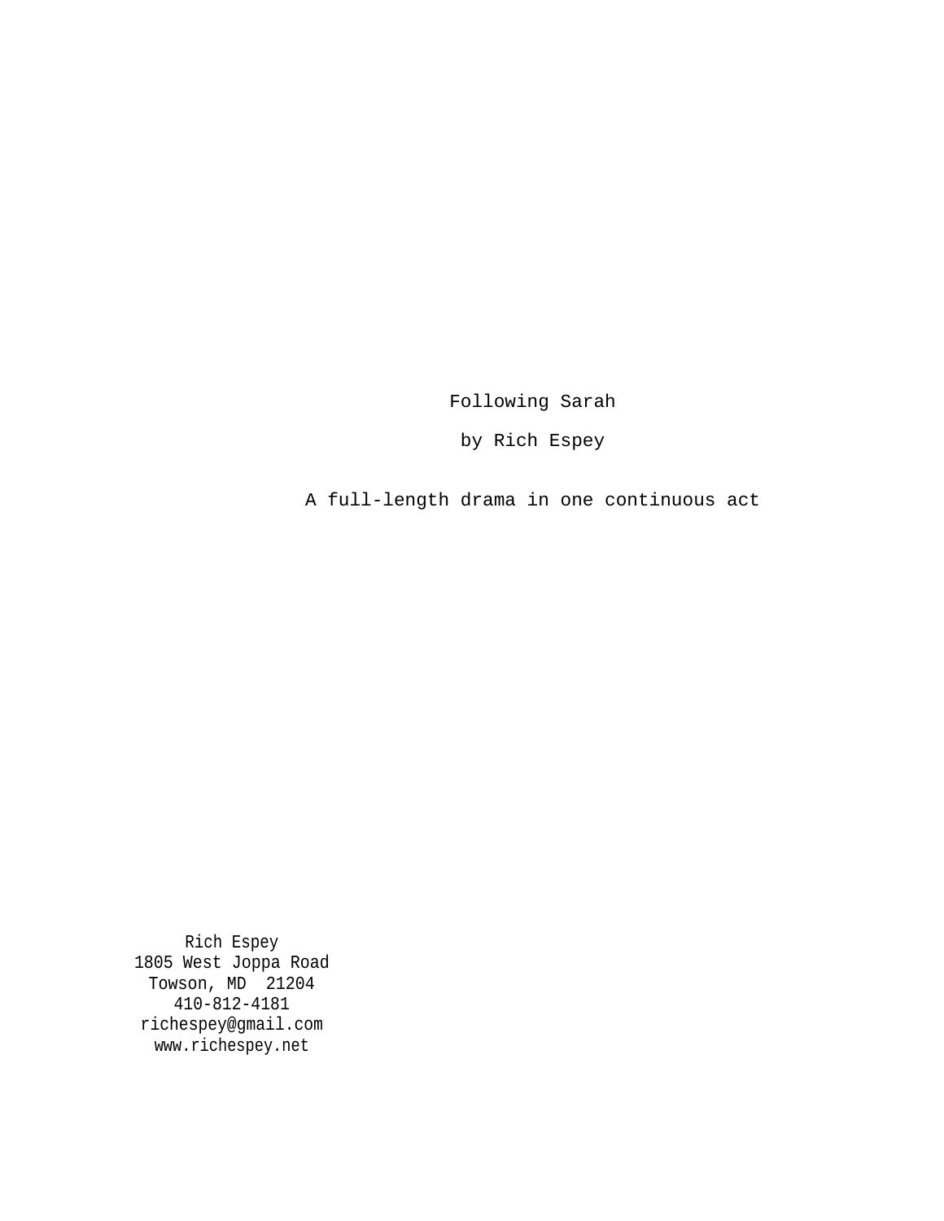# Following Sarah

by Rich Espey

A full-length drama in one continuous act

Rich Espey
1805 West Joppa Road
Towson, MD 21204
410-812-4181
richespey@gmail.com
www.richespey.net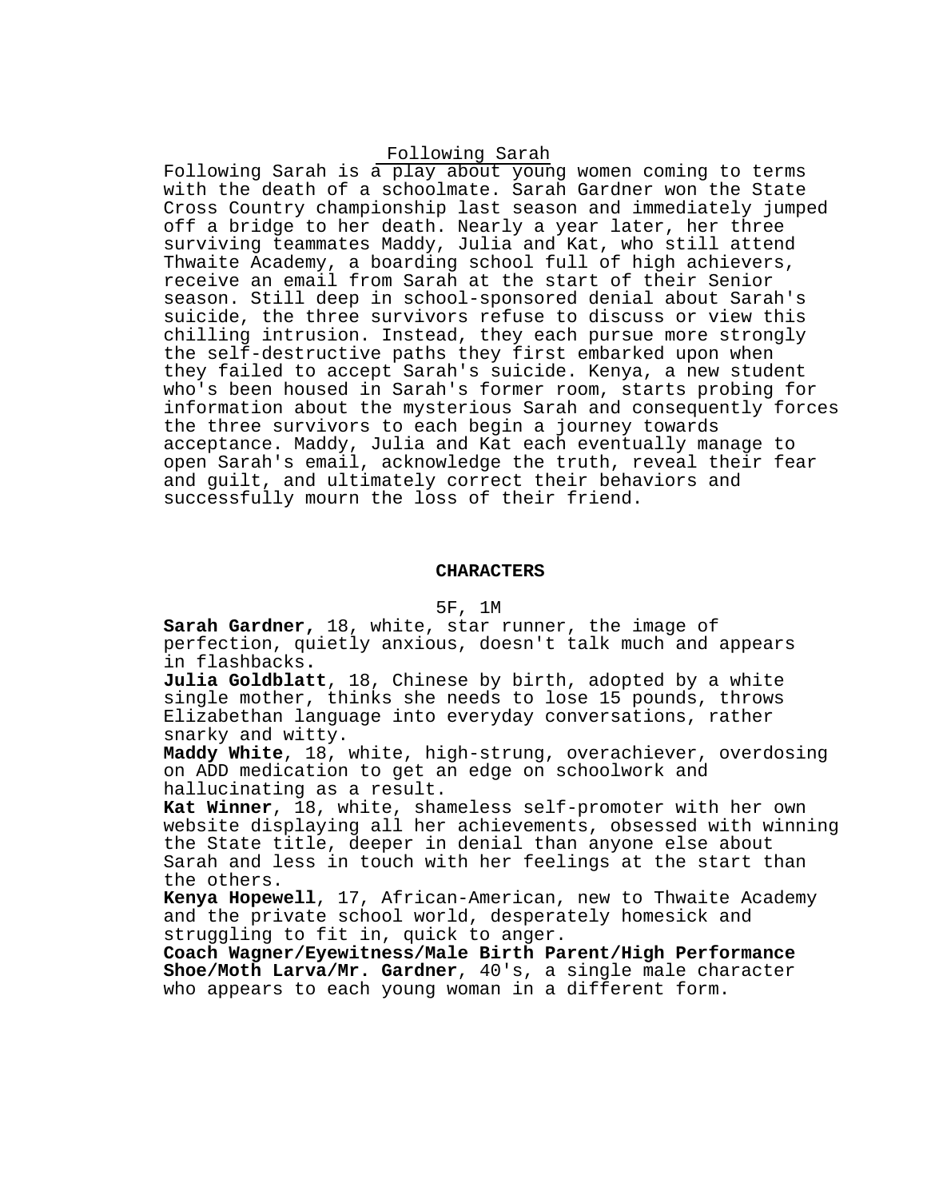# Following Sarah

Following Sarah is a play about young women coming to terms with the death of a schoolmate. Sarah Gardner won the State Cross Country championship last season and immediately jumped off a bridge to her death. Nearly a year later, her three surviving teammates Maddy, Julia and Kat, who still attend Thwaite Academy, a boarding school full of high achievers, receive an email from Sarah at the start of their Senior season. Still deep in school-sponsored denial about Sarah's suicide, the three survivors refuse to discuss or view this chilling intrusion. Instead, they each pursue more strongly the self-destructive paths they first embarked upon when they failed to accept Sarah's suicide. Kenya, a new student who's been housed in Sarah's former room, starts probing for information about the mysterious Sarah and consequently forces the three survivors to each begin a journey towards acceptance. Maddy, Julia and Kat each eventually manage to open Sarah's email, acknowledge the truth, reveal their fear and guilt, and ultimately correct their behaviors and successfully mourn the loss of their friend.

## CHARACTERS

5F, 1M

**Sarah Gardner,** 18, white, star runner, the image of perfection, quietly anxious, doesn't talk much and appears in flashbacks.

**Julia Goldblatt**, 18, Chinese by birth, adopted by a white single mother, thinks she needs to lose 15 pounds, throws Elizabethan language into everyday conversations, rather snarky and witty.

**Maddy White**, 18, white, high-strung, overachiever, overdosing on ADD medication to get an edge on schoolwork and hallucinating as a result.

**Kat Winner**, 18, white, shameless self-promoter with her own website displaying all her achievements, obsessed with winning the State title, deeper in denial than anyone else about Sarah and less in touch with her feelings at the start than the others.

**Kenya Hopewell**, 17, African-American, new to Thwaite Academy and the private school world, desperately homesick and struggling to fit in, quick to anger.

**Coach Wagner/Eyewitness/Male Birth Parent/High Performance Shoe/Moth Larva/Mr. Gardner**, 40's, a single male character who appears to each young woman in a different form.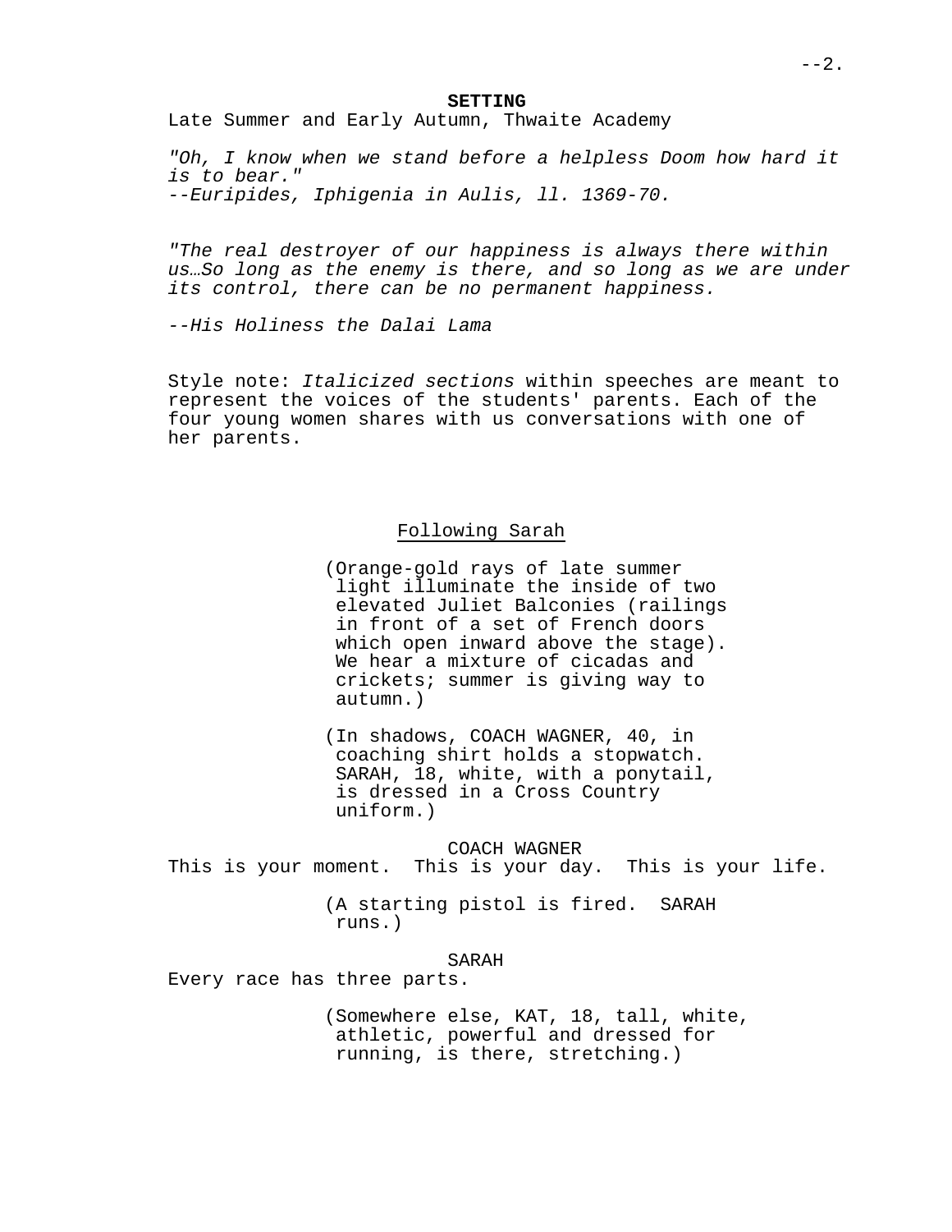**SETTING**

Late Summer and Early Autumn, Thwaite Academy

*"Oh, I know when we stand before a helpless Doom how hard it is to bear."*
*--Euripides, Iphigenia in Aulis, ll. 1369-70.*

*"The real destroyer of our happiness is always there within us…So long as the enemy is there, and so long as we are under its control, there can be no permanent happiness.*

*--His Holiness the Dalai Lama*

Style note: *Italicized sections* within speeches are meant to represent the voices of the students' parents. Each of the four young women shares with us conversations with one of her parents.

<u>Following Sarah</u>

(Orange-gold rays of late summer light illuminate the inside of two elevated Juliet Balconies (railings in front of a set of French doors which open inward above the stage). We hear a mixture of cicadas and crickets; summer is giving way to autumn.)

(In shadows, COACH WAGNER, 40, in coaching shirt holds a stopwatch. SARAH, 18, white, with a ponytail, is dressed in a Cross Country uniform.)

COACH WAGNER
This is your moment. This is your day. This is your life.

(A starting pistol is fired. SARAH runs.)

SARAH
Every race has three parts.

(Somewhere else, KAT, 18, tall, white, athletic, powerful and dressed for running, is there, stretching.)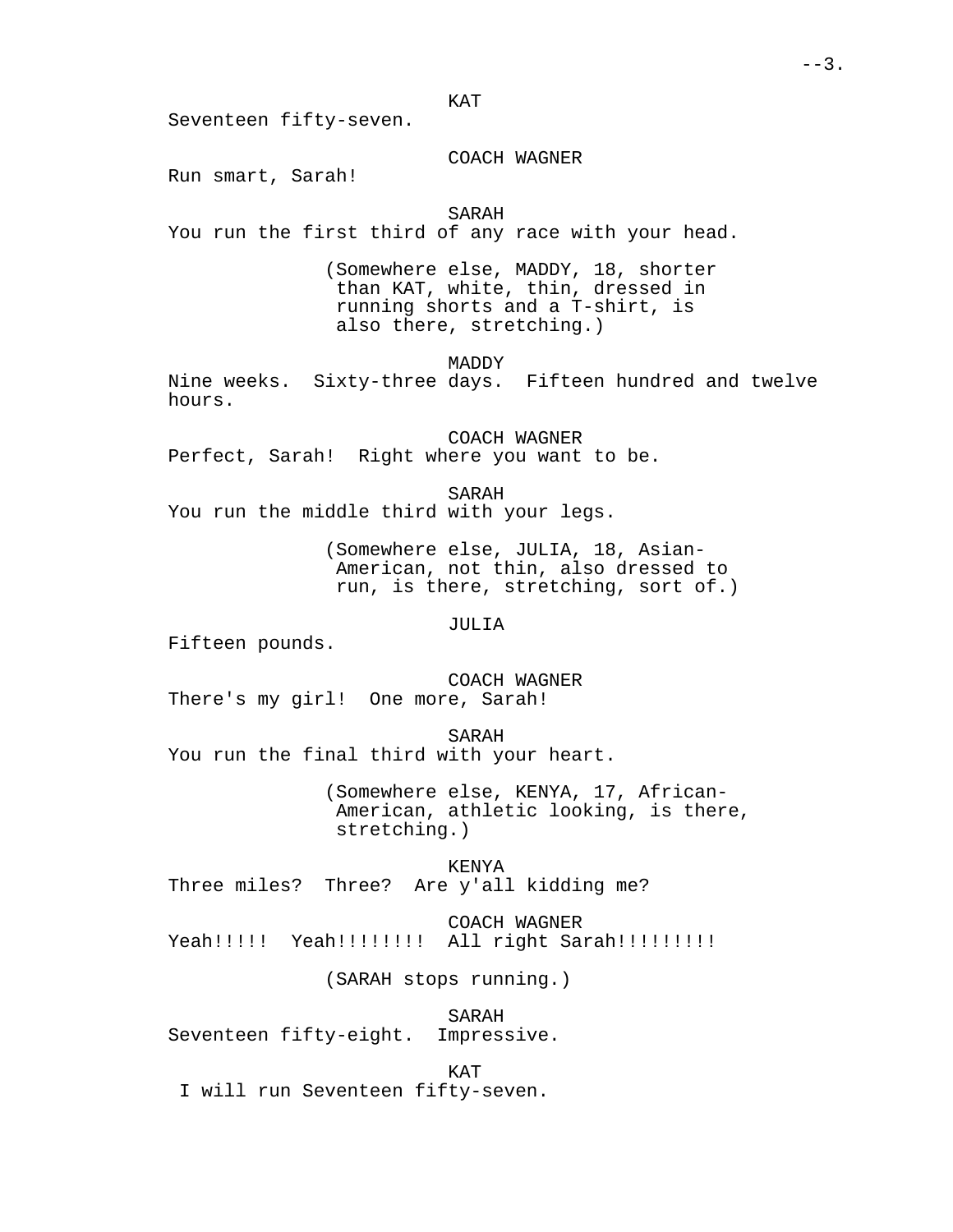KAT
Seventeen fifty-seven.

COACH WAGNER
Run smart, Sarah!

SARAH
You run the first third of any race with your head.

(Somewhere else, MADDY, 18, shorter than KAT, white, thin, dressed in running shorts and a T-shirt, is also there, stretching.)

MADDY
Nine weeks. Sixty-three days. Fifteen hundred and twelve hours.

COACH WAGNER
Perfect, Sarah! Right where you want to be.

SARAH
You run the middle third with your legs.

(Somewhere else, JULIA, 18, Asian-American, not thin, also dressed to run, is there, stretching, sort of.)

JULIA
Fifteen pounds.

COACH WAGNER
There's my girl! One more, Sarah!

SARAH
You run the final third with your heart.

(Somewhere else, KENYA, 17, African-American, athletic looking, is there, stretching.)

KENYA
Three miles? Three? Are y'all kidding me?

COACH WAGNER
Yeah!!!!! Yeah!!!!!!!! All right Sarah!!!!!!!!!

(SARAH stops running.)

SARAH
Seventeen fifty-eight. Impressive.

KAT
I will run Seventeen fifty-seven.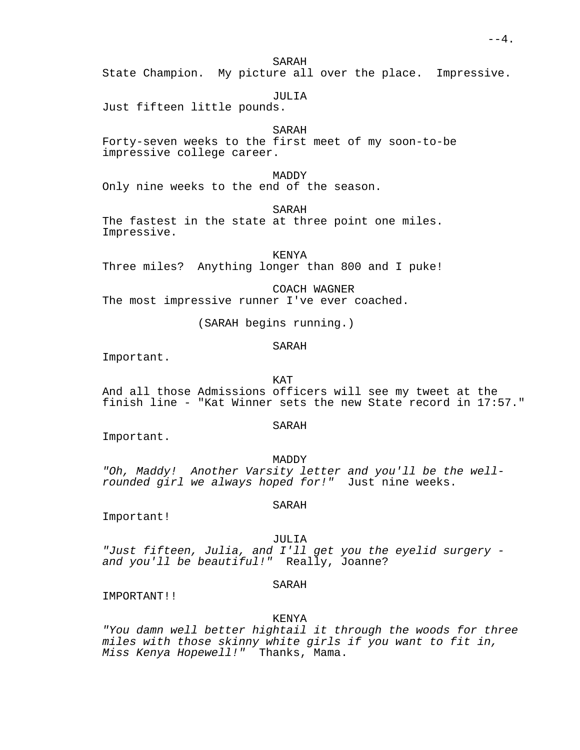SARAH
State Champion.  My picture all over the place.  Impressive.

JULIA
Just fifteen little pounds.

SARAH
Forty-seven weeks to the first meet of my soon-to-be impressive college career.

MADDY
Only nine weeks to the end of the season.

SARAH
The fastest in the state at three point one miles. Impressive.

KENYA
Three miles?  Anything longer than 800 and I puke!

COACH WAGNER
The most impressive runner I've ever coached.

(SARAH begins running.)

SARAH
Important.

KAT
And all those Admissions officers will see my tweet at the finish line - "Kat Winner sets the new State record in 17:57."

SARAH
Important.

MADDY
*"Oh, Maddy!  Another Varsity letter and you'll be the well-rounded girl we always hoped for!"*  Just nine weeks.

SARAH
Important!

JULIA
*"Just fifteen, Julia, and I'll get you the eyelid surgery - and you'll be beautiful!"*  Really, Joanne?

SARAH
IMPORTANT!!

KENYA
*"You damn well better hightail it through the woods for three miles with those skinny white girls if you want to fit in, Miss Kenya Hopewell!"*  Thanks, Mama.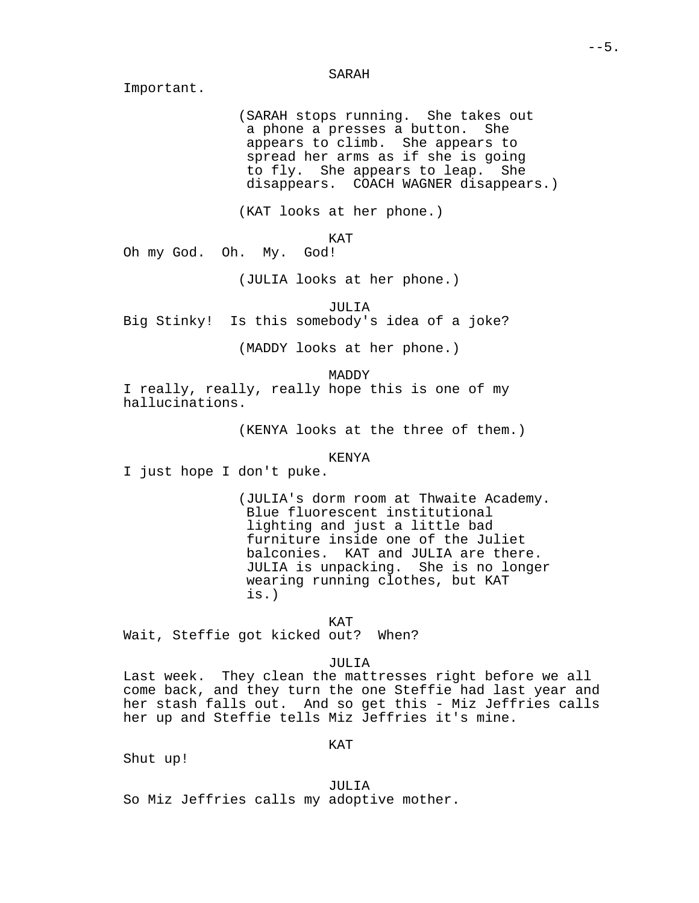SARAH

Important.

(SARAH stops running. She takes out a phone a presses a button. She appears to climb. She appears to spread her arms as if she is going to fly. She appears to leap. She disappears. COACH WAGNER disappears.)

(KAT looks at her phone.)

KAT

Oh my God. Oh. My. God!

(JULIA looks at her phone.)

JULIA

Big Stinky! Is this somebody's idea of a joke?

(MADDY looks at her phone.)

MADDY

I really, really, really hope this is one of my hallucinations.

(KENYA looks at the three of them.)

KENYA

I just hope I don't puke.

(JULIA's dorm room at Thwaite Academy. Blue fluorescent institutional lighting and just a little bad furniture inside one of the Juliet balconies. KAT and JULIA are there. JULIA is unpacking. She is no longer wearing running clothes, but KAT is.)

KAT

Wait, Steffie got kicked out? When?

JULIA

Last week. They clean the mattresses right before we all come back, and they turn the one Steffie had last year and her stash falls out. And so get this - Miz Jeffries calls her up and Steffie tells Miz Jeffries it's mine.

KAT

Shut up!

JULIA

So Miz Jeffries calls my adoptive mother.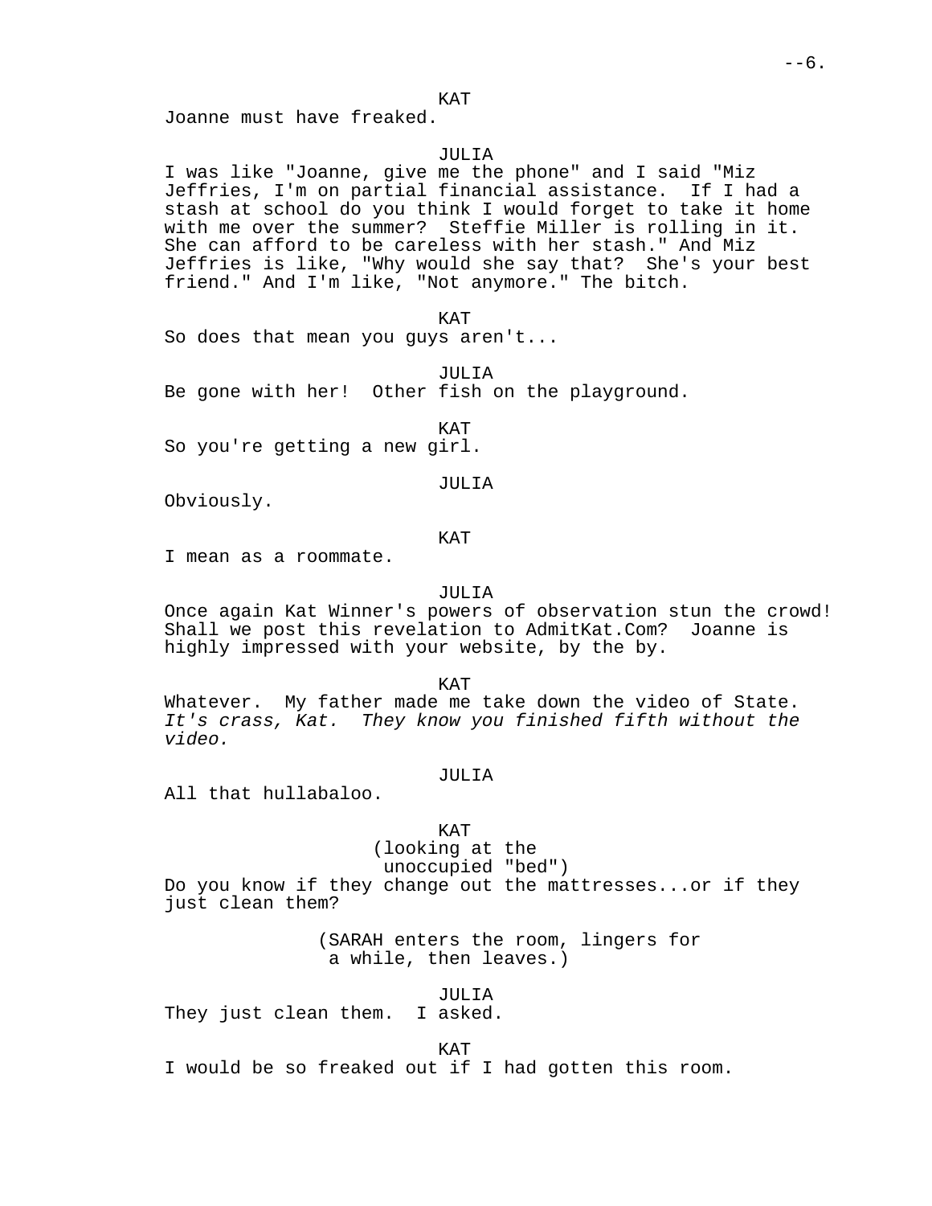KAT

Joanne must have freaked.

JULIA

I was like "Joanne, give me the phone" and I said "Miz Jeffries, I'm on partial financial assistance. If I had a stash at school do you think I would forget to take it home with me over the summer? Steffie Miller is rolling in it. She can afford to be careless with her stash." And Miz Jeffries is like, "Why would she say that? She's your best friend." And I'm like, "Not anymore." The bitch.

KAT

So does that mean you guys aren't...

JULIA

Be gone with her! Other fish on the playground.

KAT

So you're getting a new girl.

JULIA

Obviously.

KAT

I mean as a roommate.

JULIA

Once again Kat Winner's powers of observation stun the crowd! Shall we post this revelation to AdmitKat.Com? Joanne is highly impressed with your website, by the by.

KAT

Whatever. My father made me take down the video of State. *It's crass, Kat. They know you finished fifth without the video.*

JULIA

All that hullabaloo.

KAT

(looking at the unoccupied "bed")

Do you know if they change out the mattresses...or if they just clean them?

(SARAH enters the room, lingers for a while, then leaves.)

JULIA

They just clean them. I asked.

KAT

I would be so freaked out if I had gotten this room.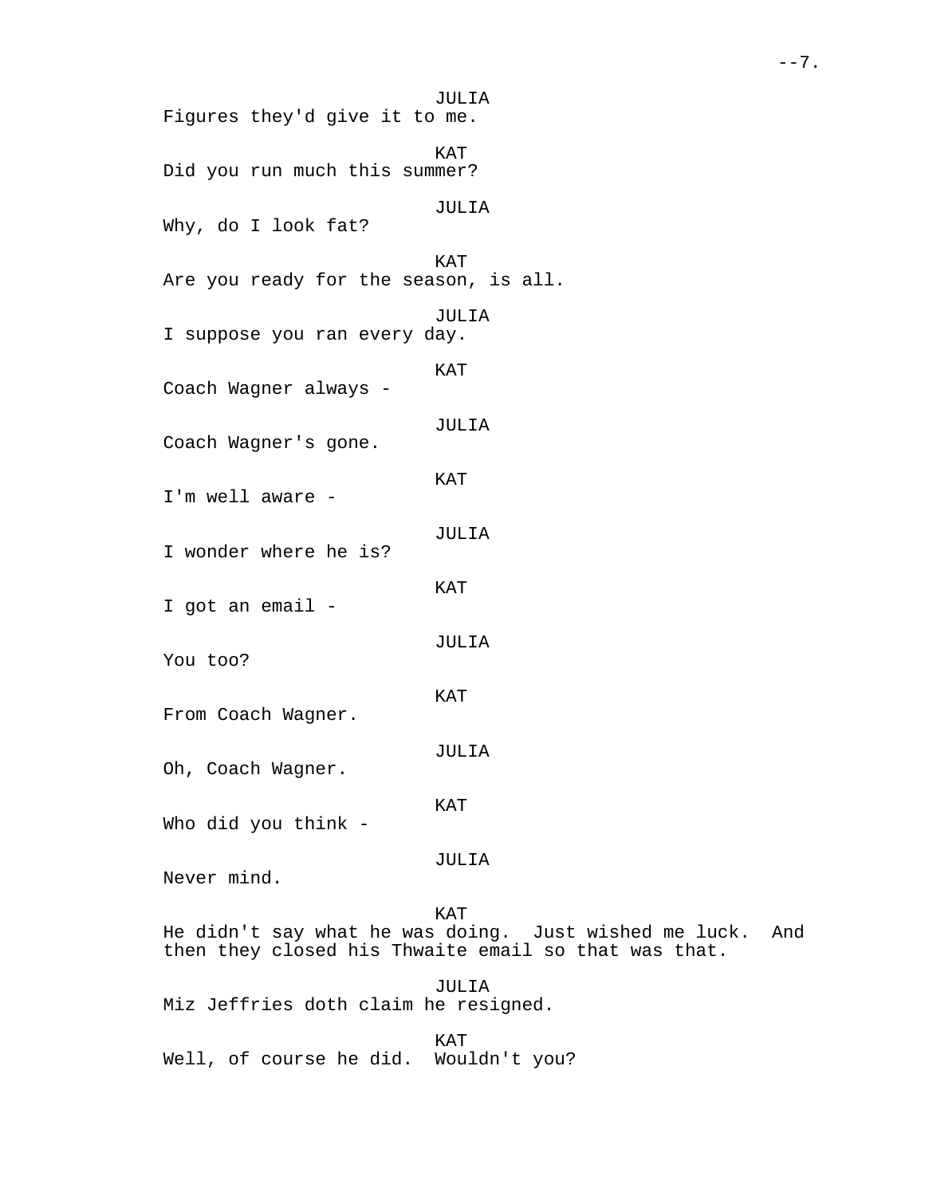JULIA
Figures they'd give it to me.

KAT
Did you run much this summer?

JULIA
Why, do I look fat?

KAT
Are you ready for the season, is all.

JULIA
I suppose you ran every day.

KAT
Coach Wagner always -

JULIA
Coach Wagner's gone.

KAT
I'm well aware -

JULIA
I wonder where he is?

KAT
I got an email -

JULIA
You too?

KAT
From Coach Wagner.

JULIA
Oh, Coach Wagner.

KAT
Who did you think -

JULIA
Never mind.

KAT
He didn't say what he was doing. Just wished me luck. And then they closed his Thwaite email so that was that.

JULIA
Miz Jeffries doth claim he resigned.

KAT
Well, of course he did. Wouldn't you?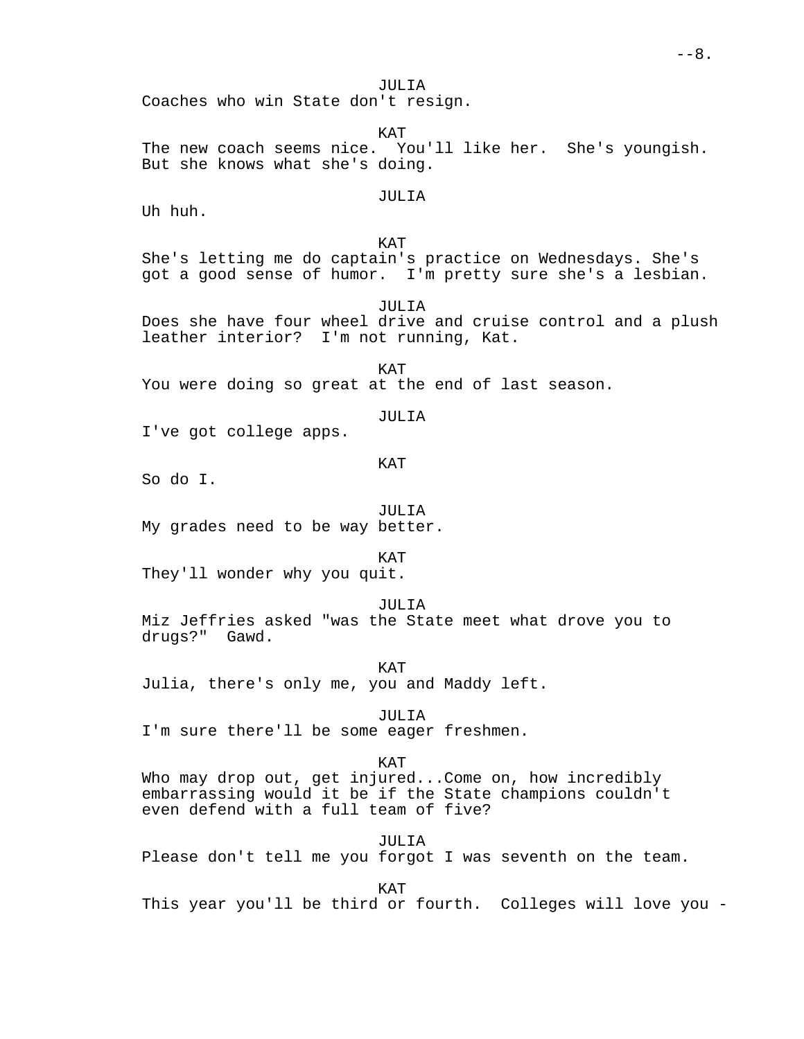JULIA
Coaches who win State don't resign.

KAT
The new coach seems nice. You'll like her. She's youngish. But she knows what she's doing.

JULIA
Uh huh.

KAT
She's letting me do captain's practice on Wednesdays. She's got a good sense of humor. I'm pretty sure she's a lesbian.

JULIA
Does she have four wheel drive and cruise control and a plush leather interior? I'm not running, Kat.

KAT
You were doing so great at the end of last season.

JULIA
I've got college apps.

KAT
So do I.

JULIA
My grades need to be way better.

KAT
They'll wonder why you quit.

JULIA
Miz Jeffries asked "was the State meet what drove you to drugs?" Gawd.

KAT
Julia, there's only me, you and Maddy left.

JULIA
I'm sure there'll be some eager freshmen.

KAT
Who may drop out, get injured...Come on, how incredibly embarrassing would it be if the State champions couldn't even defend with a full team of five?

JULIA
Please don't tell me you forgot I was seventh on the team.

KAT
This year you'll be third or fourth. Colleges will love you -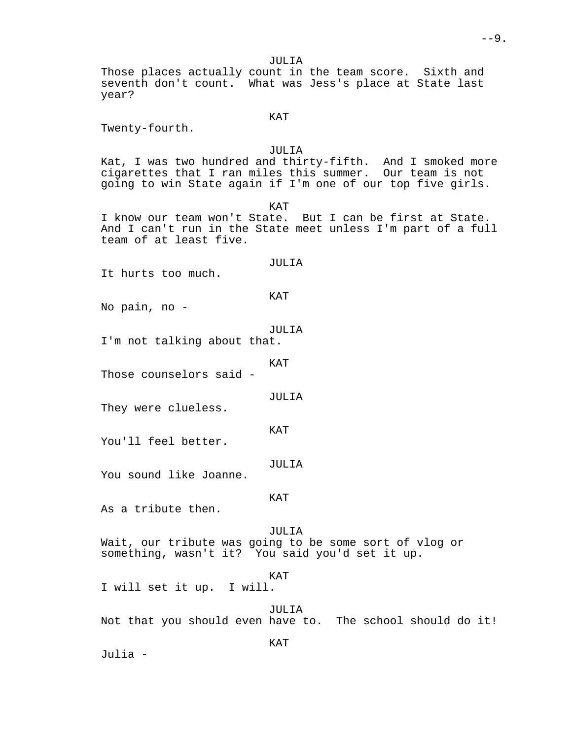JULIA
Those places actually count in the team score. Sixth and seventh don't count. What was Jess's place at State last year?

KAT
Twenty-fourth.

JULIA
Kat, I was two hundred and thirty-fifth. And I smoked more cigarettes that I ran miles this summer. Our team is not going to win State again if I'm one of our top five girls.

KAT
I know our team won't State. But I can be first at State. And I can't run in the State meet unless I'm part of a full team of at least five.

JULIA
It hurts too much.

KAT
No pain, no -

JULIA
I'm not talking about that.

KAT
Those counselors said -

JULIA
They were clueless.

KAT
You'll feel better.

JULIA
You sound like Joanne.

KAT
As a tribute then.

JULIA
Wait, our tribute was going to be some sort of vlog or something, wasn't it? You said you'd set it up.

KAT
I will set it up. I will.

JULIA
Not that you should even have to. The school should do it!

KAT
Julia -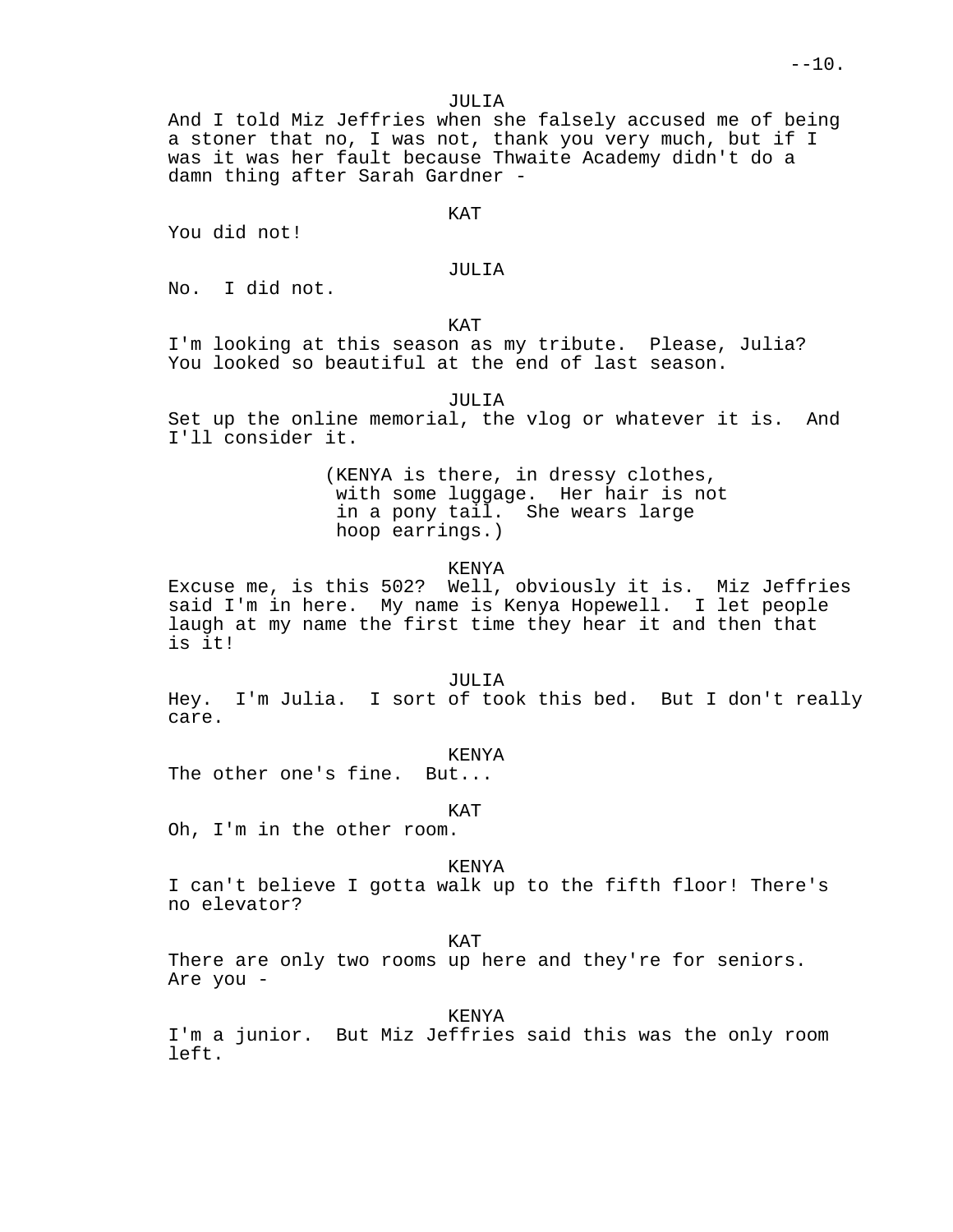JULIA

And I told Miz Jeffries when she falsely accused me of being a stoner that no, I was not, thank you very much, but if I was it was her fault because Thwaite Academy didn't do a damn thing after Sarah Gardner -

KAT

You did not!

JULIA

No. I did not.

KAT

I'm looking at this season as my tribute. Please, Julia? You looked so beautiful at the end of last season.

JULIA

Set up the online memorial, the vlog or whatever it is. And I'll consider it.

(KENYA is there, in dressy clothes, with some luggage. Her hair is not in a pony tail. She wears large hoop earrings.)

KENYA

Excuse me, is this 502? Well, obviously it is. Miz Jeffries said I'm in here. My name is Kenya Hopewell. I let people laugh at my name the first time they hear it and then that is it!

JULIA

Hey. I'm Julia. I sort of took this bed. But I don't really care.

KENYA

The other one's fine. But...

KAT

Oh, I'm in the other room.

KENYA

I can't believe I gotta walk up to the fifth floor! There's no elevator?

KAT

There are only two rooms up here and they're for seniors. Are you -

KENYA

I'm a junior. But Miz Jeffries said this was the only room left.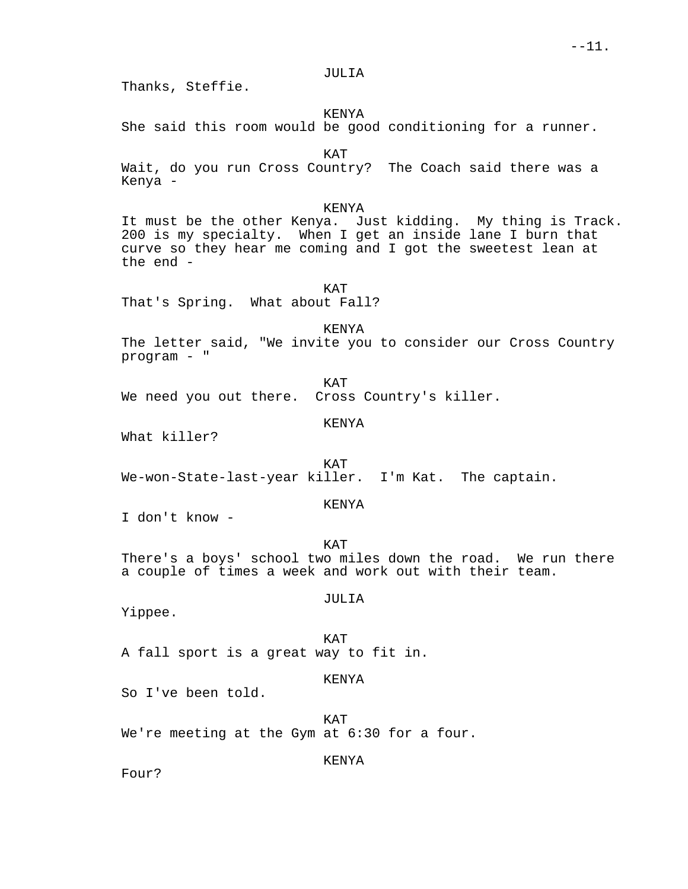JULIA

Thanks, Steffie.

KENYA

She said this room would be good conditioning for a runner.

KAT

Wait, do you run Cross Country? The Coach said there was a Kenya -

KENYA

It must be the other Kenya. Just kidding. My thing is Track. 200 is my specialty. When I get an inside lane I burn that curve so they hear me coming and I got the sweetest lean at the end -

KAT

That's Spring. What about Fall?

KENYA

The letter said, "We invite you to consider our Cross Country program - "

KAT

We need you out there. Cross Country's killer.

KENYA

What killer?

KAT

We-won-State-last-year killer. I'm Kat. The captain.

KENYA

I don't know -

KAT

There's a boys' school two miles down the road. We run there a couple of times a week and work out with their team.

JULIA

Yippee.

KAT

A fall sport is a great way to fit in.

KENYA

So I've been told.

KAT

We're meeting at the Gym at 6:30 for a four.

KENYA

Four?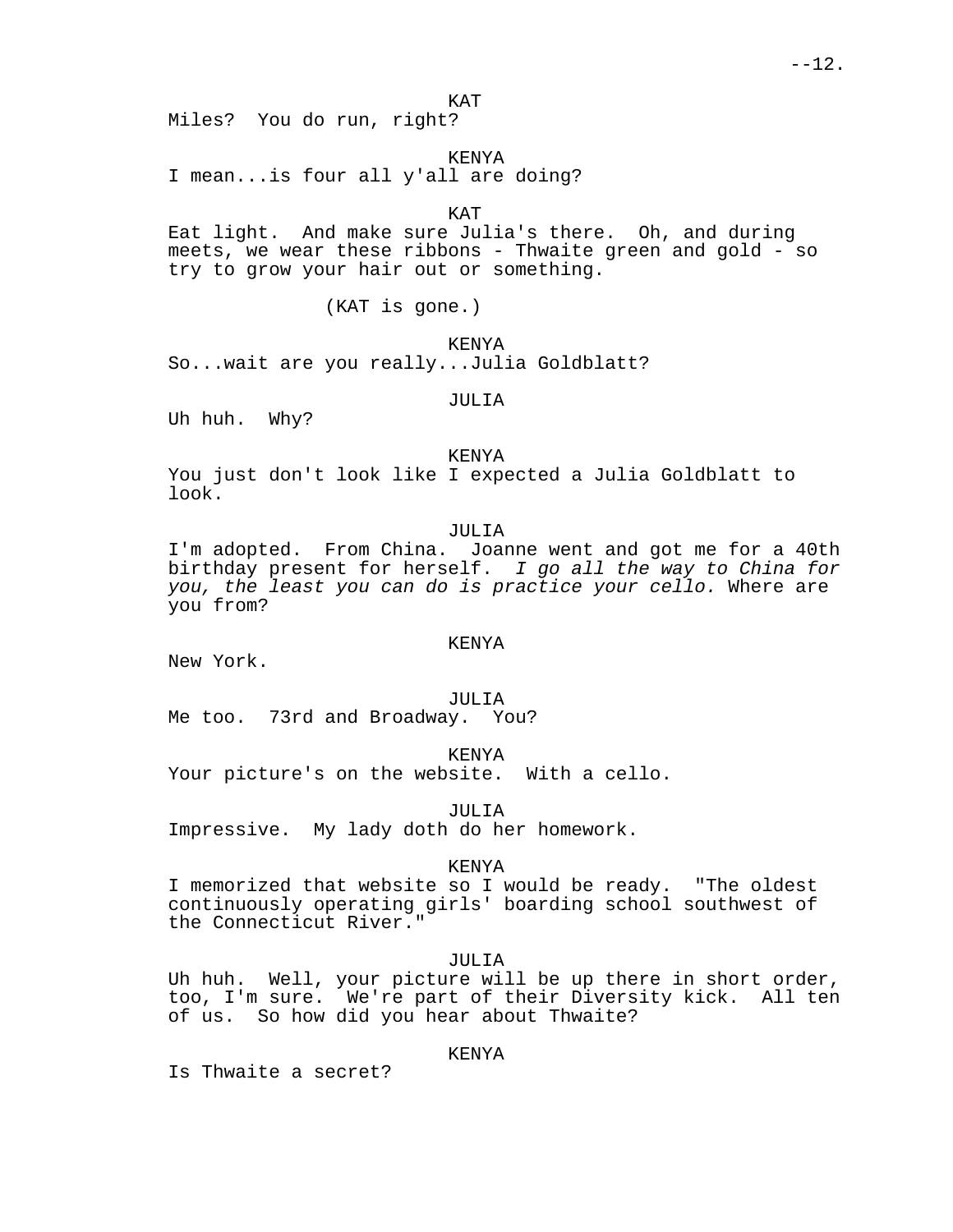KAT
Miles? You do run, right?

KENYA
I mean...is four all y'all are doing?

KAT
Eat light. And make sure Julia's there. Oh, and during meets, we wear these ribbons - Thwaite green and gold - so try to grow your hair out or something.

(KAT is gone.)

KENYA
So...wait are you really...Julia Goldblatt?

JULIA
Uh huh. Why?

KENYA
You just don't look like I expected a Julia Goldblatt to look.

JULIA
I'm adopted. From China. Joanne went and got me for a 40th birthday present for herself. *I go all the way to China for you, the least you can do is practice your cello.* Where are you from?

KENYA
New York.

JULIA
Me too. 73rd and Broadway. You?

KENYA
Your picture's on the website. With a cello.

JULIA
Impressive. My lady doth do her homework.

KENYA
I memorized that website so I would be ready. "The oldest continuously operating girls' boarding school southwest of the Connecticut River."

JULIA
Uh huh. Well, your picture will be up there in short order, too, I'm sure. We're part of their Diversity kick. All ten of us. So how did you hear about Thwaite?

KENYA
Is Thwaite a secret?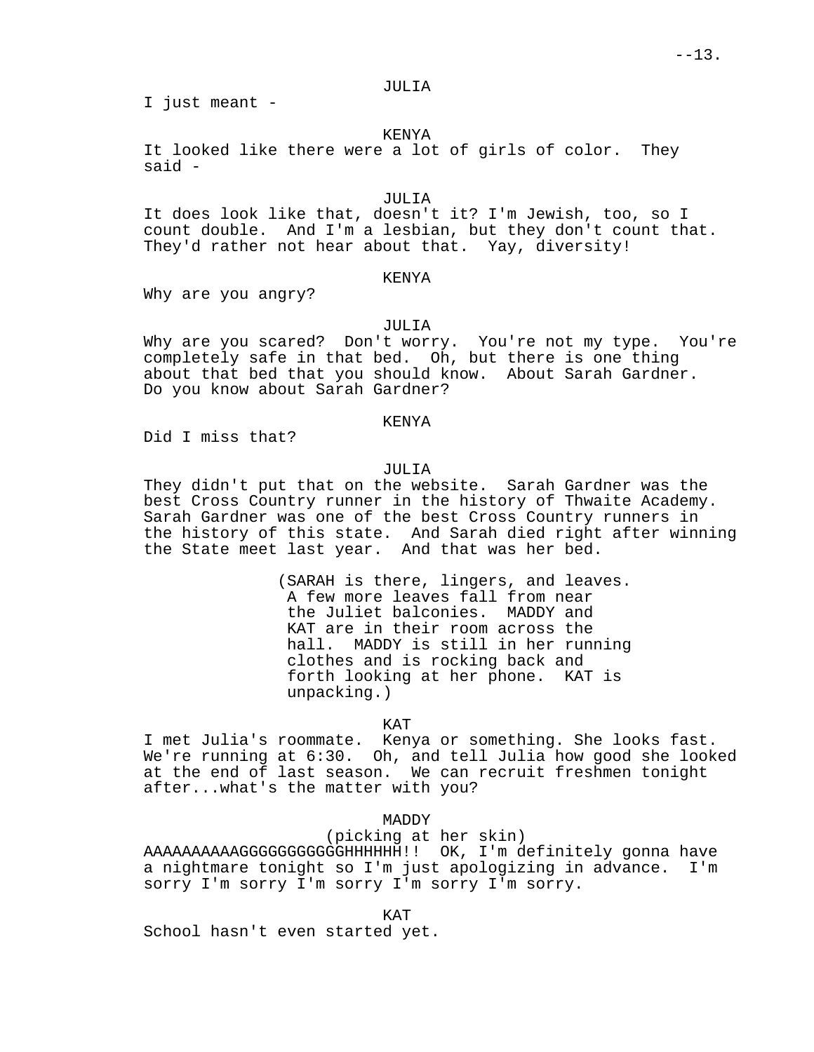JULIA

I just meant -

KENYA

It looked like there were a lot of girls of color. They said -

JULIA

It does look like that, doesn't it? I'm Jewish, too, so I count double. And I'm a lesbian, but they don't count that. They'd rather not hear about that. Yay, diversity!

KENYA

Why are you angry?

JULIA

Why are you scared? Don't worry. You're not my type. You're completely safe in that bed. Oh, but there is one thing about that bed that you should know. About Sarah Gardner. Do you know about Sarah Gardner?

KENYA

Did I miss that?

JULIA

They didn't put that on the website. Sarah Gardner was the best Cross Country runner in the history of Thwaite Academy. Sarah Gardner was one of the best Cross Country runners in the history of this state. And Sarah died right after winning the State meet last year. And that was her bed.

(SARAH is there, lingers, and leaves. A few more leaves fall from near the Juliet balconies. MADDY and KAT are in their room across the hall. MADDY is still in her running clothes and is rocking back and forth looking at her phone. KAT is unpacking.)

KAT

I met Julia's roommate. Kenya or something. She looks fast. We're running at 6:30. Oh, and tell Julia how good she looked at the end of last season. We can recruit freshmen tonight after...what's the matter with you?

MADDY

(picking at her skin)

AAAAAAAAAAGGGGGGGGGGHHHHHH!! OK, I'm definitely gonna have a nightmare tonight so I'm just apologizing in advance. I'm sorry I'm sorry I'm sorry I'm sorry I'm sorry.

KAT

School hasn't even started yet.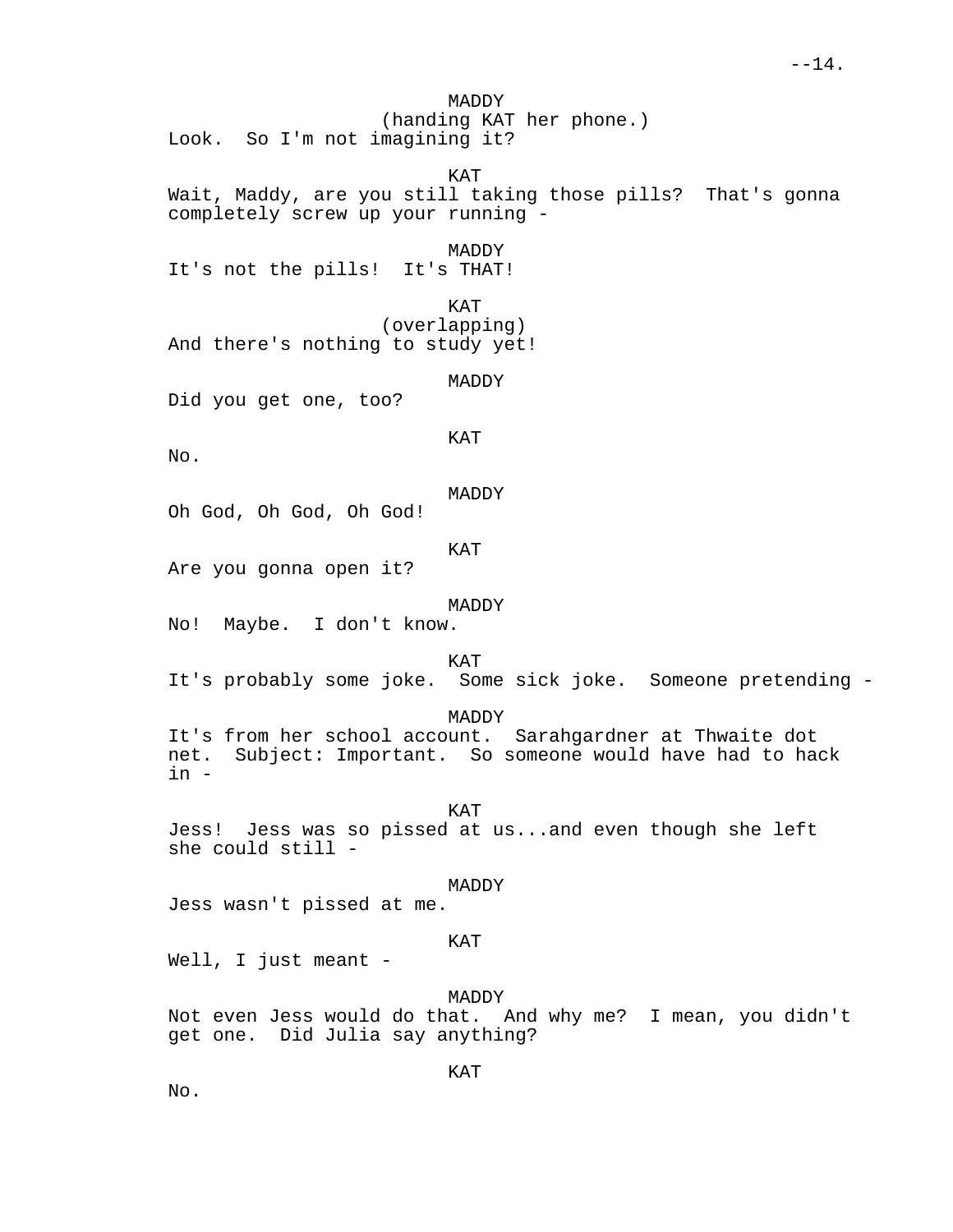MADDY
(handing KAT her phone.)
Look.  So I'm not imagining it?

KAT
Wait, Maddy, are you still taking those pills?  That's gonna completely screw up your running -

MADDY
It's not the pills!  It's THAT!

KAT
(overlapping)
And there's nothing to study yet!

MADDY
Did you get one, too?

KAT
No.

MADDY
Oh God, Oh God, Oh God!

KAT
Are you gonna open it?

MADDY
No!  Maybe.  I don't know.

KAT
It's probably some joke.  Some sick joke.  Someone pretending -

MADDY
It's from her school account.  Sarahgardner at Thwaite dot net.  Subject: Important.  So someone would have had to hack in -

KAT
Jess!  Jess was so pissed at us...and even though she left she could still -

MADDY
Jess wasn't pissed at me.

KAT
Well, I just meant -

MADDY
Not even Jess would do that.  And why me?  I mean, you didn't get one.  Did Julia say anything?

KAT
No.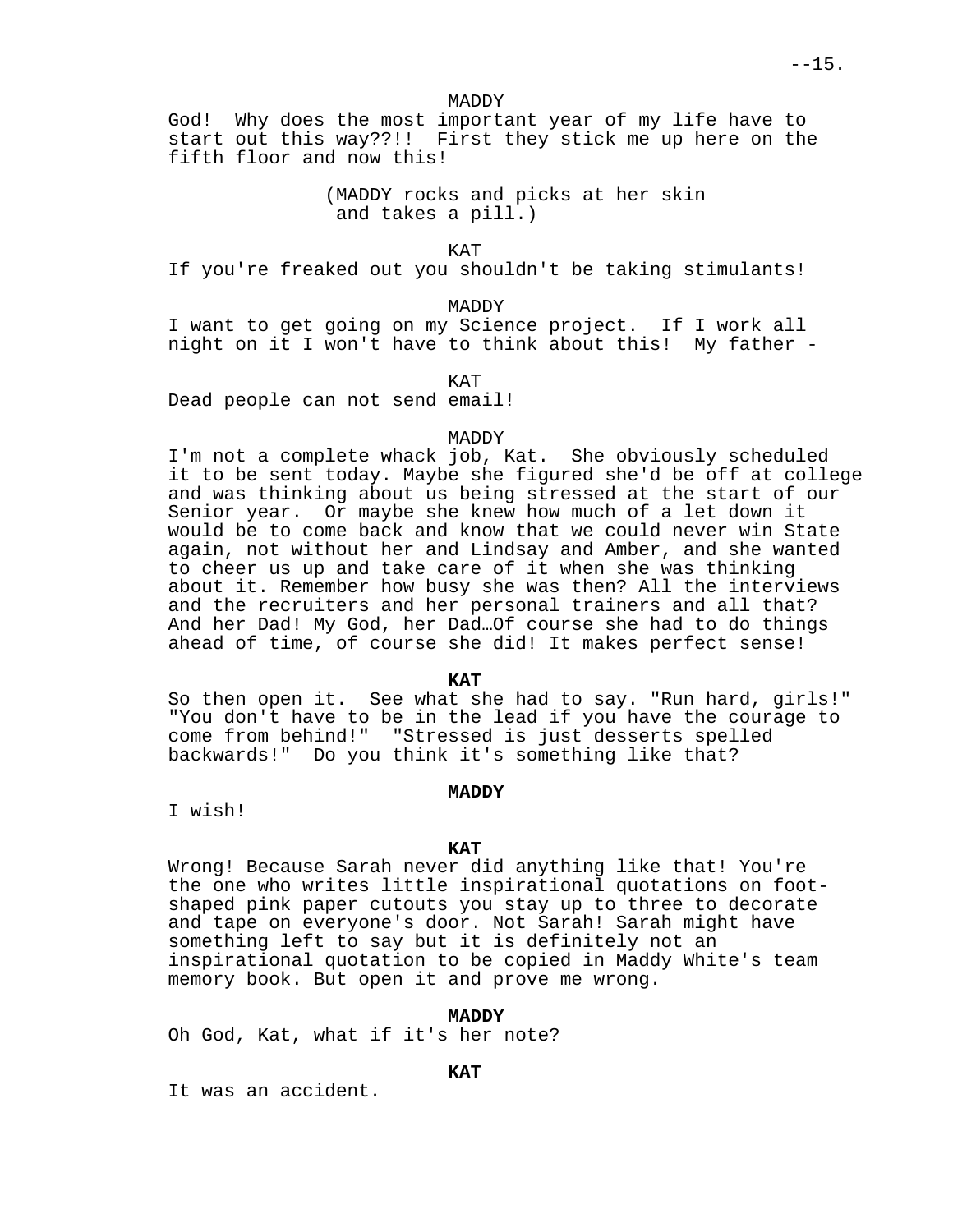MADDY

God! Why does the most important year of my life have to start out this way??!! First they stick me up here on the fifth floor and now this!

(MADDY rocks and picks at her skin and takes a pill.)

KAT

If you're freaked out you shouldn't be taking stimulants!

MADDY

I want to get going on my Science project. If I work all night on it I won't have to think about this! My father -

KAT

Dead people can not send email!

MADDY

I'm not a complete whack job, Kat. She obviously scheduled it to be sent today. Maybe she figured she'd be off at college and was thinking about us being stressed at the start of our Senior year. Or maybe she knew how much of a let down it would be to come back and know that we could never win State again, not without her and Lindsay and Amber, and she wanted to cheer us up and take care of it when she was thinking about it. Remember how busy she was then? All the interviews and the recruiters and her personal trainers and all that? And her Dad! My God, her Dad…Of course she had to do things ahead of time, of course she did! It makes perfect sense!

**KAT**

So then open it. See what she had to say. "Run hard, girls!" "You don't have to be in the lead if you have the courage to come from behind!" "Stressed is just desserts spelled backwards!" Do you think it's something like that?

**MADDY**

I wish!

**KAT**

Wrong! Because Sarah never did anything like that! You're the one who writes little inspirational quotations on foot-shaped pink paper cutouts you stay up to three to decorate and tape on everyone's door. Not Sarah! Sarah might have something left to say but it is definitely not an inspirational quotation to be copied in Maddy White's team memory book. But open it and prove me wrong.

**MADDY**

Oh God, Kat, what if it's her note?

**KAT**

It was an accident.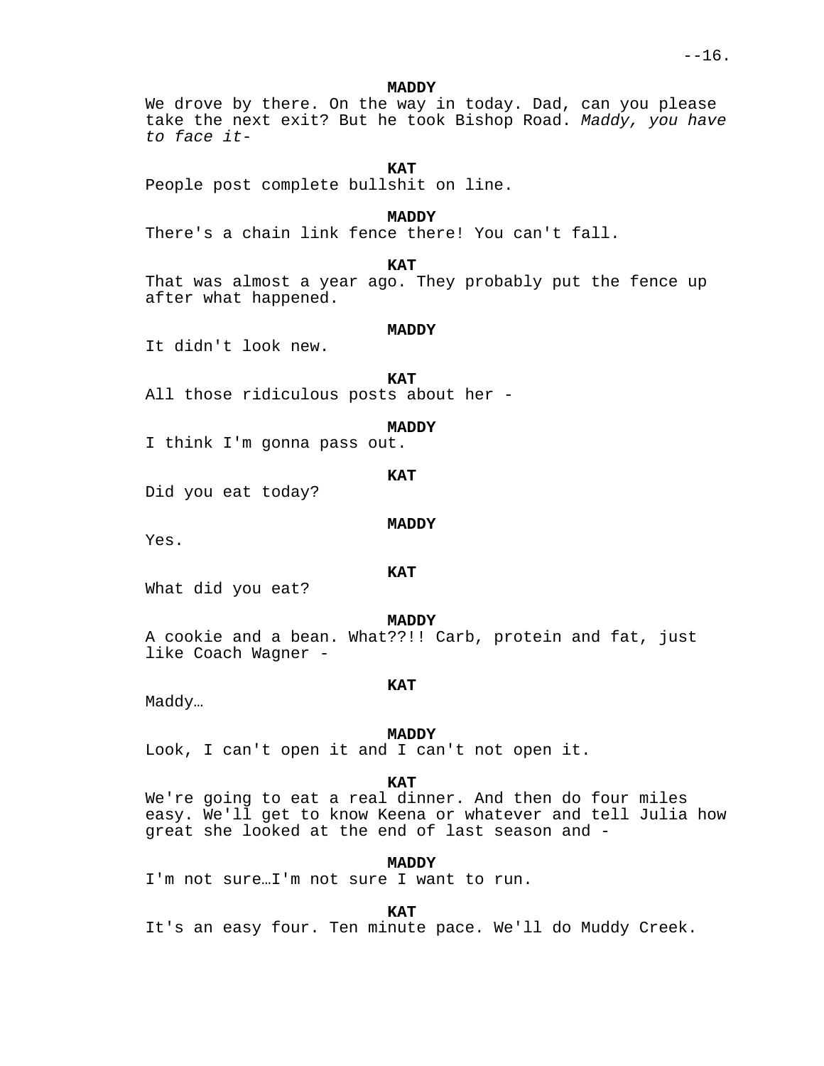**MADDY**

We drove by there. On the way in today. Dad, can you please take the next exit? But he took Bishop Road. *Maddy, you have to face it-*

**KAT**

People post complete bullshit on line.

**MADDY**

There's a chain link fence there! You can't fall.

**KAT**

That was almost a year ago. They probably put the fence up after what happened.

**MADDY**

It didn't look new.

**KAT**

All those ridiculous posts about her -

**MADDY**

I think I'm gonna pass out.

**KAT**

Did you eat today?

**MADDY**

Yes.

**KAT**

What did you eat?

**MADDY**

A cookie and a bean. What??!! Carb, protein and fat, just like Coach Wagner -

**KAT**

Maddy…

**MADDY**

Look, I can't open it and I can't not open it.

**KAT**

We're going to eat a real dinner. And then do four miles easy. We'll get to know Keena or whatever and tell Julia how great she looked at the end of last season and -

**MADDY**

I'm not sure…I'm not sure I want to run.

**KAT**

It's an easy four. Ten minute pace. We'll do Muddy Creek.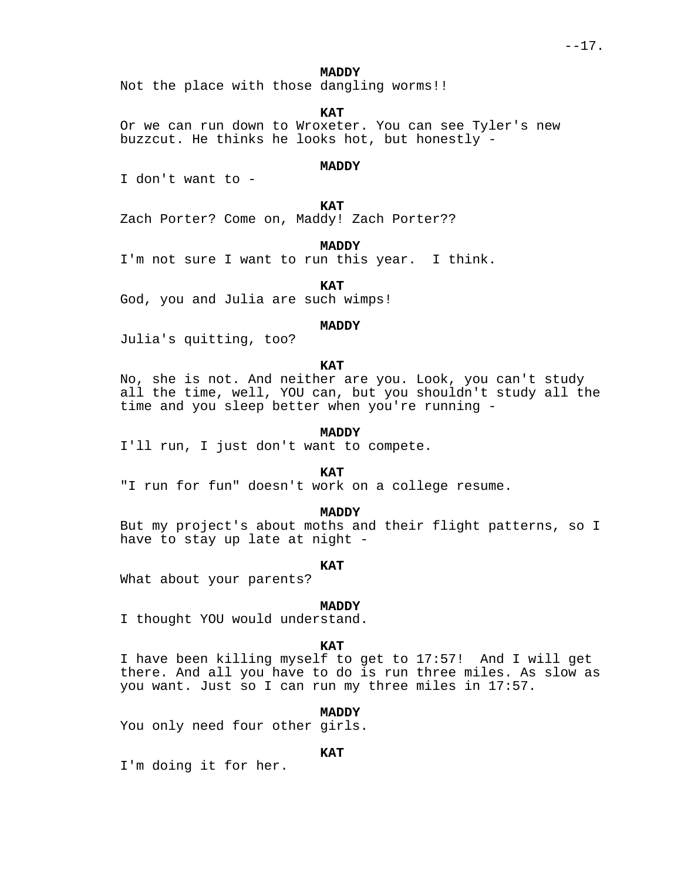**MADDY**
Not the place with those dangling worms!!

**KAT**
Or we can run down to Wroxeter. You can see Tyler's new buzzcut. He thinks he looks hot, but honestly -

**MADDY**
I don't want to -

**KAT**
Zach Porter? Come on, Maddy! Zach Porter??

**MADDY**
I'm not sure I want to run this year.  I think.

**KAT**
God, you and Julia are such wimps!

**MADDY**
Julia's quitting, too?

**KAT**
No, she is not. And neither are you. Look, you can't study all the time, well, YOU can, but you shouldn't study all the time and you sleep better when you're running -

**MADDY**
I'll run, I just don't want to compete.

**KAT**
"I run for fun" doesn't work on a college resume.

**MADDY**
But my project's about moths and their flight patterns, so I have to stay up late at night -

**KAT**
What about your parents?

**MADDY**
I thought YOU would understand.

**KAT**
I have been killing myself to get to 17:57!  And I will get there. And all you have to do is run three miles. As slow as you want. Just so I can run my three miles in 17:57.

**MADDY**
You only need four other girls.

**KAT**
I'm doing it for her.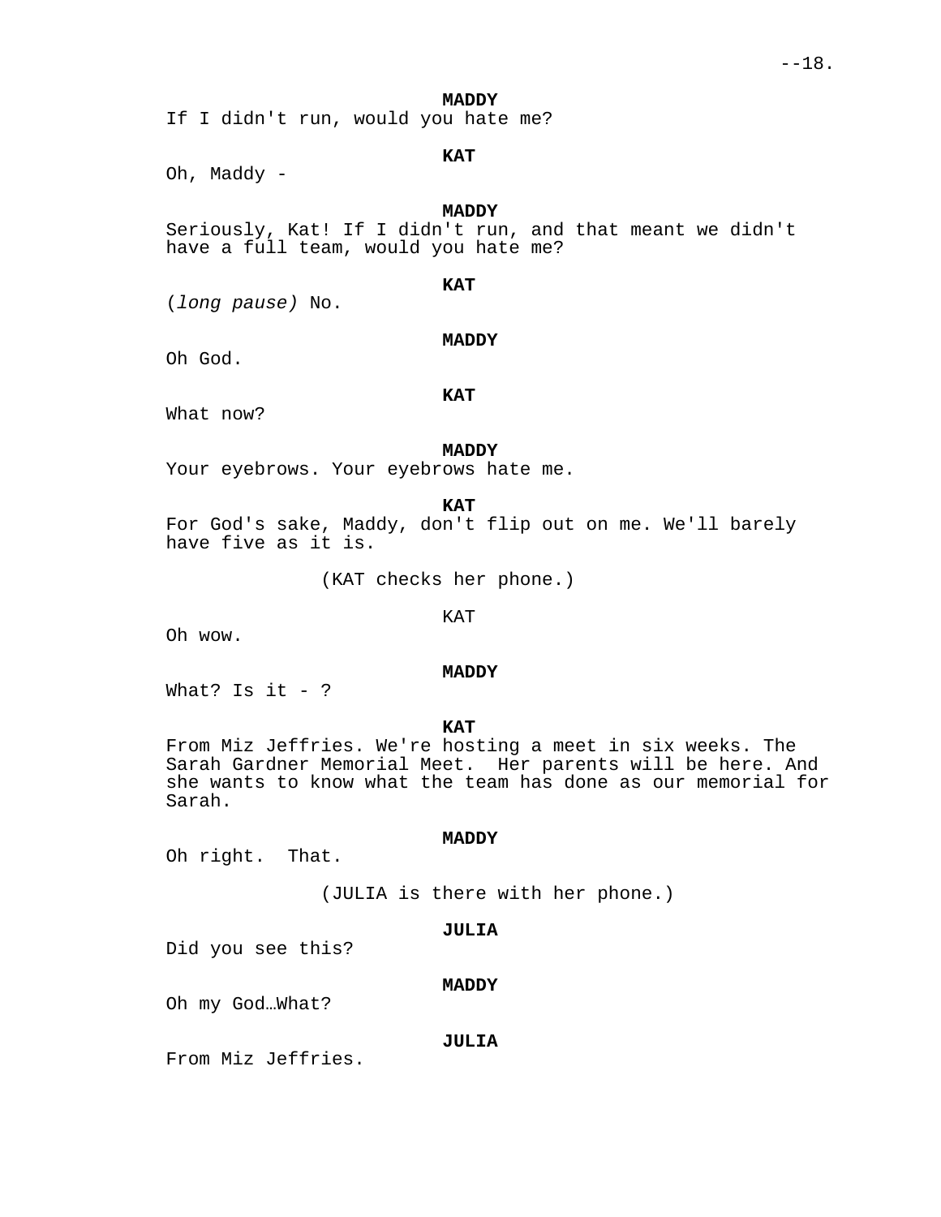**MADDY**

If I didn't run, would you hate me?

**KAT**

Oh, Maddy -

**MADDY**

Seriously, Kat! If I didn't run, and that meant we didn't have a full team, would you hate me?

**KAT**

(*long pause*) No.

**MADDY**

Oh God.

**KAT**

What now?

**MADDY**

Your eyebrows. Your eyebrows hate me.

**KAT**

For God's sake, Maddy, don't flip out on me. We'll barely have five as it is.

(KAT checks her phone.)

KAT

Oh wow.

**MADDY**

What? Is it - ?

**KAT**

From Miz Jeffries. We're hosting a meet in six weeks. The Sarah Gardner Memorial Meet. Her parents will be here. And she wants to know what the team has done as our memorial for Sarah.

**MADDY**

Oh right. That.

(JULIA is there with her phone.)

**JULIA**

Did you see this?

**MADDY**

Oh my God…What?

**JULIA**

From Miz Jeffries.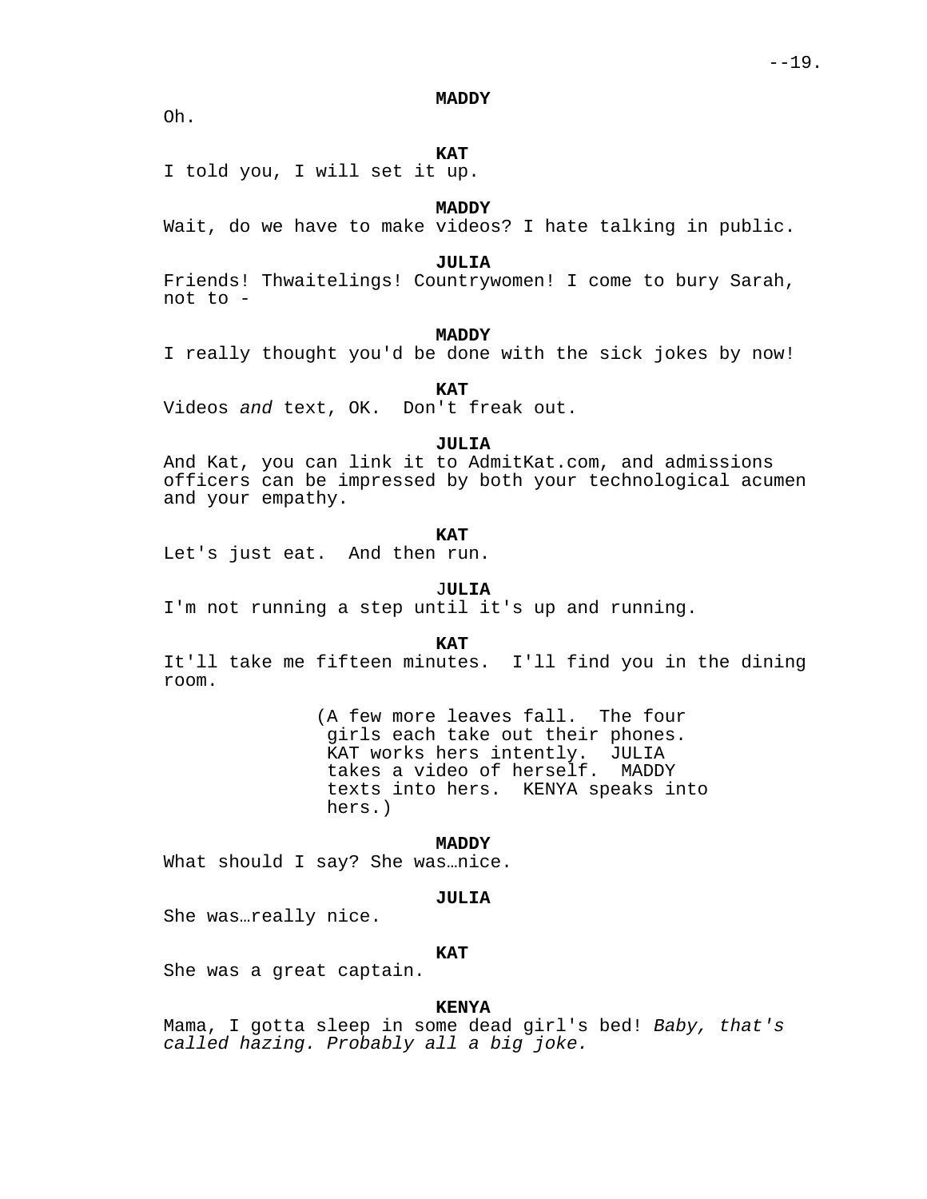**MADDY**

Oh.

**KAT**

I told you, I will set it up.

**MADDY**

Wait, do we have to make videos? I hate talking in public.

**JULIA**

Friends! Thwaitelings! Countrywomen! I come to bury Sarah, not to -

**MADDY**

I really thought you'd be done with the sick jokes by now!

**KAT**

Videos *and* text, OK. Don't freak out.

**JULIA**

And Kat, you can link it to AdmitKat.com, and admissions officers can be impressed by both your technological acumen and your empathy.

**KAT**

Let's just eat. And then run.

**JULIA**

I'm not running a step until it's up and running.

**KAT**

It'll take me fifteen minutes. I'll find you in the dining room.

(A few more leaves fall. The four girls each take out their phones. KAT works hers intently. JULIA takes a video of herself. MADDY texts into hers. KENYA speaks into hers.)

**MADDY**

What should I say? She was…nice.

**JULIA**

She was…really nice.

**KAT**

She was a great captain.

**KENYA**

Mama, I gotta sleep in some dead girl's bed! *Baby, that's called hazing. Probably all a big joke.*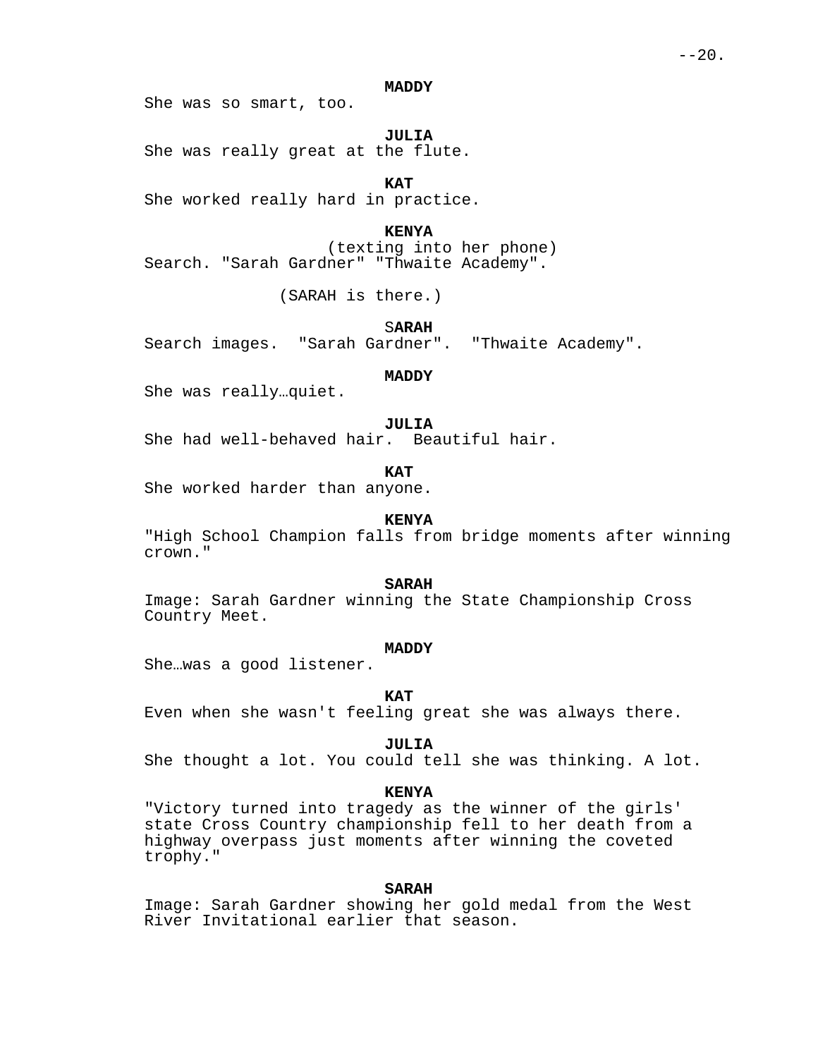**MADDY**
She was so smart, too.

**JULIA**
She was really great at the flute.

**KAT**
She worked really hard in practice.

**KENYA**
(texting into her phone)
Search. "Sarah Gardner" "Thwaite Academy".

(SARAH is there.)

**SARAH**
Search images.  "Sarah Gardner".  "Thwaite Academy".

**MADDY**
She was really…quiet.

**JULIA**
She had well-behaved hair.  Beautiful hair.

**KAT**
She worked harder than anyone.

**KENYA**
"High School Champion falls from bridge moments after winning crown."

**SARAH**
Image: Sarah Gardner winning the State Championship Cross Country Meet.

**MADDY**
She…was a good listener.

**KAT**
Even when she wasn't feeling great she was always there.

**JULIA**
She thought a lot. You could tell she was thinking. A lot.

**KENYA**
"Victory turned into tragedy as the winner of the girls' state Cross Country championship fell to her death from a highway overpass just moments after winning the coveted trophy."

**SARAH**
Image: Sarah Gardner showing her gold medal from the West River Invitational earlier that season.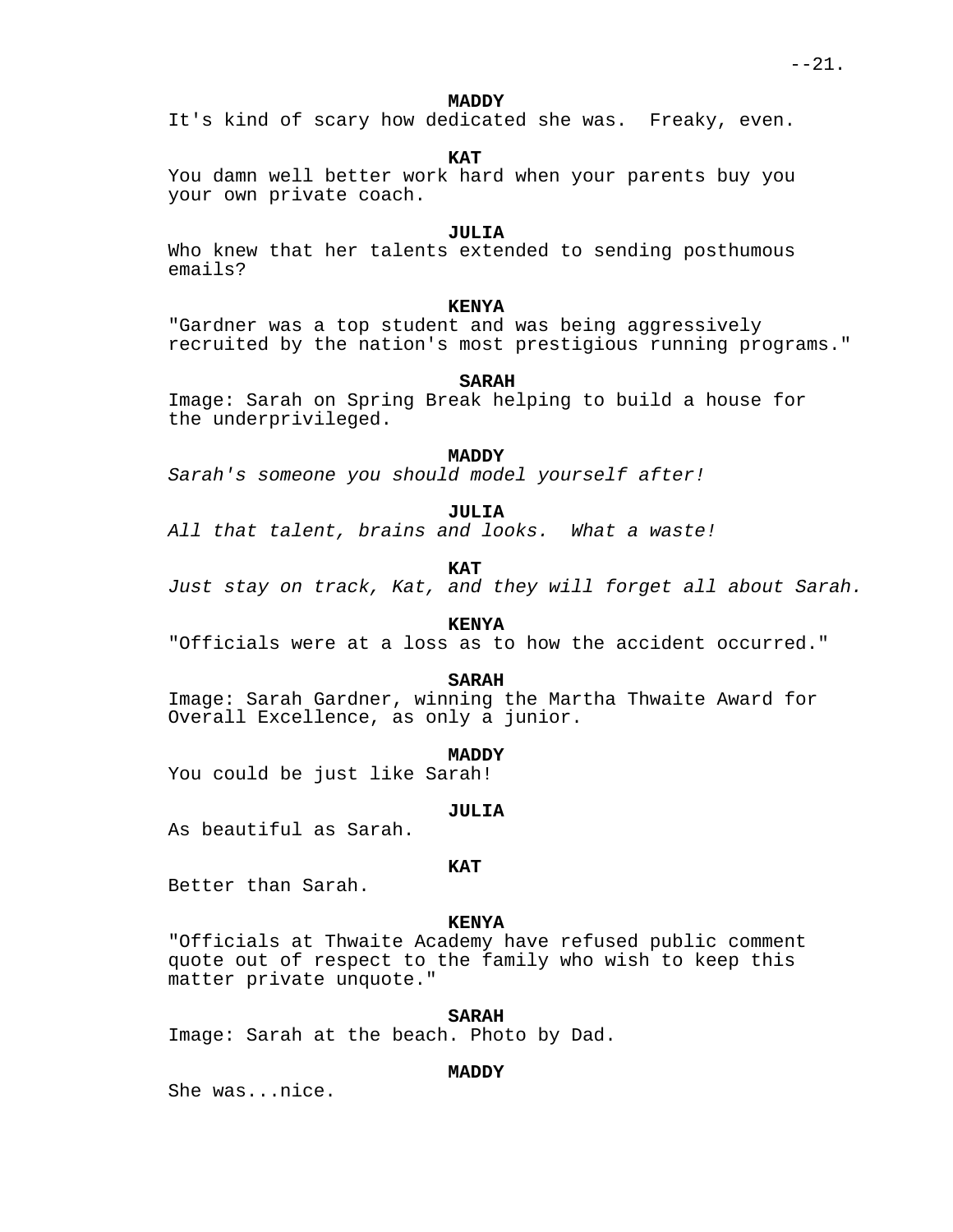**MADDY**
It's kind of scary how dedicated she was. Freaky, even.

**KAT**
You damn well better work hard when your parents buy you your own private coach.

**JULIA**
Who knew that her talents extended to sending posthumous emails?

**KENYA**
"Gardner was a top student and was being aggressively recruited by the nation's most prestigious running programs."

**SARAH**
Image: Sarah on Spring Break helping to build a house for the underprivileged.

**MADDY**
*Sarah's someone you should model yourself after!*

**JULIA**
*All that talent, brains and looks. What a waste!*

**KAT**
*Just stay on track, Kat, and they will forget all about Sarah.*

**KENYA**
"Officials were at a loss as to how the accident occurred."

**SARAH**
Image: Sarah Gardner, winning the Martha Thwaite Award for Overall Excellence, as only a junior.

**MADDY**
You could be just like Sarah!

**JULIA**
As beautiful as Sarah.

**KAT**
Better than Sarah.

**KENYA**
"Officials at Thwaite Academy have refused public comment quote out of respect to the family who wish to keep this matter private unquote."

**SARAH**
Image: Sarah at the beach. Photo by Dad.

**MADDY**
She was...nice.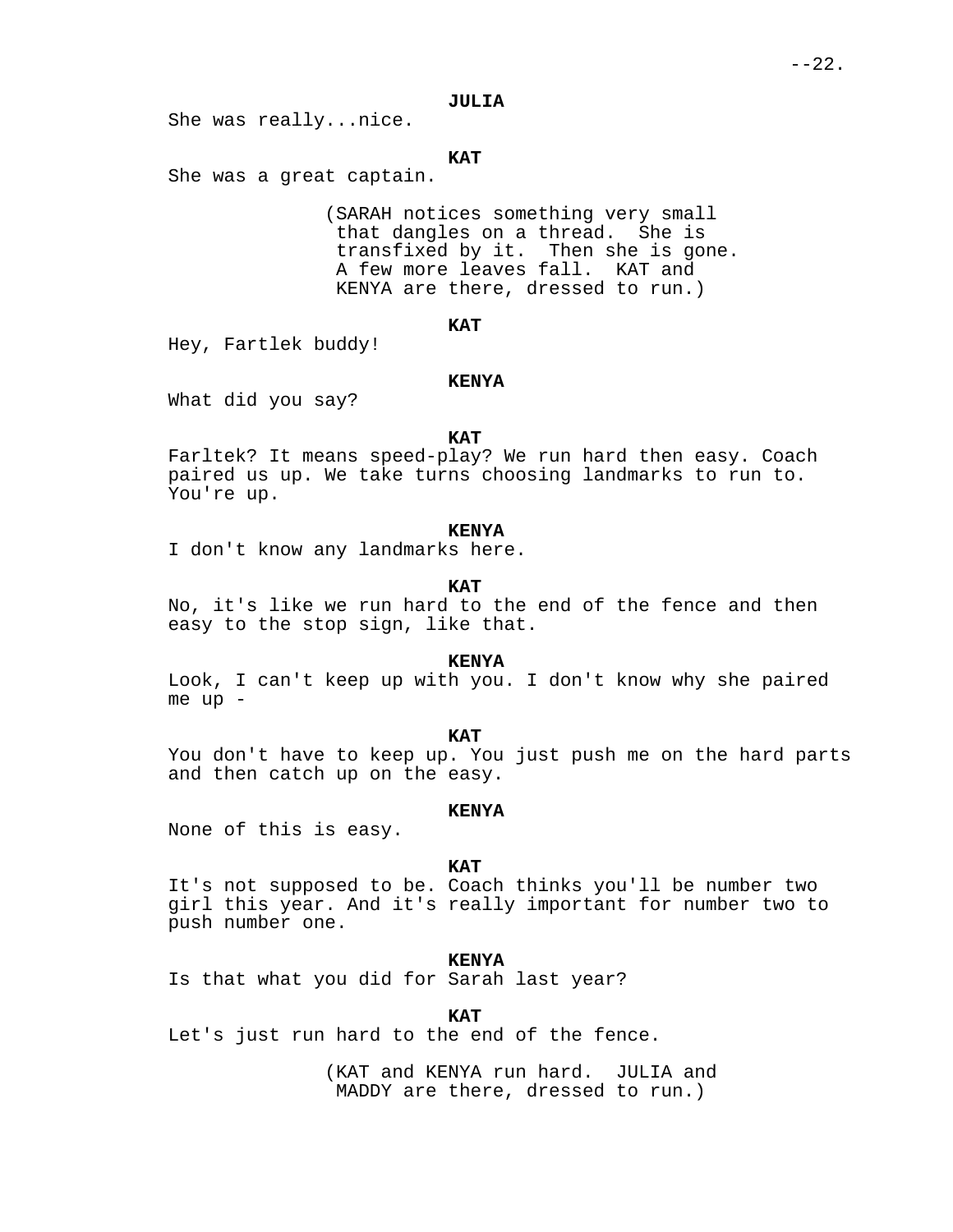**JULIA**

She was really...nice.

**KAT**

She was a great captain.

(SARAH notices something very small that dangles on a thread. She is transfixed by it. Then she is gone. A few more leaves fall. KAT and KENYA are there, dressed to run.)

**KAT**

Hey, Fartlek buddy!

**KENYA**

What did you say?

**KAT**

Farltek? It means speed-play? We run hard then easy. Coach paired us up. We take turns choosing landmarks to run to. You're up.

**KENYA**

I don't know any landmarks here.

**KAT**

No, it's like we run hard to the end of the fence and then easy to the stop sign, like that.

**KENYA**

Look, I can't keep up with you. I don't know why she paired me up -

**KAT**

You don't have to keep up. You just push me on the hard parts and then catch up on the easy.

**KENYA**

None of this is easy.

**KAT**

It's not supposed to be. Coach thinks you'll be number two girl this year. And it's really important for number two to push number one.

**KENYA**

Is that what you did for Sarah last year?

**KAT**

Let's just run hard to the end of the fence.

(KAT and KENYA run hard. JULIA and MADDY are there, dressed to run.)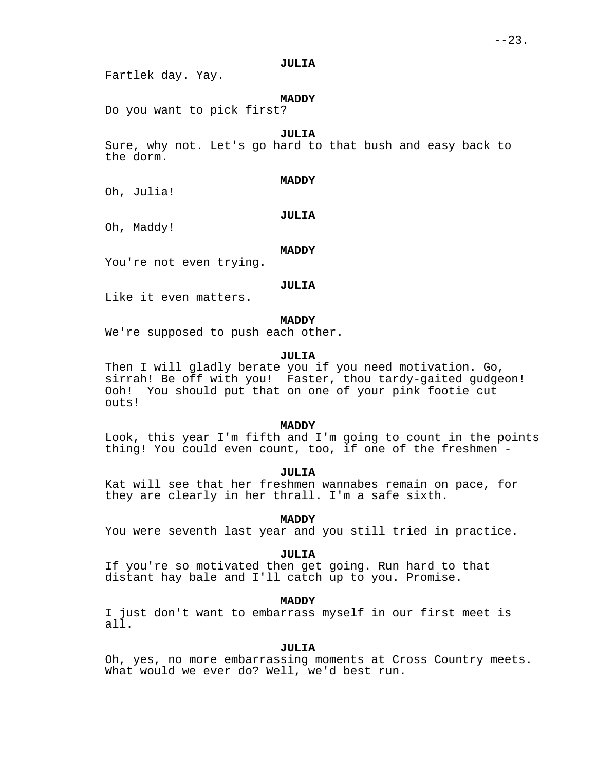**JULIA**
Fartlek day. Yay.

**MADDY**
Do you want to pick first?

**JULIA**
Sure, why not. Let's go hard to that bush and easy back to the dorm.

**MADDY**
Oh, Julia!

**JULIA**
Oh, Maddy!

**MADDY**
You're not even trying.

**JULIA**
Like it even matters.

**MADDY**
We're supposed to push each other.

**JULIA**
Then I will gladly berate you if you need motivation. Go, sirrah! Be off with you! Faster, thou tardy-gaited gudgeon! Ooh! You should put that on one of your pink footie cut outs!

**MADDY**
Look, this year I'm fifth and I'm going to count in the points thing! You could even count, too, if one of the freshmen -

**JULIA**
Kat will see that her freshmen wannabes remain on pace, for they are clearly in her thrall. I'm a safe sixth.

**MADDY**
You were seventh last year and you still tried in practice.

**JULIA**
If you're so motivated then get going. Run hard to that distant hay bale and I'll catch up to you. Promise.

**MADDY**
I just don't want to embarrass myself in our first meet is all.

**JULIA**
Oh, yes, no more embarrassing moments at Cross Country meets. What would we ever do? Well, we'd best run.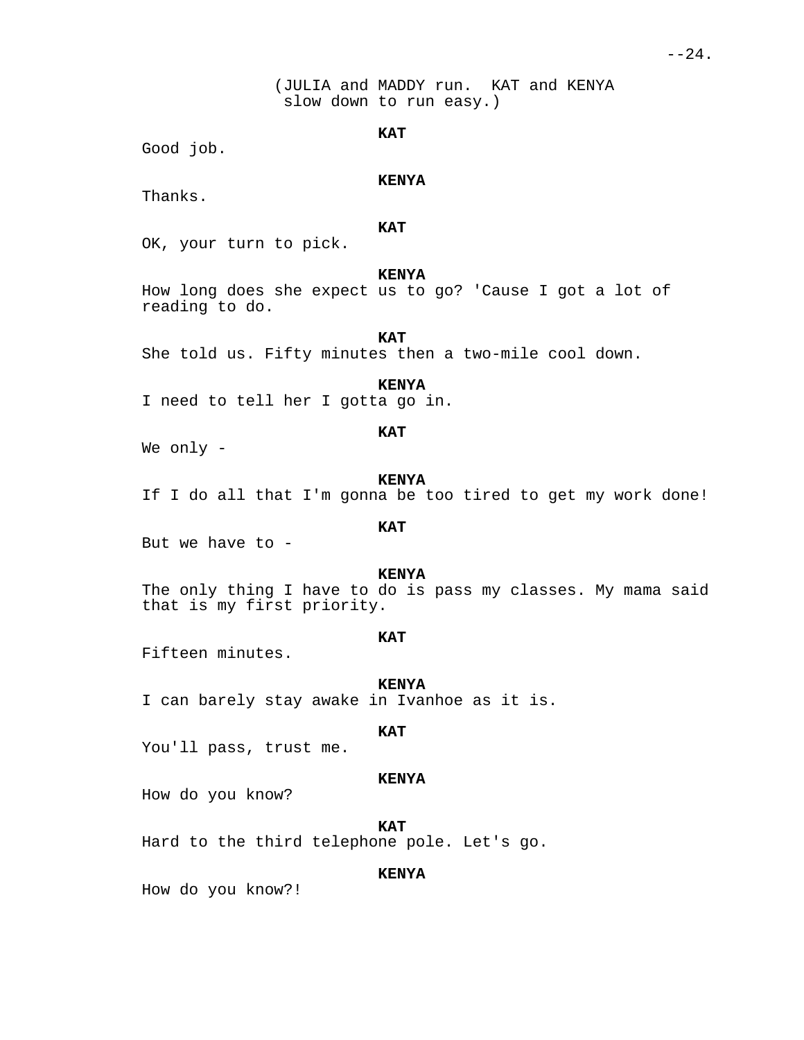(JULIA and MADDY run. KAT and KENYA slow down to run easy.)

**KAT**

Good job.

**KENYA**

Thanks.

**KAT**

OK, your turn to pick.

**KENYA**

How long does she expect us to go? 'Cause I got a lot of reading to do.

**KAT**

She told us. Fifty minutes then a two-mile cool down.

**KENYA**

I need to tell her I gotta go in.

**KAT**

We only -

**KENYA**

If I do all that I'm gonna be too tired to get my work done!

**KAT**

But we have to -

**KENYA**

The only thing I have to do is pass my classes. My mama said that is my first priority.

**KAT**

Fifteen minutes.

**KENYA**

I can barely stay awake in Ivanhoe as it is.

**KAT**

You'll pass, trust me.

**KENYA**

How do you know?

**KAT**

Hard to the third telephone pole. Let's go.

**KENYA**

How do you know?!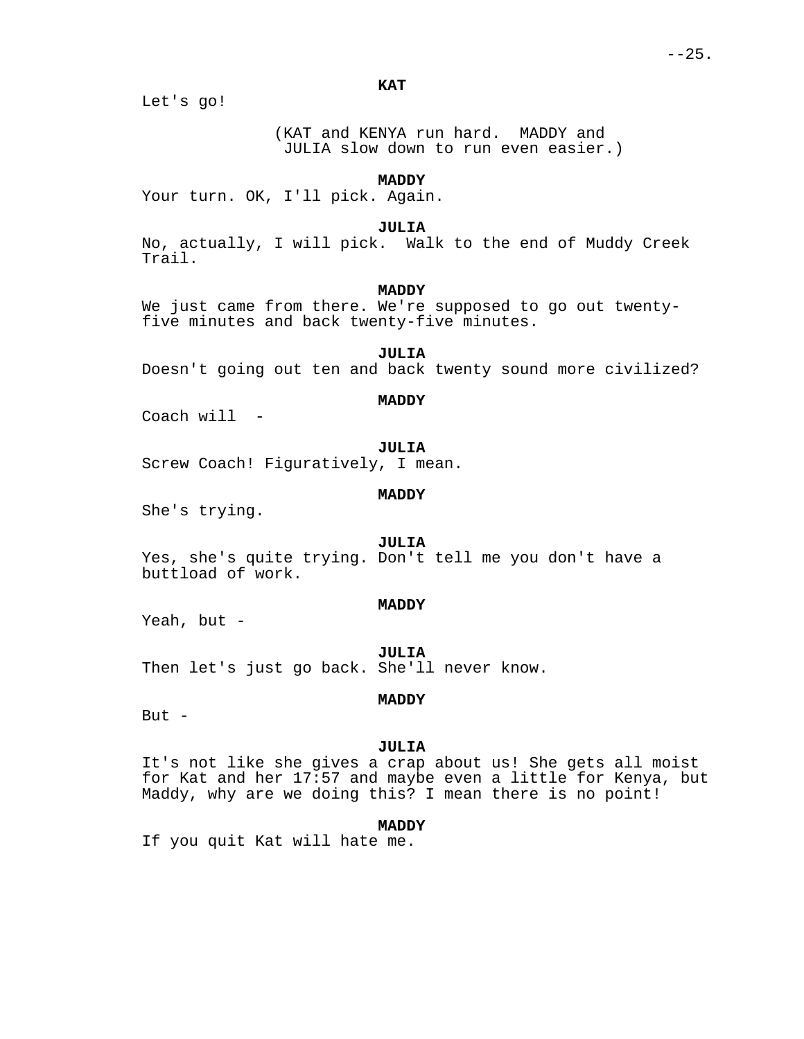**KAT**

Let's go!

(KAT and KENYA run hard. MADDY and JULIA slow down to run even easier.)

**MADDY**

Your turn. OK, I'll pick. Again.

**JULIA**

No, actually, I will pick. Walk to the end of Muddy Creek Trail.

**MADDY**

We just came from there. We're supposed to go out twenty-five minutes and back twenty-five minutes.

**JULIA**

Doesn't going out ten and back twenty sound more civilized?

**MADDY**

Coach will -

**JULIA**

Screw Coach! Figuratively, I mean.

**MADDY**

She's trying.

**JULIA**

Yes, she's quite trying. Don't tell me you don't have a buttload of work.

**MADDY**

Yeah, but -

**JULIA**

Then let's just go back. She'll never know.

**MADDY**

But -

**JULIA**

It's not like she gives a crap about us! She gets all moist for Kat and her 17:57 and maybe even a little for Kenya, but Maddy, why are we doing this? I mean there is no point!

**MADDY**

If you quit Kat will hate me.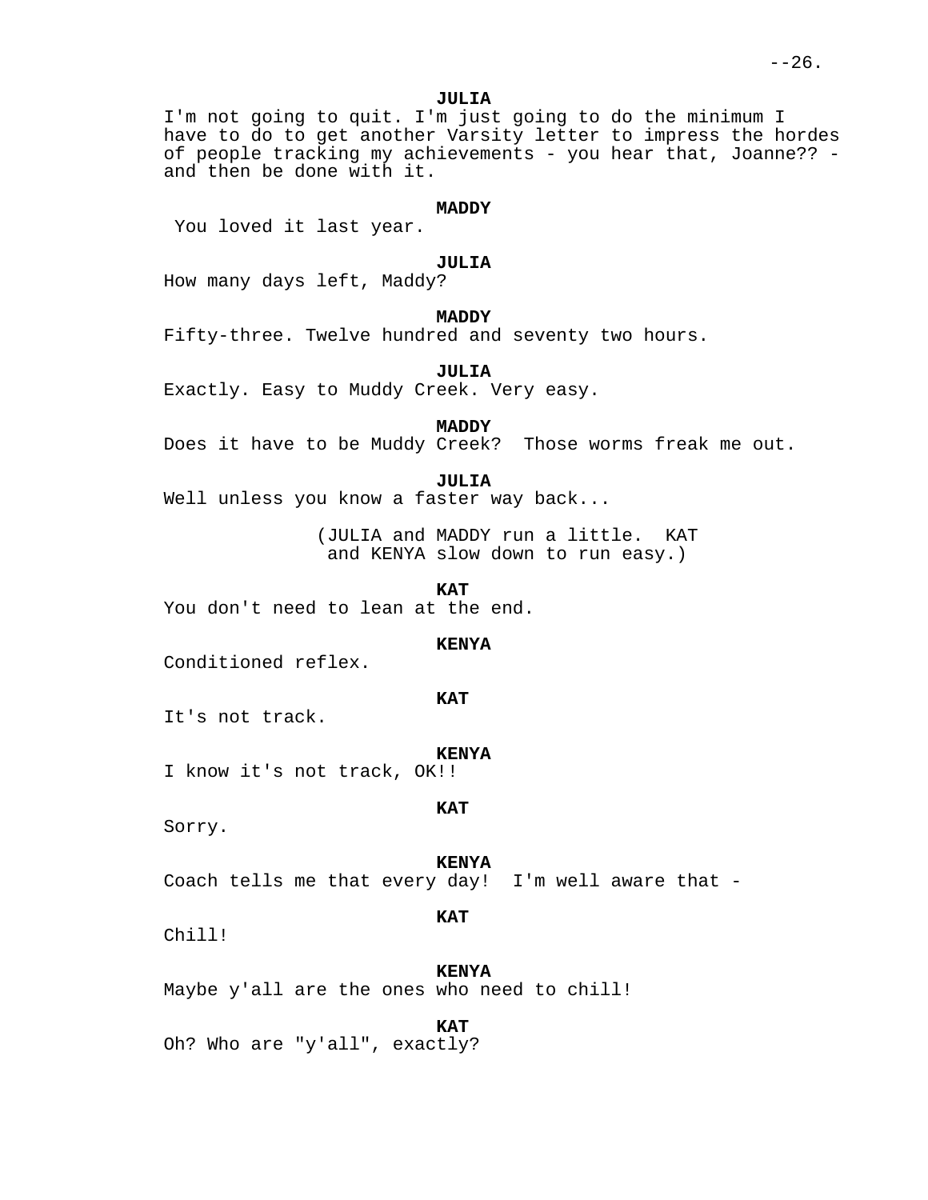**JULIA**
I'm not going to quit. I'm just going to do the minimum I have to do to get another Varsity letter to impress the hordes of people tracking my achievements - you hear that, Joanne?? - and then be done with it.

**MADDY**
You loved it last year.

**JULIA**
How many days left, Maddy?

**MADDY**
Fifty-three. Twelve hundred and seventy two hours.

**JULIA**
Exactly. Easy to Muddy Creek. Very easy.

**MADDY**
Does it have to be Muddy Creek? Those worms freak me out.

**JULIA**
Well unless you know a faster way back...

(JULIA and MADDY run a little. KAT and KENYA slow down to run easy.)

**KAT**
You don't need to lean at the end.

**KENYA**
Conditioned reflex.

**KAT**
It's not track.

**KENYA**
I know it's not track, OK!!

**KAT**
Sorry.

**KENYA**
Coach tells me that every day! I'm well aware that -

**KAT**
Chill!

**KENYA**
Maybe y'all are the ones who need to chill!

**KAT**
Oh? Who are "y'all", exactly?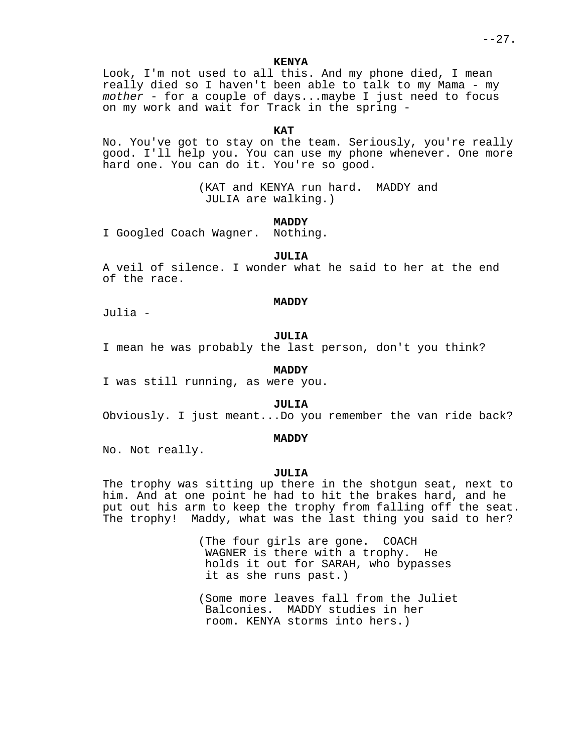**KENYA**

Look, I'm not used to all this. And my phone died, I mean really died so I haven't been able to talk to my Mama - my *mother* - for a couple of days...maybe I just need to focus on my work and wait for Track in the spring -

**KAT**

No. You've got to stay on the team. Seriously, you're really good. I'll help you. You can use my phone whenever. One more hard one. You can do it. You're so good.

(KAT and KENYA run hard. MADDY and JULIA are walking.)

**MADDY**

I Googled Coach Wagner. Nothing.

**JULIA**

A veil of silence. I wonder what he said to her at the end of the race.

**MADDY**

Julia -

**JULIA**

I mean he was probably the last person, don't you think?

**MADDY**

I was still running, as were you.

**JULIA**

Obviously. I just meant...Do you remember the van ride back?

**MADDY**

No. Not really.

**JULIA**

The trophy was sitting up there in the shotgun seat, next to him. And at one point he had to hit the brakes hard, and he put out his arm to keep the trophy from falling off the seat. The trophy! Maddy, what was the last thing you said to her?

(The four girls are gone. COACH WAGNER is there with a trophy. He holds it out for SARAH, who bypasses it as she runs past.)

(Some more leaves fall from the Juliet Balconies. MADDY studies in her room. KENYA storms into hers.)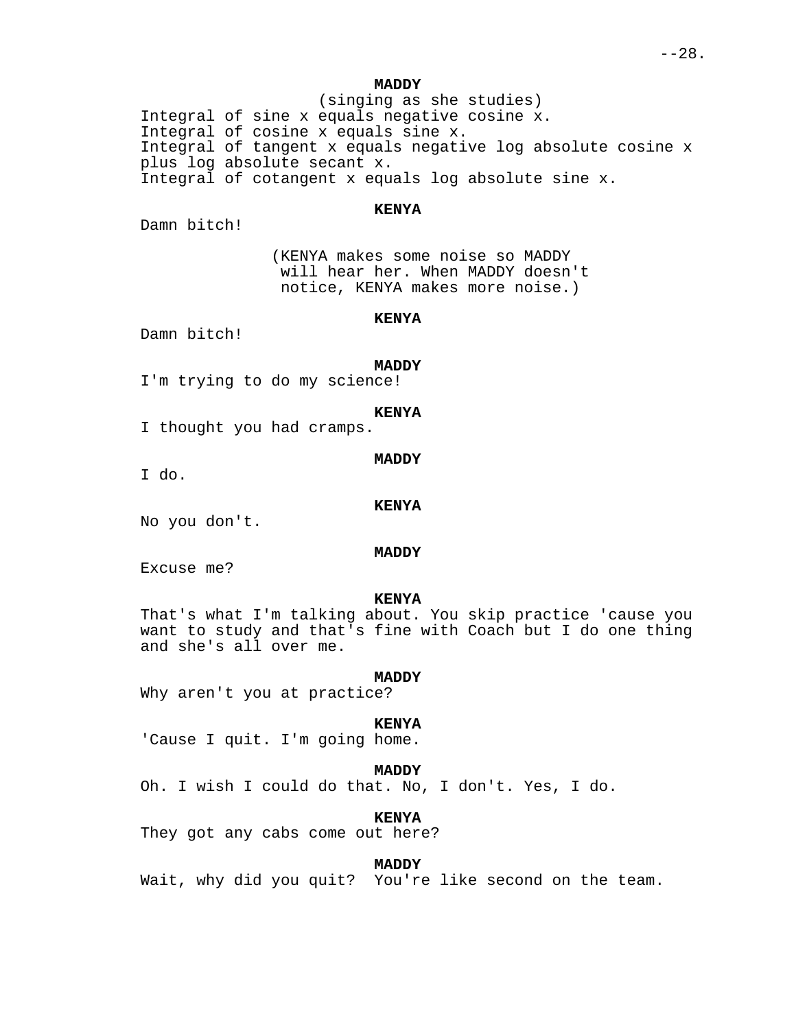**MADDY**
(singing as she studies)
Integral of sine x equals negative cosine x.
Integral of cosine x equals sine x.
Integral of tangent x equals negative log absolute cosine x plus log absolute secant x.
Integral of cotangent x equals log absolute sine x.

**KENYA**
Damn bitch!

(KENYA makes some noise so MADDY will hear her. When MADDY doesn't notice, KENYA makes more noise.)

**KENYA**
Damn bitch!

**MADDY**
I'm trying to do my science!

**KENYA**
I thought you had cramps.

**MADDY**
I do.

**KENYA**
No you don't.

**MADDY**
Excuse me?

**KENYA**
That's what I'm talking about. You skip practice 'cause you want to study and that's fine with Coach but I do one thing and she's all over me.

**MADDY**
Why aren't you at practice?

**KENYA**
'Cause I quit. I'm going home.

**MADDY**
Oh. I wish I could do that. No, I don't. Yes, I do.

**KENYA**
They got any cabs come out here?

**MADDY**
Wait, why did you quit? You're like second on the team.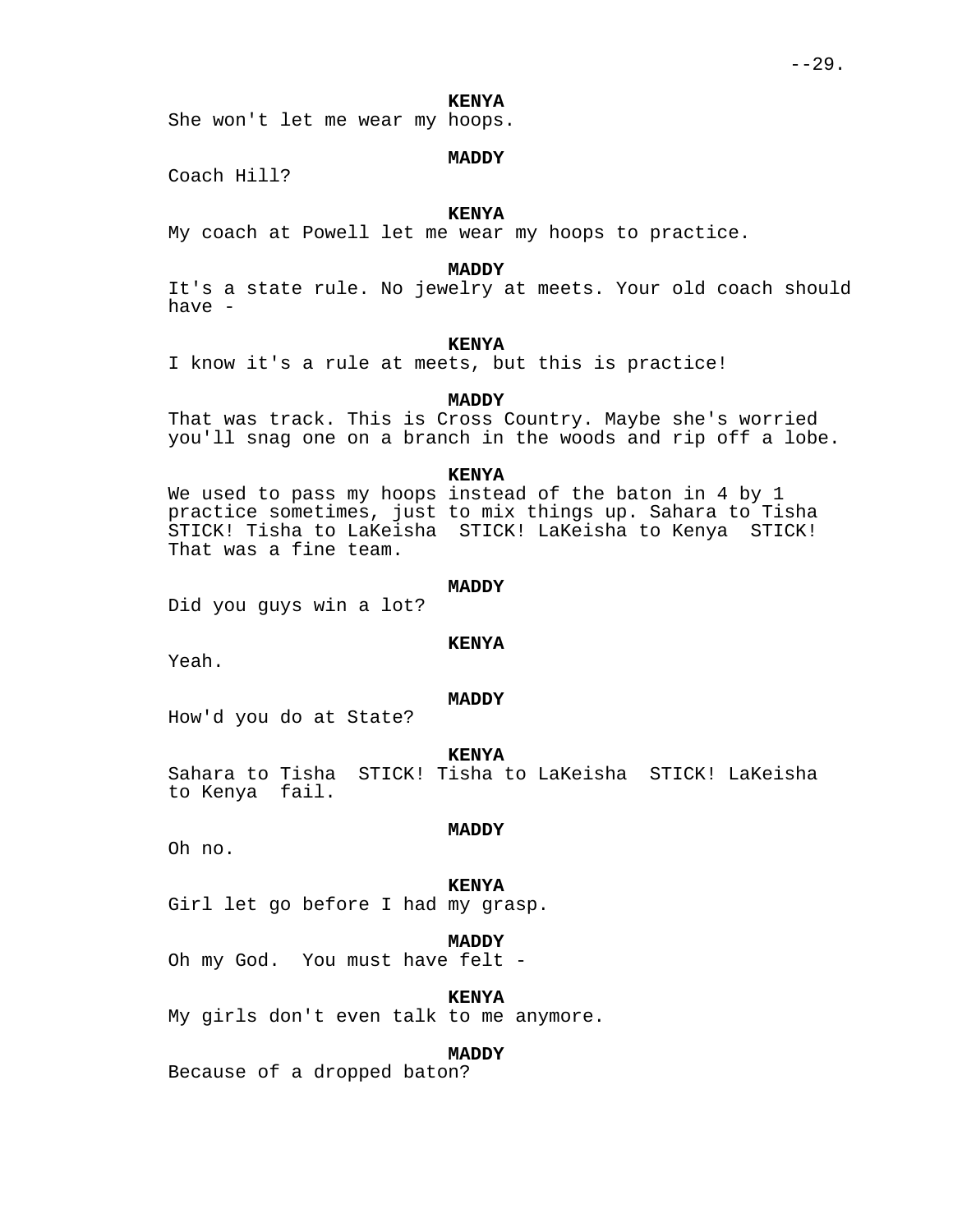**KENYA**

She won't let me wear my hoops.

**MADDY**

Coach Hill?

**KENYA**

My coach at Powell let me wear my hoops to practice.

**MADDY**

It's a state rule. No jewelry at meets. Your old coach should have -

**KENYA**

I know it's a rule at meets, but this is practice!

**MADDY**

That was track. This is Cross Country. Maybe she's worried you'll snag one on a branch in the woods and rip off a lobe.

**KENYA**

We used to pass my hoops instead of the baton in 4 by 1 practice sometimes, just to mix things up. Sahara to Tisha STICK! Tisha to LaKeisha  STICK! LaKeisha to Kenya  STICK! That was a fine team.

**MADDY**

Did you guys win a lot?

**KENYA**

Yeah.

**MADDY**

How'd you do at State?

**KENYA**

Sahara to Tisha  STICK! Tisha to LaKeisha  STICK! LaKeisha to Kenya  fail.

**MADDY**

Oh no.

**KENYA**

Girl let go before I had my grasp.

**MADDY**

Oh my God.  You must have felt -

**KENYA**

My girls don't even talk to me anymore.

**MADDY**

Because of a dropped baton?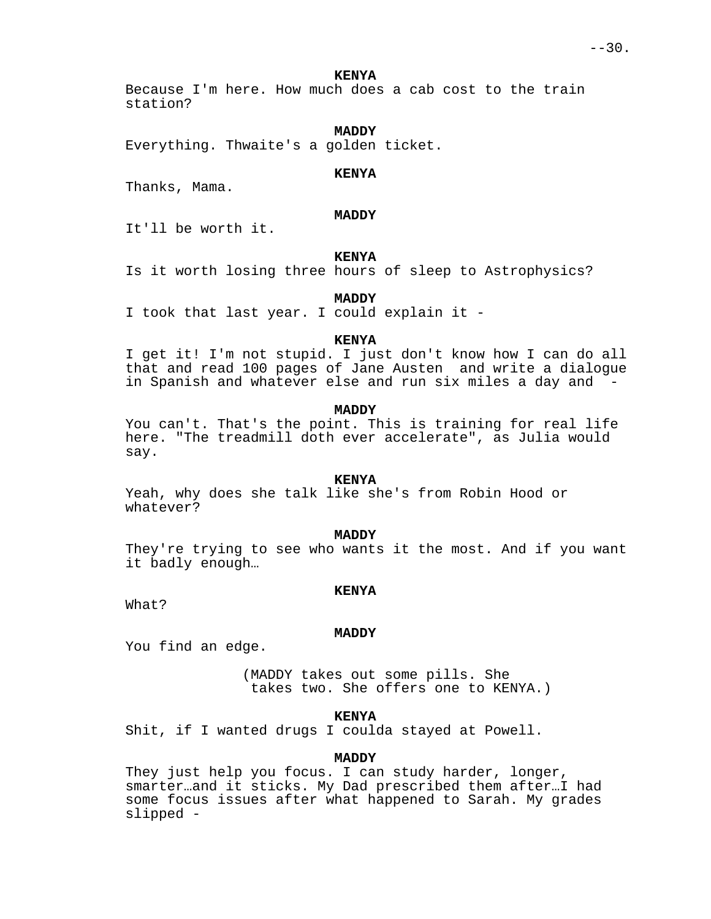**KENYA**

Because I'm here. How much does a cab cost to the train station?

**MADDY**

Everything. Thwaite's a golden ticket.

**KENYA**

Thanks, Mama.

**MADDY**

It'll be worth it.

**KENYA**

Is it worth losing three hours of sleep to Astrophysics?

**MADDY**

I took that last year. I could explain it -

**KENYA**

I get it! I'm not stupid. I just don't know how I can do all that and read 100 pages of Jane Austen  and write a dialogue in Spanish and whatever else and run six miles a day and  -

**MADDY**

You can't. That's the point. This is training for real life here. "The treadmill doth ever accelerate", as Julia would say.

**KENYA**

Yeah, why does she talk like she's from Robin Hood or whatever?

**MADDY**

They're trying to see who wants it the most. And if you want it badly enough…

**KENYA**

What?

**MADDY**

You find an edge.

(MADDY takes out some pills. She takes two. She offers one to KENYA.)

**KENYA**

Shit, if I wanted drugs I coulda stayed at Powell.

**MADDY**

They just help you focus. I can study harder, longer, smarter…and it sticks. My Dad prescribed them after…I had some focus issues after what happened to Sarah. My grades slipped -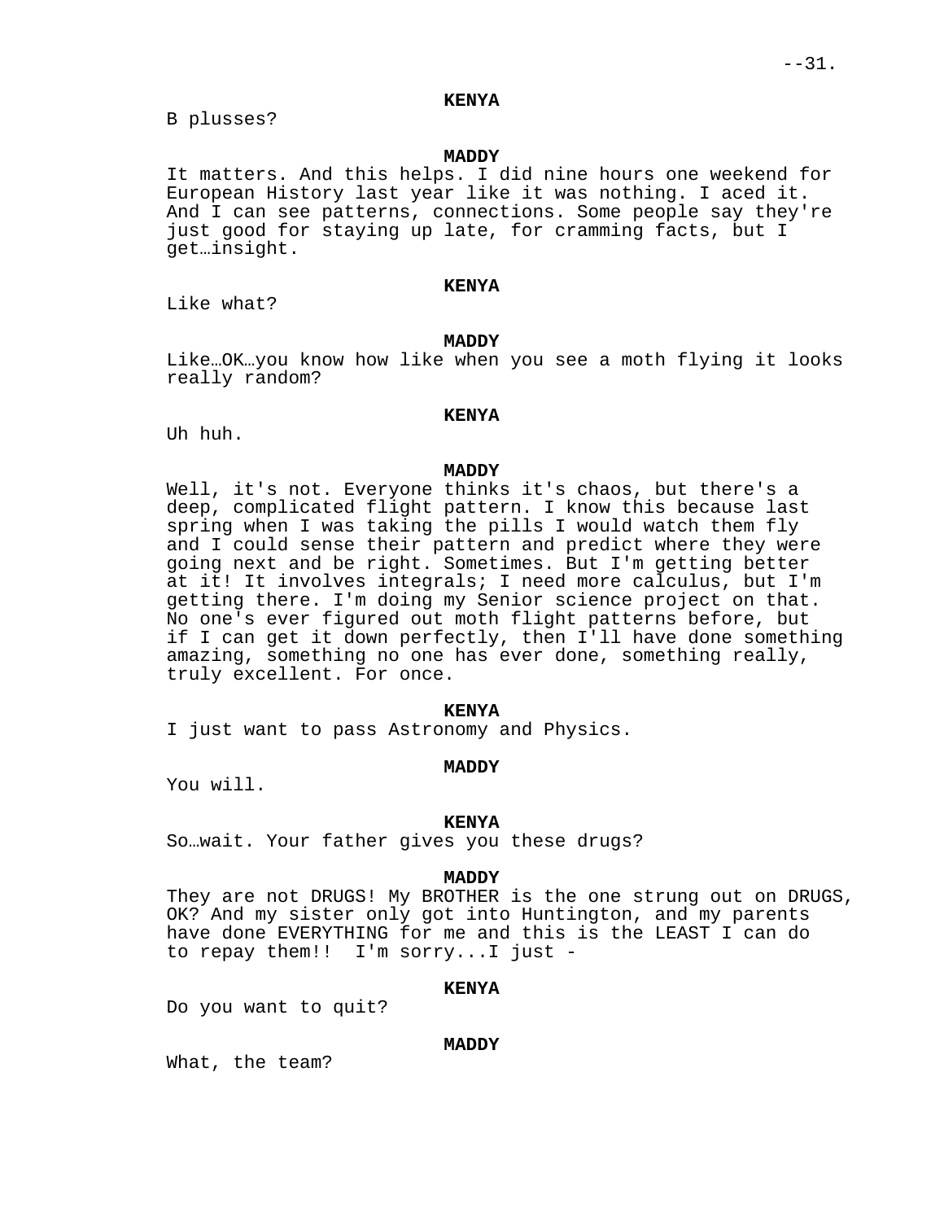**KENYA**

B plusses?

**MADDY**

It matters. And this helps. I did nine hours one weekend for European History last year like it was nothing. I aced it. And I can see patterns, connections. Some people say they're just good for staying up late, for cramming facts, but I get…insight.

**KENYA**

Like what?

**MADDY**

Like…OK…you know how like when you see a moth flying it looks really random?

**KENYA**

Uh huh.

**MADDY**

Well, it's not. Everyone thinks it's chaos, but there's a deep, complicated flight pattern. I know this because last spring when I was taking the pills I would watch them fly and I could sense their pattern and predict where they were going next and be right. Sometimes. But I'm getting better at it! It involves integrals; I need more calculus, but I'm getting there. I'm doing my Senior science project on that. No one's ever figured out moth flight patterns before, but if I can get it down perfectly, then I'll have done something amazing, something no one has ever done, something really, truly excellent. For once.

**KENYA**

I just want to pass Astronomy and Physics.

**MADDY**

You will.

**KENYA**

So…wait. Your father gives you these drugs?

**MADDY**

They are not DRUGS! My BROTHER is the one strung out on DRUGS, OK? And my sister only got into Huntington, and my parents have done EVERYTHING for me and this is the LEAST I can do to repay them!! I'm sorry...I just -

**KENYA**

Do you want to quit?

**MADDY**

What, the team?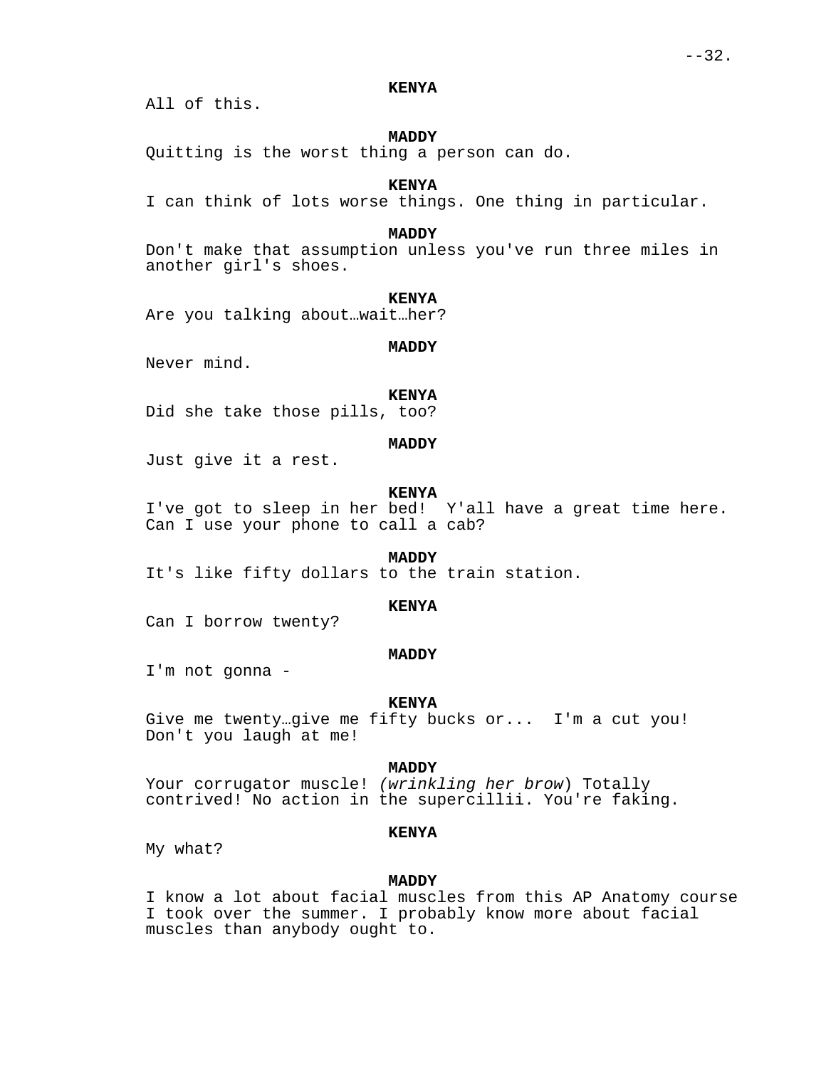**KENYA**

All of this.

**MADDY**

Quitting is the worst thing a person can do.

**KENYA**

I can think of lots worse things. One thing in particular.

**MADDY**

Don't make that assumption unless you've run three miles in another girl's shoes.

**KENYA**

Are you talking about…wait…her?

**MADDY**

Never mind.

**KENYA**

Did she take those pills, too?

**MADDY**

Just give it a rest.

**KENYA**

I've got to sleep in her bed! Y'all have a great time here. Can I use your phone to call a cab?

**MADDY**

It's like fifty dollars to the train station.

**KENYA**

Can I borrow twenty?

**MADDY**

I'm not gonna -

**KENYA**

Give me twenty…give me fifty bucks or... I'm a cut you! Don't you laugh at me!

**MADDY**

Your corrugator muscle! *(wrinkling her brow*) Totally contrived! No action in the supercillii. You're faking.

**KENYA**

My what?

**MADDY**

I know a lot about facial muscles from this AP Anatomy course I took over the summer. I probably know more about facial muscles than anybody ought to.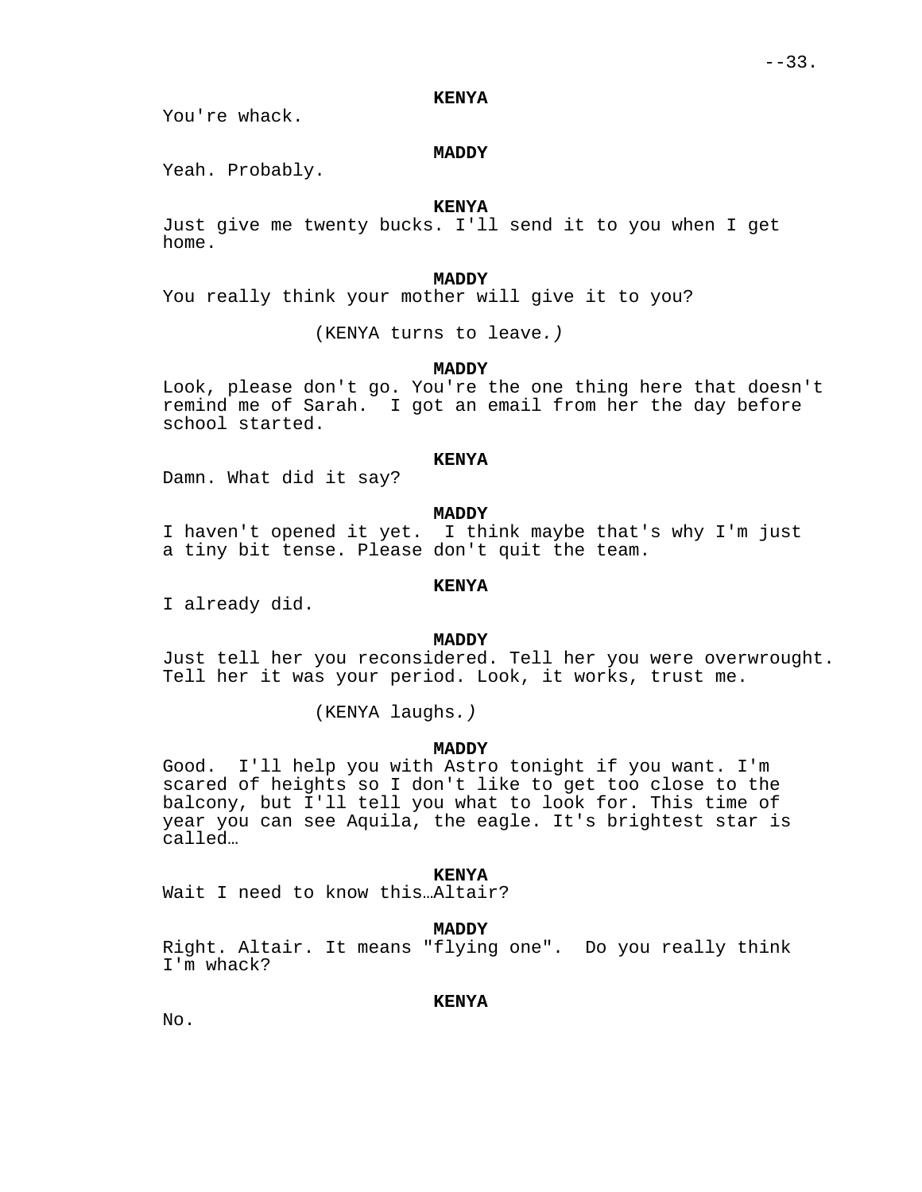**KENYA**

You're whack.

**MADDY**

Yeah. Probably.

**KENYA**

Just give me twenty bucks. I'll send it to you when I get home.

**MADDY**

You really think your mother will give it to you?

(KENYA turns to leave*.)*

**MADDY**

Look, please don't go. You're the one thing here that doesn't remind me of Sarah. I got an email from her the day before school started.

**KENYA**

Damn. What did it say?

**MADDY**

I haven't opened it yet. I think maybe that's why I'm just a tiny bit tense. Please don't quit the team.

**KENYA**

I already did.

**MADDY**

Just tell her you reconsidered. Tell her you were overwrought. Tell her it was your period. Look, it works, trust me.

(KENYA laughs*.)*

**MADDY**

Good. I'll help you with Astro tonight if you want. I'm scared of heights so I don't like to get too close to the balcony, but I'll tell you what to look for. This time of year you can see Aquila, the eagle. It's brightest star is called…

**KENYA**

Wait I need to know this…Altair?

**MADDY**

Right. Altair. It means "flying one". Do you really think I'm whack?

**KENYA**

No.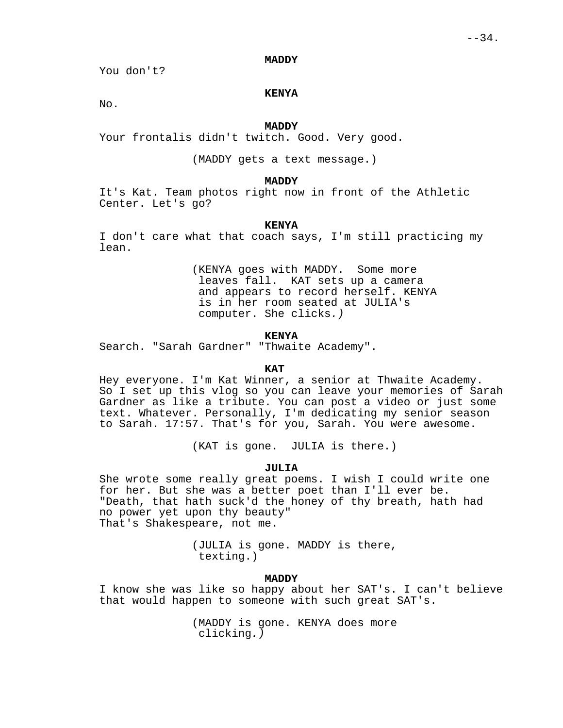**MADDY**

You don't?

**KENYA**

No.

**MADDY**

Your frontalis didn't twitch. Good. Very good.

(MADDY gets a text message.)

**MADDY**

It's Kat. Team photos right now in front of the Athletic Center. Let's go?

**KENYA**

I don't care what that coach says, I'm still practicing my lean.

(KENYA goes with MADDY. Some more leaves fall. KAT sets up a camera and appears to record herself. KENYA is in her room seated at JULIA's computer. She clicks.)

**KENYA**

Search. "Sarah Gardner" "Thwaite Academy".

**KAT**

Hey everyone. I'm Kat Winner, a senior at Thwaite Academy. So I set up this vlog so you can leave your memories of Sarah Gardner as like a tribute. You can post a video or just some text. Whatever. Personally, I'm dedicating my senior season to Sarah. 17:57. That's for you, Sarah. You were awesome.

(KAT is gone. JULIA is there.)

**JULIA**

She wrote some really great poems. I wish I could write one for her. But she was a better poet than I'll ever be.
"Death, that hath suck'd the honey of thy breath, hath had no power yet upon thy beauty"
That's Shakespeare, not me.

(JULIA is gone. MADDY is there, texting.)

**MADDY**

I know she was like so happy about her SAT's. I can't believe that would happen to someone with such great SAT's.

(MADDY is gone. KENYA does more clicking.)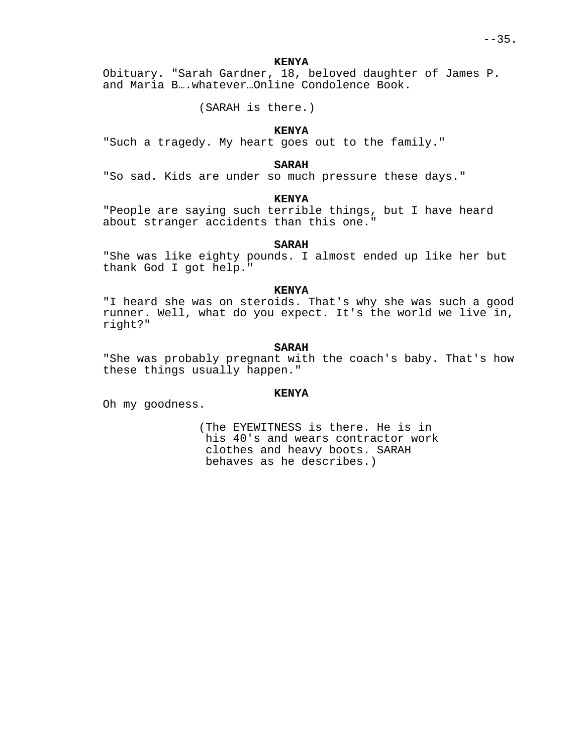**KENYA**

Obituary. "Sarah Gardner, 18, beloved daughter of James P. and Maria B….whatever…Online Condolence Book.

(SARAH is there.)

**KENYA**

"Such a tragedy. My heart goes out to the family."

**SARAH**

"So sad. Kids are under so much pressure these days."

**KENYA**

"People are saying such terrible things, but I have heard about stranger accidents than this one."

**SARAH**

"She was like eighty pounds. I almost ended up like her but thank God I got help."

**KENYA**

"I heard she was on steroids. That's why she was such a good runner. Well, what do you expect. It's the world we live in, right?"

**SARAH**

"She was probably pregnant with the coach's baby. That's how these things usually happen."

**KENYA**

Oh my goodness.

(The EYEWITNESS is there. He is in his 40's and wears contractor work clothes and heavy boots. SARAH behaves as he describes.)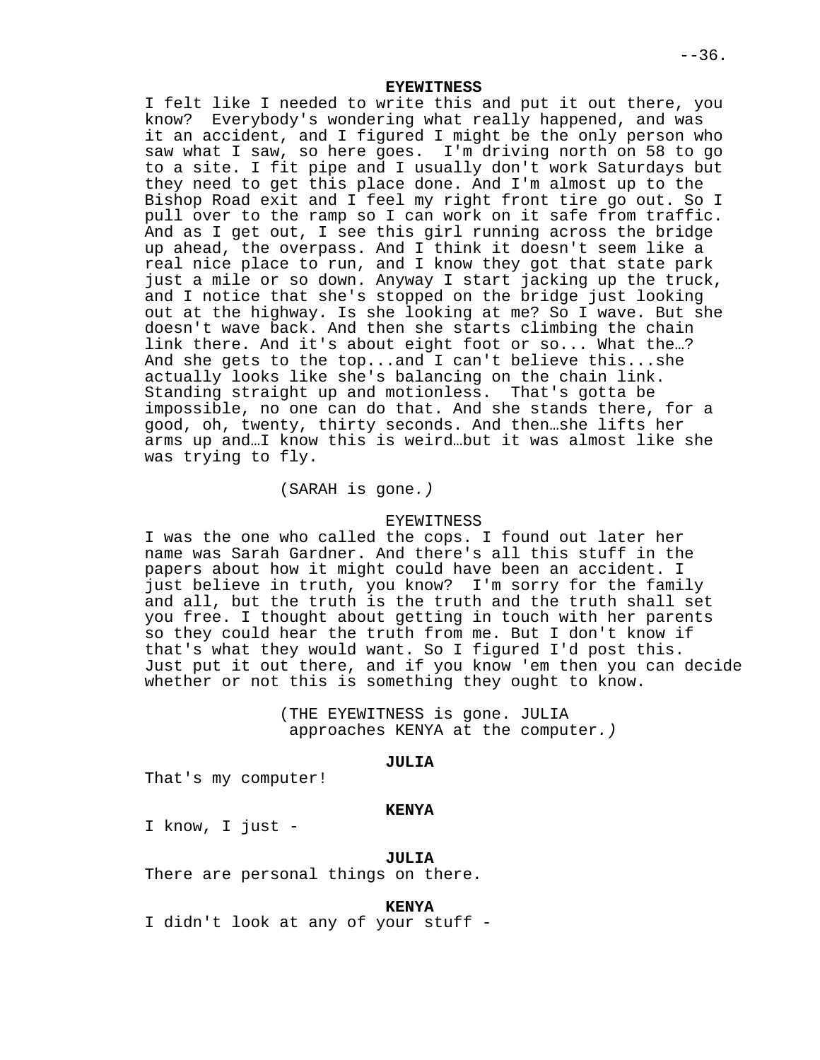**EYEWITNESS**

I felt like I needed to write this and put it out there, you know? Everybody's wondering what really happened, and was it an accident, and I figured I might be the only person who saw what I saw, so here goes. I'm driving north on 58 to go to a site. I fit pipe and I usually don't work Saturdays but they need to get this place done. And I'm almost up to the Bishop Road exit and I feel my right front tire go out. So I pull over to the ramp so I can work on it safe from traffic. And as I get out, I see this girl running across the bridge up ahead, the overpass. And I think it doesn't seem like a real nice place to run, and I know they got that state park just a mile or so down. Anyway I start jacking up the truck, and I notice that she's stopped on the bridge just looking out at the highway. Is she looking at me? So I wave. But she doesn't wave back. And then she starts climbing the chain link there. And it's about eight foot or so... What the…? And she gets to the top...and I can't believe this...she actually looks like she's balancing on the chain link. Standing straight up and motionless. That's gotta be impossible, no one can do that. And she stands there, for a good, oh, twenty, thirty seconds. And then…she lifts her arms up and…I know this is weird…but it was almost like she was trying to fly.

(SARAH is gone.)

EYEWITNESS

I was the one who called the cops. I found out later her name was Sarah Gardner. And there's all this stuff in the papers about how it might could have been an accident. I just believe in truth, you know? I'm sorry for the family and all, but the truth is the truth and the truth shall set you free. I thought about getting in touch with her parents so they could hear the truth from me. But I don't know if that's what they would want. So I figured I'd post this. Just put it out there, and if you know 'em then you can decide whether or not this is something they ought to know.

(THE EYEWITNESS is gone. JULIA approaches KENYA at the computer.)

**JULIA**

That's my computer!

**KENYA**

I know, I just -

**JULIA**

There are personal things on there.

**KENYA**

I didn't look at any of your stuff -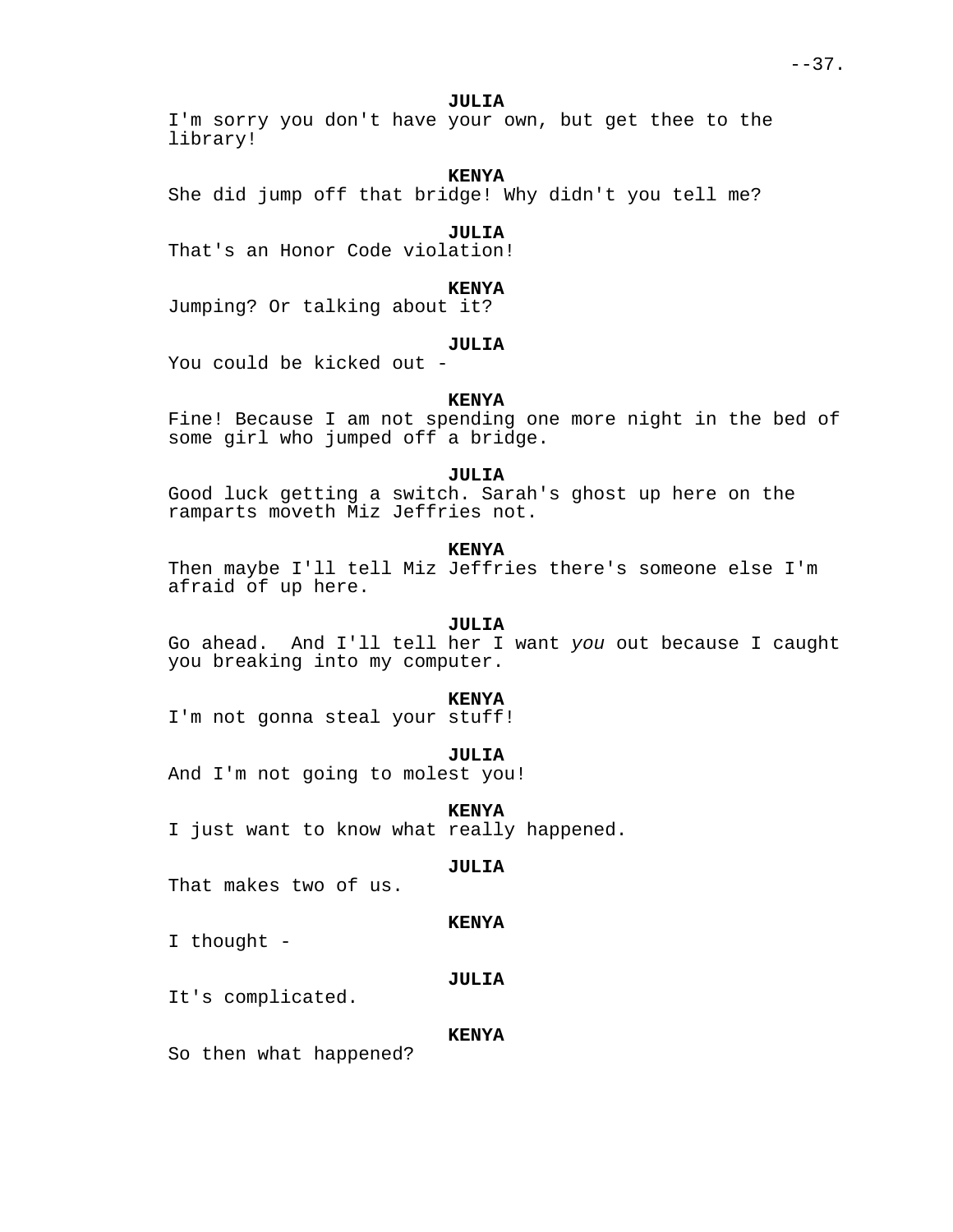**JULIA**
I'm sorry you don't have your own, but get thee to the library!

**KENYA**
She did jump off that bridge! Why didn't you tell me?

**JULIA**
That's an Honor Code violation!

**KENYA**
Jumping? Or talking about it?

**JULIA**
You could be kicked out -

**KENYA**
Fine! Because I am not spending one more night in the bed of some girl who jumped off a bridge.

**JULIA**
Good luck getting a switch. Sarah's ghost up here on the ramparts moveth Miz Jeffries not.

**KENYA**
Then maybe I'll tell Miz Jeffries there's someone else I'm afraid of up here.

**JULIA**
Go ahead. And I'll tell her I want *you* out because I caught you breaking into my computer.

**KENYA**
I'm not gonna steal your stuff!

**JULIA**
And I'm not going to molest you!

**KENYA**
I just want to know what really happened.

**JULIA**
That makes two of us.

**KENYA**
I thought -

**JULIA**
It's complicated.

**KENYA**
So then what happened?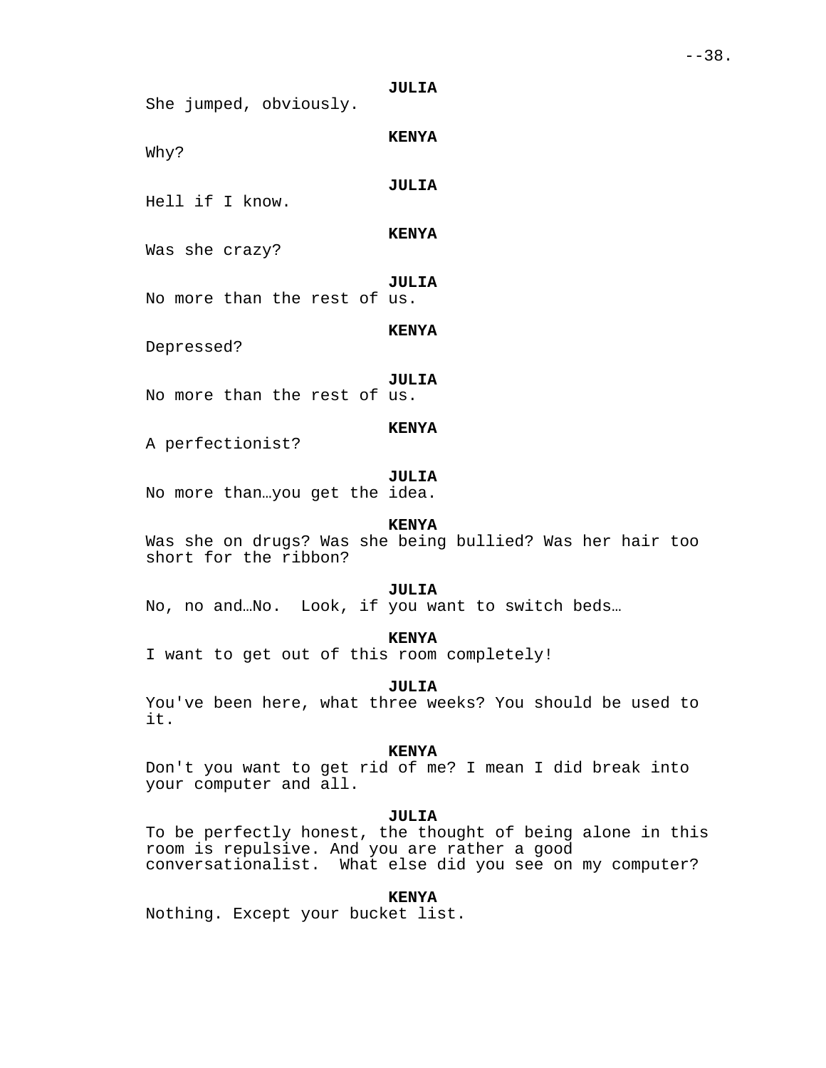**JULIA**
She jumped, obviously.

**KENYA**
Why?

**JULIA**
Hell if I know.

**KENYA**
Was she crazy?

**JULIA**
No more than the rest of us.

**KENYA**
Depressed?

**JULIA**
No more than the rest of us.

**KENYA**
A perfectionist?

**JULIA**
No more than…you get the idea.

**KENYA**
Was she on drugs? Was she being bullied? Was her hair too short for the ribbon?

**JULIA**
No, no and…No. Look, if you want to switch beds…

**KENYA**
I want to get out of this room completely!

**JULIA**
You've been here, what three weeks? You should be used to it.

**KENYA**
Don't you want to get rid of me? I mean I did break into your computer and all.

**JULIA**
To be perfectly honest, the thought of being alone in this room is repulsive. And you are rather a good conversationalist. What else did you see on my computer?

**KENYA**
Nothing. Except your bucket list.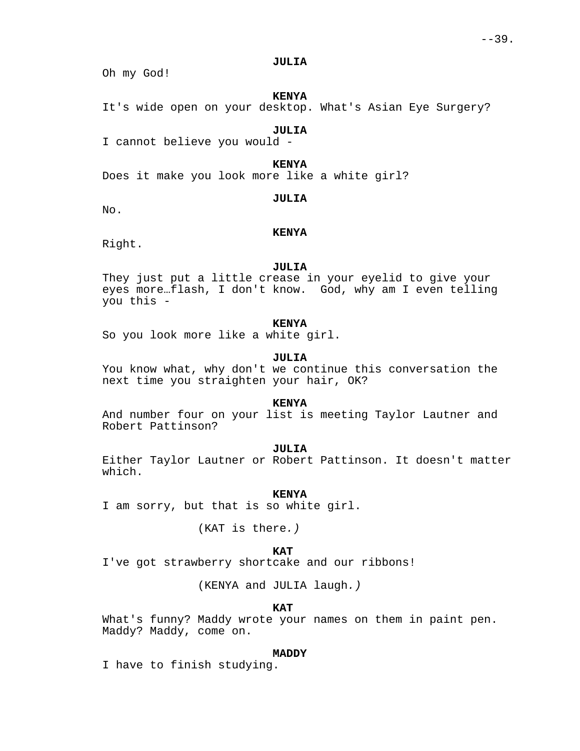**JULIA**
Oh my God!

**KENYA**
It's wide open on your desktop. What's Asian Eye Surgery?

**JULIA**
I cannot believe you would -

**KENYA**
Does it make you look more like a white girl?

**JULIA**
No.

**KENYA**
Right.

**JULIA**
They just put a little crease in your eyelid to give your eyes more…flash, I don't know. God, why am I even telling you this -

**KENYA**
So you look more like a white girl.

**JULIA**
You know what, why don't we continue this conversation the next time you straighten your hair, OK?

**KENYA**
And number four on your list is meeting Taylor Lautner and Robert Pattinson?

**JULIA**
Either Taylor Lautner or Robert Pattinson. It doesn't matter which.

**KENYA**
I am sorry, but that is so white girl.

(KAT is there.)

**KAT**
I've got strawberry shortcake and our ribbons!

(KENYA and JULIA laugh.)

**KAT**
What's funny? Maddy wrote your names on them in paint pen. Maddy? Maddy, come on.

**MADDY**
I have to finish studying.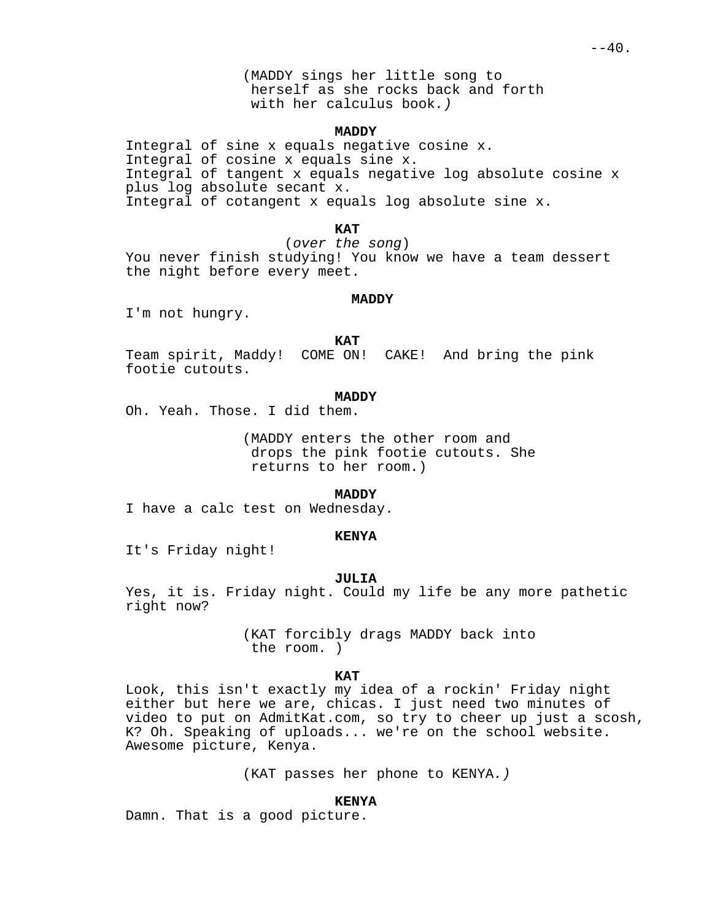(MADDY sings her little song to herself as she rocks back and forth with her calculus book.)

**MADDY**

Integral of sine x equals negative cosine x.
Integral of cosine x equals sine x.
Integral of tangent x equals negative log absolute cosine x plus log absolute secant x.
Integral of cotangent x equals log absolute sine x.

**KAT**

(*over the song*)
You never finish studying! You know we have a team dessert the night before every meet.

**MADDY**

I'm not hungry.

**KAT**

Team spirit, Maddy! COME ON! CAKE! And bring the pink footie cutouts.

**MADDY**

Oh. Yeah. Those. I did them.

(MADDY enters the other room and drops the pink footie cutouts. She returns to her room.)

**MADDY**

I have a calc test on Wednesday.

**KENYA**

It's Friday night!

**JULIA**

Yes, it is. Friday night. Could my life be any more pathetic right now?

(KAT forcibly drags MADDY back into the room. )

**KAT**

Look, this isn't exactly my idea of a rockin' Friday night either but here we are, chicas. I just need two minutes of video to put on AdmitKat.com, so try to cheer up just a scosh, K? Oh. Speaking of uploads... we're on the school website. Awesome picture, Kenya.

(KAT passes her phone to KENYA.)

**KENYA**

Damn. That is a good picture.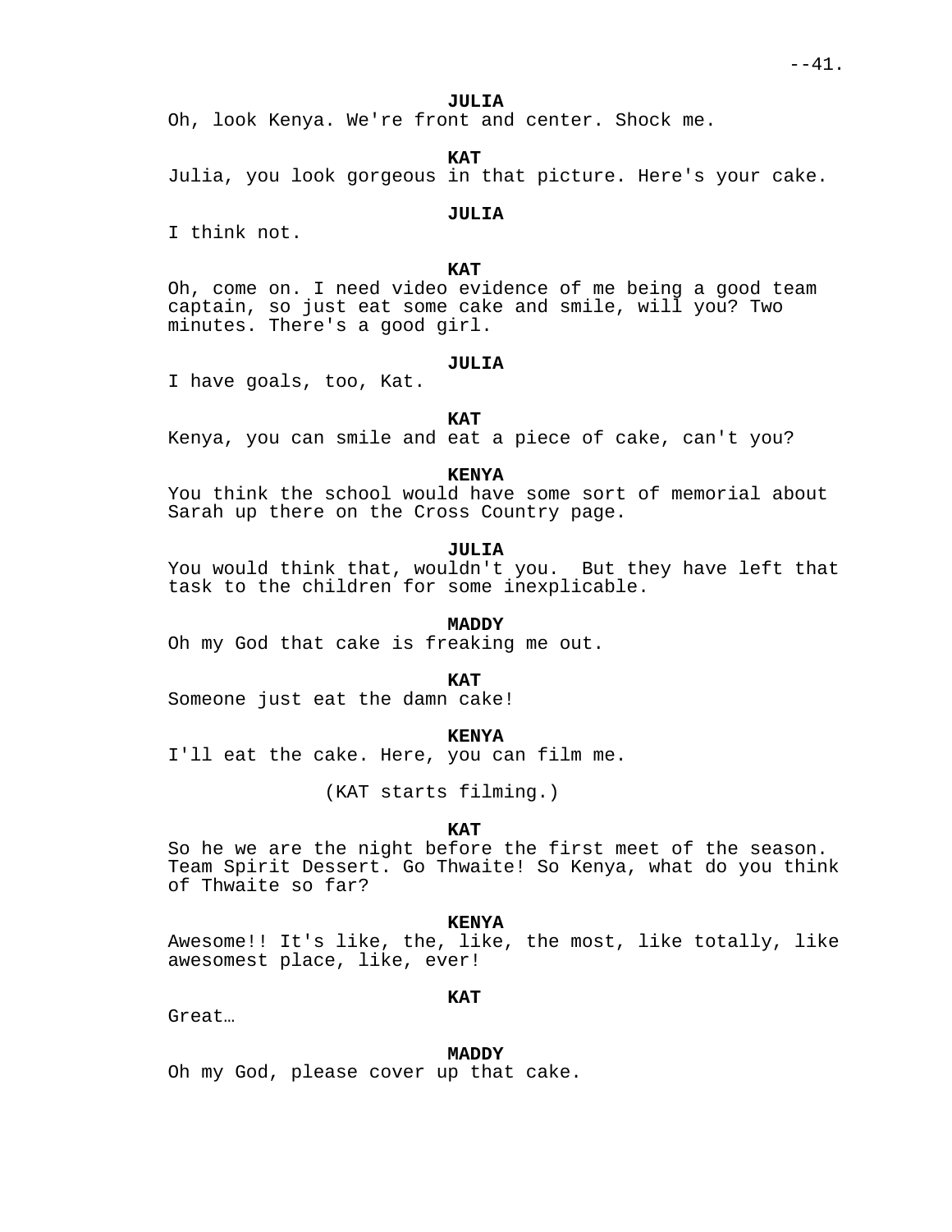**JULIA**
Oh, look Kenya. We're front and center. Shock me.

**KAT**
Julia, you look gorgeous in that picture. Here's your cake.

**JULIA**
I think not.

**KAT**
Oh, come on. I need video evidence of me being a good team captain, so just eat some cake and smile, will you? Two minutes. There's a good girl.

**JULIA**
I have goals, too, Kat.

**KAT**
Kenya, you can smile and eat a piece of cake, can't you?

**KENYA**
You think the school would have some sort of memorial about Sarah up there on the Cross Country page.

**JULIA**
You would think that, wouldn't you.  But they have left that task to the children for some inexplicable.

**MADDY**
Oh my God that cake is freaking me out.

**KAT**
Someone just eat the damn cake!

**KENYA**
I'll eat the cake. Here, you can film me.

(KAT starts filming.)

**KAT**
So he we are the night before the first meet of the season. Team Spirit Dessert. Go Thwaite! So Kenya, what do you think of Thwaite so far?

**KENYA**
Awesome!! It's like, the, like, the most, like totally, like awesomest place, like, ever!

**KAT**
Great…

**MADDY**
Oh my God, please cover up that cake.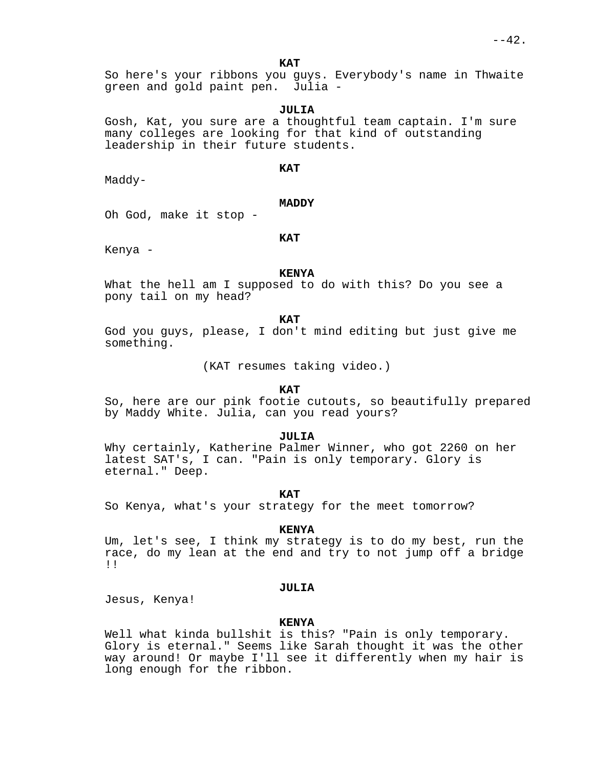**KAT**

So here's your ribbons you guys. Everybody's name in Thwaite green and gold paint pen. Julia -

**JULIA**

Gosh, Kat, you sure are a thoughtful team captain. I'm sure many colleges are looking for that kind of outstanding leadership in their future students.

**KAT**

Maddy-

**MADDY**

Oh God, make it stop -

**KAT**

Kenya -

**KENYA**

What the hell am I supposed to do with this? Do you see a pony tail on my head?

**KAT**

God you guys, please, I don't mind editing but just give me something.

(KAT resumes taking video.)

**KAT**

So, here are our pink footie cutouts, so beautifully prepared by Maddy White. Julia, can you read yours?

**JULIA**

Why certainly, Katherine Palmer Winner, who got 2260 on her latest SAT's, I can. "Pain is only temporary. Glory is eternal." Deep.

**KAT**

So Kenya, what's your strategy for the meet tomorrow?

**KENYA**

Um, let's see, I think my strategy is to do my best, run the race, do my lean at the end and try to not jump off a bridge !!

**JULIA**

Jesus, Kenya!

**KENYA**

Well what kinda bullshit is this? "Pain is only temporary. Glory is eternal." Seems like Sarah thought it was the other way around! Or maybe I'll see it differently when my hair is long enough for the ribbon.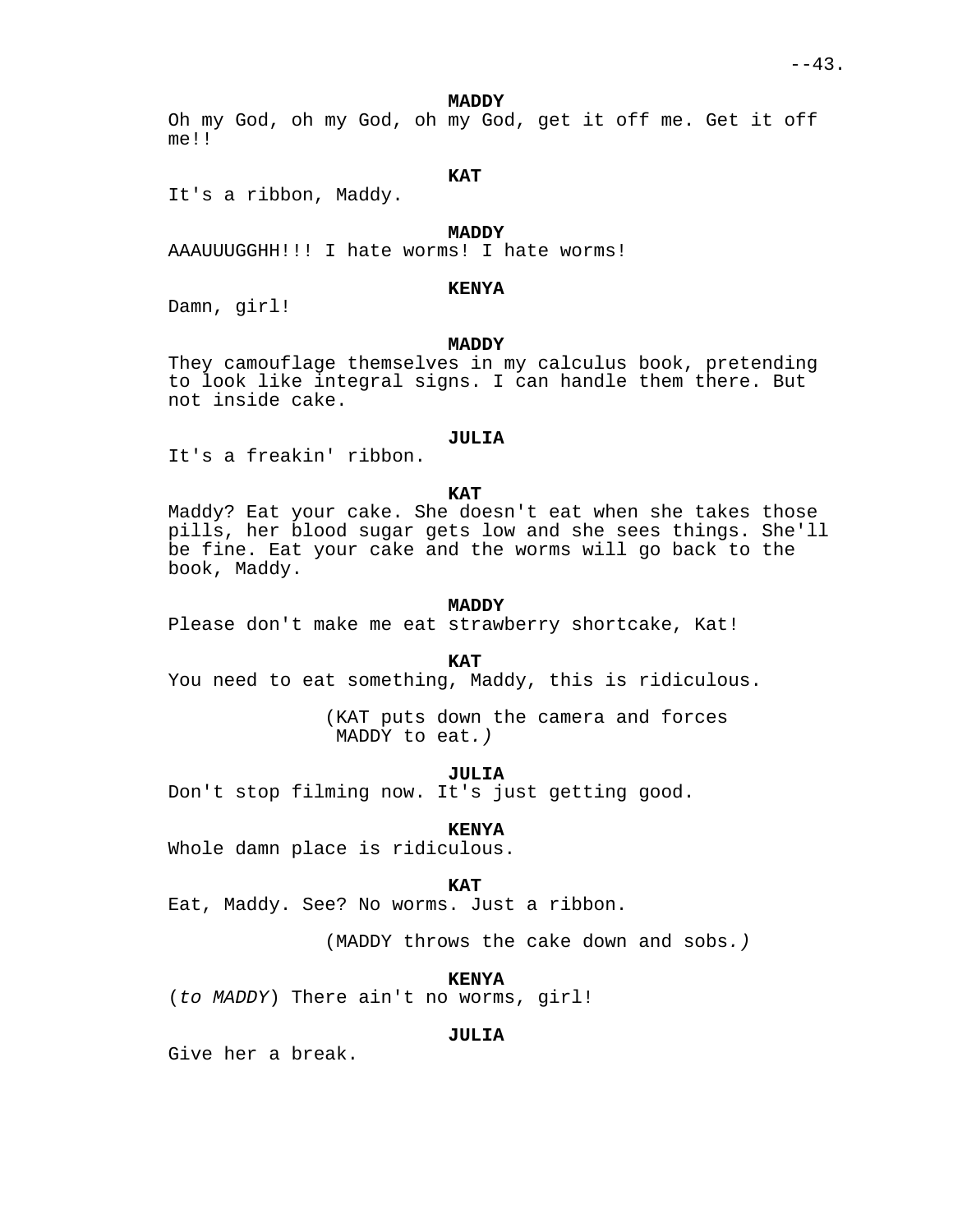**MADDY**

Oh my God, oh my God, oh my God, get it off me. Get it off me!!

**KAT**

It's a ribbon, Maddy.

**MADDY**

AAAUUUGGHH!!! I hate worms! I hate worms!

**KENYA**

Damn, girl!

**MADDY**

They camouflage themselves in my calculus book, pretending to look like integral signs. I can handle them there. But not inside cake.

**JULIA**

It's a freakin' ribbon.

**KAT**

Maddy? Eat your cake. She doesn't eat when she takes those pills, her blood sugar gets low and she sees things. She'll be fine. Eat your cake and the worms will go back to the book, Maddy.

**MADDY**

Please don't make me eat strawberry shortcake, Kat!

**KAT**

You need to eat something, Maddy, this is ridiculous.

(KAT puts down the camera and forces MADDY to eat.)

**JULIA**

Don't stop filming now. It's just getting good.

**KENYA**

Whole damn place is ridiculous.

**KAT**

Eat, Maddy. See? No worms. Just a ribbon.

(MADDY throws the cake down and sobs.)

**KENYA**

(*to MADDY*) There ain't no worms, girl!

**JULIA**

Give her a break.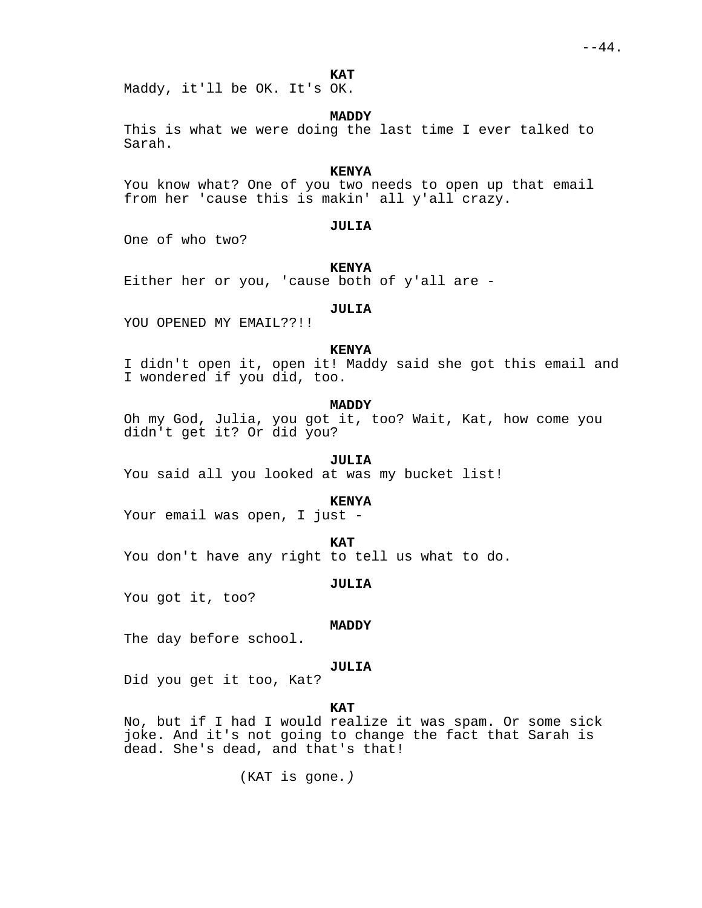**KAT**
Maddy, it'll be OK. It's OK.

**MADDY**
This is what we were doing the last time I ever talked to Sarah.

**KENYA**
You know what? One of you two needs to open up that email from her 'cause this is makin' all y'all crazy.

**JULIA**
One of who two?

**KENYA**
Either her or you, 'cause both of y'all are -

**JULIA**
YOU OPENED MY EMAIL??!!

**KENYA**
I didn't open it, open it! Maddy said she got this email and I wondered if you did, too.

**MADDY**
Oh my God, Julia, you got it, too? Wait, Kat, how come you didn't get it? Or did you?

**JULIA**
You said all you looked at was my bucket list!

**KENYA**
Your email was open, I just -

**KAT**
You don't have any right to tell us what to do.

**JULIA**
You got it, too?

**MADDY**
The day before school.

**JULIA**
Did you get it too, Kat?

**KAT**
No, but if I had I would realize it was spam. Or some sick joke. And it's not going to change the fact that Sarah is dead. She's dead, and that's that!

(KAT is gone.)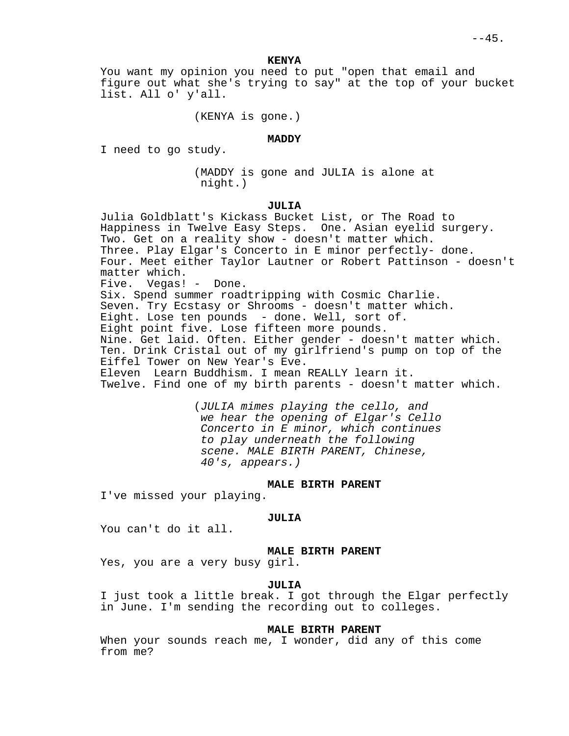**KENYA**

You want my opinion you need to put "open that email and figure out what she's trying to say" at the top of your bucket list. All o' y'all.

(KENYA is gone.)

**MADDY**

I need to go study.

(MADDY is gone and JULIA is alone at night.)

**JULIA**

Julia Goldblatt's Kickass Bucket List, or The Road to Happiness in Twelve Easy Steps. One. Asian eyelid surgery.
Two. Get on a reality show - doesn't matter which.
Three. Play Elgar's Concerto in E minor perfectly- done.
Four. Meet either Taylor Lautner or Robert Pattinson - doesn't matter which.
Five. Vegas! - Done.
Six. Spend summer roadtripping with Cosmic Charlie.
Seven. Try Ecstasy or Shrooms - doesn't matter which.
Eight. Lose ten pounds - done. Well, sort of.
Eight point five. Lose fifteen more pounds.
Nine. Get laid. Often. Either gender - doesn't matter which.
Ten. Drink Cristal out of my girlfriend's pump on top of the Eiffel Tower on New Year's Eve.
Eleven Learn Buddhism. I mean REALLY learn it.
Twelve. Find one of my birth parents - doesn't matter which.

(*JULIA mimes playing the cello, and we hear the opening of Elgar's Cello Concerto in E minor, which continues to play underneath the following scene. MALE BIRTH PARENT, Chinese, 40's, appears.)*

**MALE BIRTH PARENT**

I've missed your playing.

**JULIA**

You can't do it all.

**MALE BIRTH PARENT**

Yes, you are a very busy girl.

**JULIA**

I just took a little break. I got through the Elgar perfectly in June. I'm sending the recording out to colleges.

**MALE BIRTH PARENT**

When your sounds reach me, I wonder, did any of this come from me?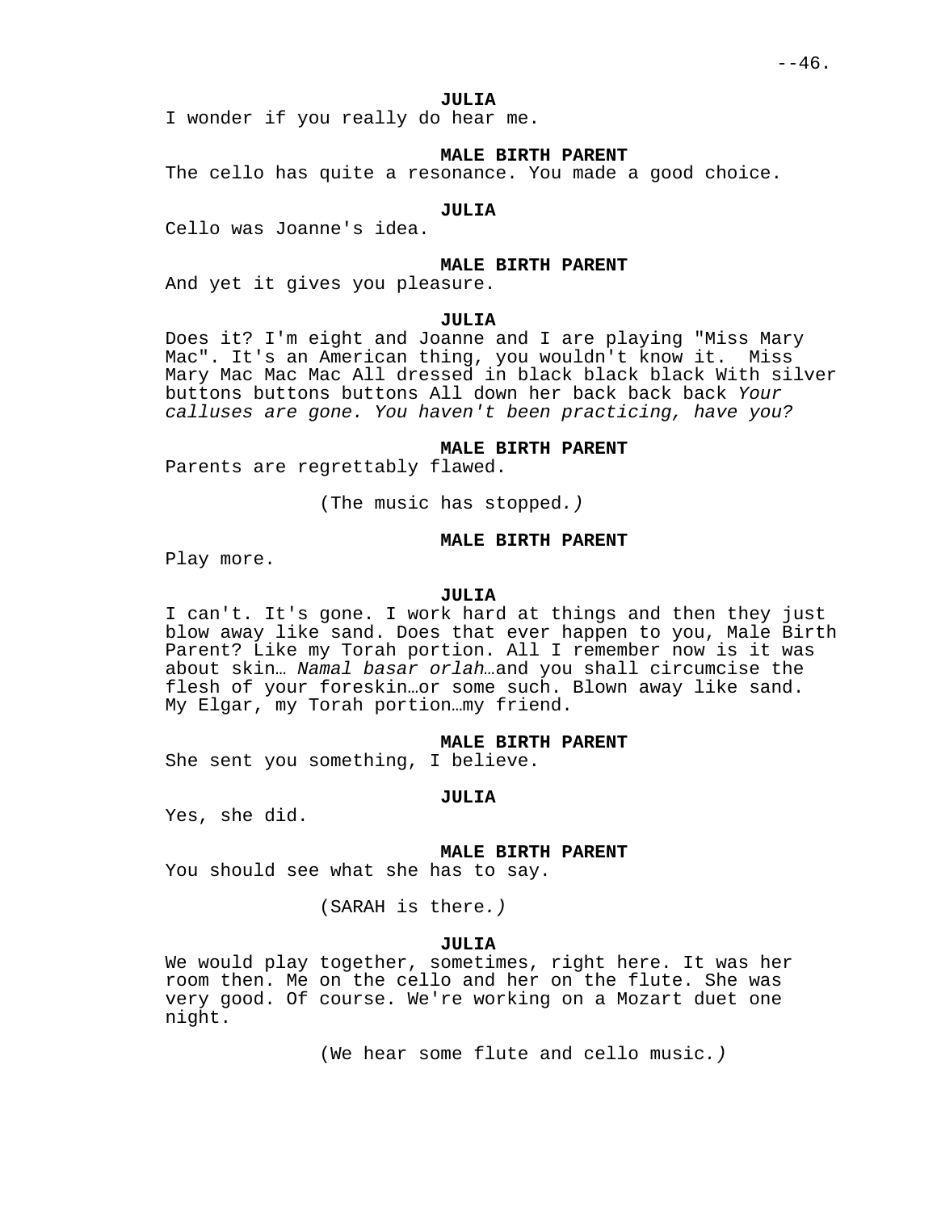**JULIA**

I wonder if you really do hear me.

**MALE BIRTH PARENT**

The cello has quite a resonance. You made a good choice.

**JULIA**

Cello was Joanne's idea.

**MALE BIRTH PARENT**

And yet it gives you pleasure.

**JULIA**

Does it? I'm eight and Joanne and I are playing "Miss Mary Mac". It's an American thing, you wouldn't know it. Miss Mary Mac Mac Mac All dressed in black black black With silver buttons buttons buttons All down her back back back *Your calluses are gone. You haven't been practicing, have you?*

**MALE BIRTH PARENT**

Parents are regrettably flawed.

(The music has stopped*.)*

**MALE BIRTH PARENT**

Play more.

**JULIA**

I can't. It's gone. I work hard at things and then they just blow away like sand. Does that ever happen to you, Male Birth Parent? Like my Torah portion. All I remember now is it was about skin… *Namal basar orlah*…and you shall circumcise the flesh of your foreskin…or some such. Blown away like sand. My Elgar, my Torah portion…my friend.

**MALE BIRTH PARENT**

She sent you something, I believe.

**JULIA**

Yes, she did.

**MALE BIRTH PARENT**

You should see what she has to say.

(SARAH is there*.)*

**JULIA**

We would play together, sometimes, right here. It was her room then. Me on the cello and her on the flute. She was very good. Of course. We're working on a Mozart duet one night.

(We hear some flute and cello music*.)*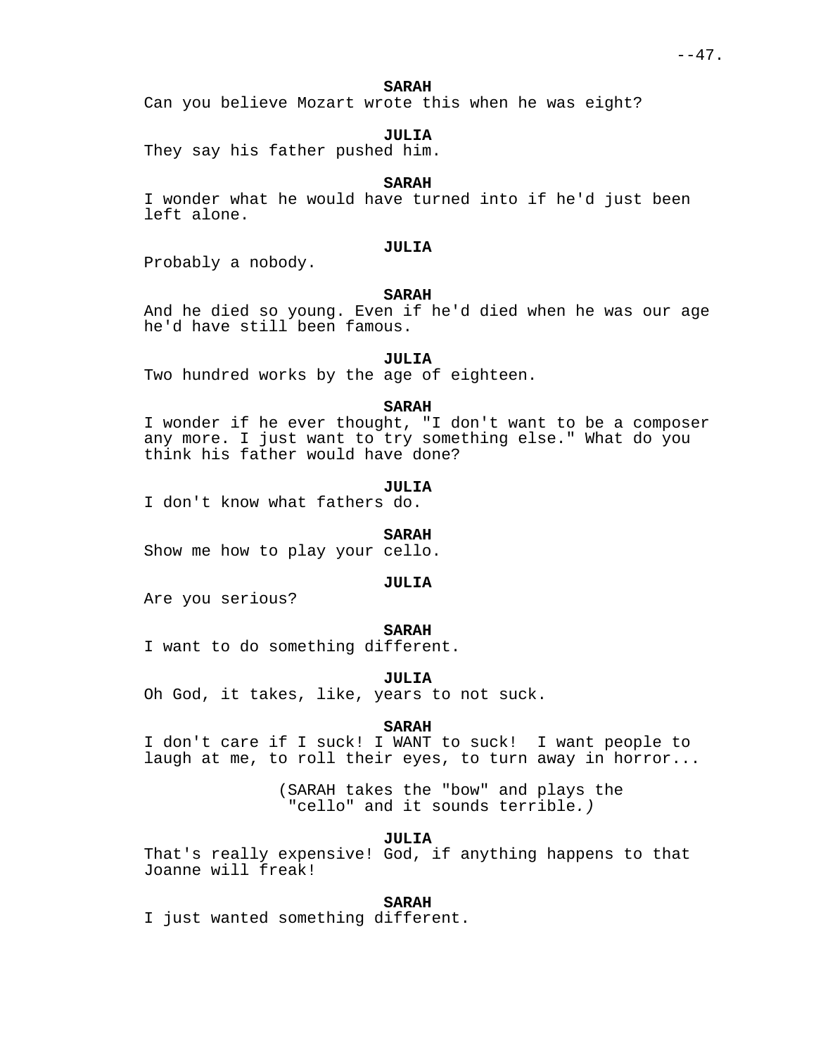**SARAH**
Can you believe Mozart wrote this when he was eight?

**JULIA**
They say his father pushed him.

**SARAH**
I wonder what he would have turned into if he'd just been left alone.

**JULIA**
Probably a nobody.

**SARAH**
And he died so young. Even if he'd died when he was our age he'd have still been famous.

**JULIA**
Two hundred works by the age of eighteen.

**SARAH**
I wonder if he ever thought, "I don't want to be a composer any more. I just want to try something else." What do you think his father would have done?

**JULIA**
I don't know what fathers do.

**SARAH**
Show me how to play your cello.

**JULIA**
Are you serious?

**SARAH**
I want to do something different.

**JULIA**
Oh God, it takes, like, years to not suck.

**SARAH**
I don't care if I suck! I WANT to suck! I want people to laugh at me, to roll their eyes, to turn away in horror...

*(SARAH takes the "bow" and plays the "cello" and it sounds terrible.)*

**JULIA**
That's really expensive! God, if anything happens to that Joanne will freak!

**SARAH**
I just wanted something different.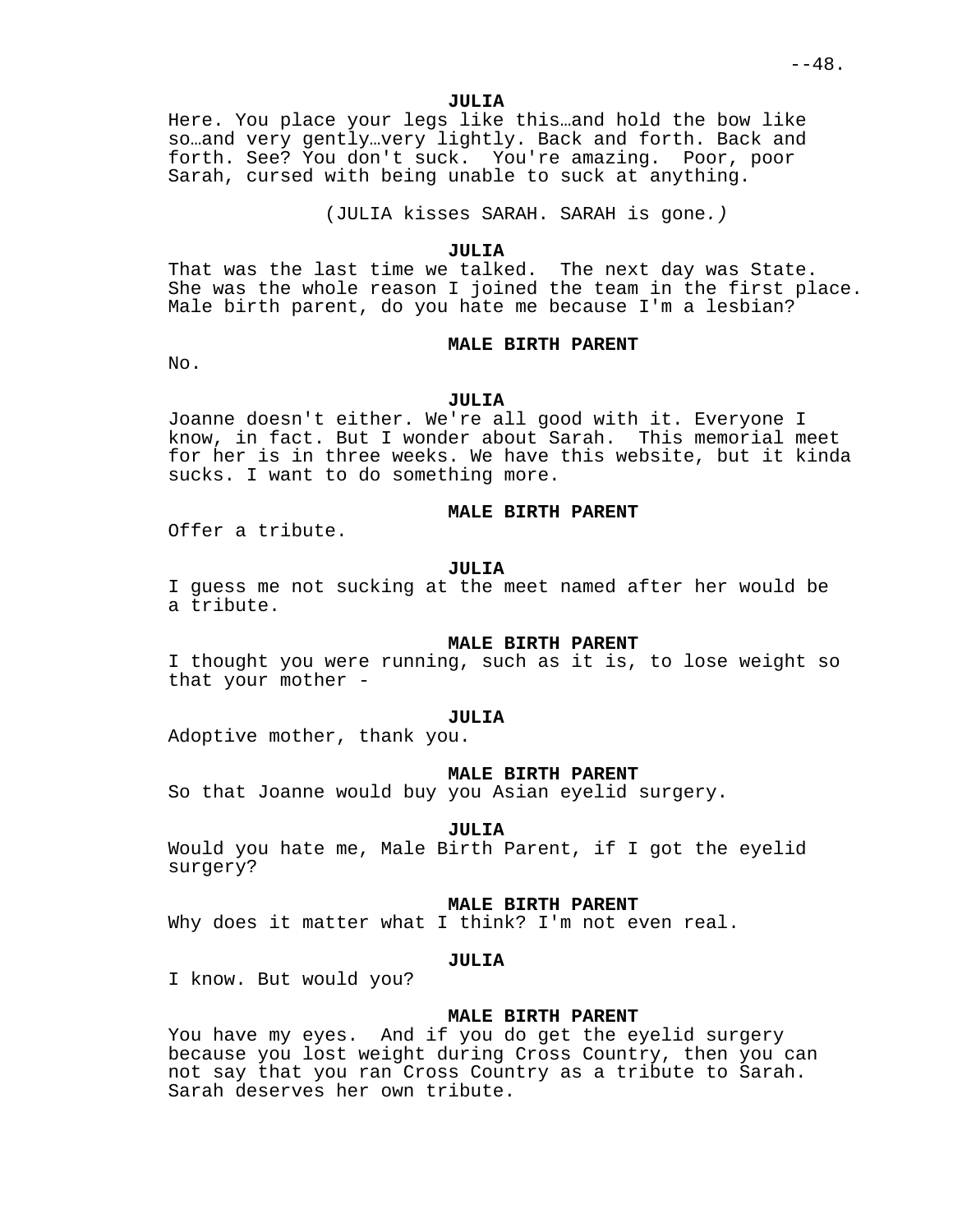**JULIA**

Here. You place your legs like this…and hold the bow like so…and very gently…very lightly. Back and forth. Back and forth. See? You don't suck. You're amazing. Poor, poor Sarah, cursed with being unable to suck at anything.

(JULIA kisses SARAH. SARAH is gone.)

**JULIA**

That was the last time we talked. The next day was State. She was the whole reason I joined the team in the first place. Male birth parent, do you hate me because I'm a lesbian?

**MALE BIRTH PARENT**

No.

**JULIA**

Joanne doesn't either. We're all good with it. Everyone I know, in fact. But I wonder about Sarah. This memorial meet for her is in three weeks. We have this website, but it kinda sucks. I want to do something more.

**MALE BIRTH PARENT**

Offer a tribute.

**JULIA**

I guess me not sucking at the meet named after her would be a tribute.

**MALE BIRTH PARENT**

I thought you were running, such as it is, to lose weight so that your mother -

**JULIA**

Adoptive mother, thank you.

**MALE BIRTH PARENT**

So that Joanne would buy you Asian eyelid surgery.

**JULIA**

Would you hate me, Male Birth Parent, if I got the eyelid surgery?

**MALE BIRTH PARENT**

Why does it matter what I think? I'm not even real.

**JULIA**

I know. But would you?

**MALE BIRTH PARENT**

You have my eyes. And if you do get the eyelid surgery because you lost weight during Cross Country, then you can not say that you ran Cross Country as a tribute to Sarah. Sarah deserves her own tribute.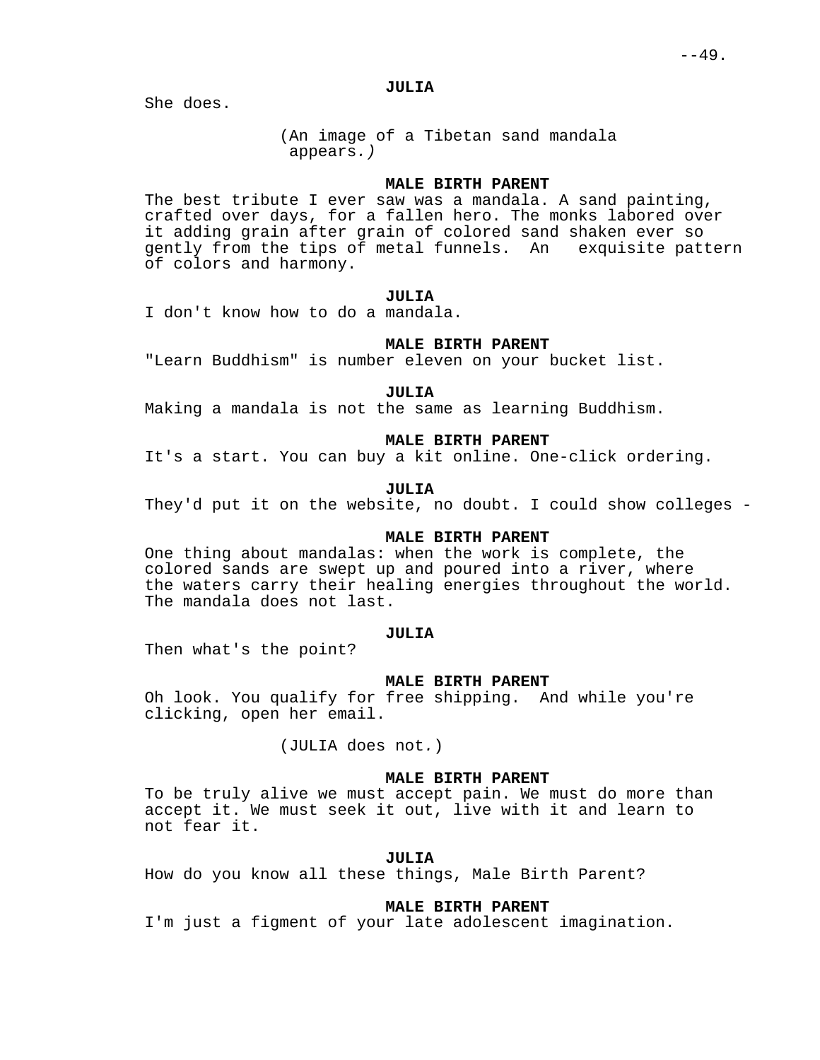**JULIA**

She does.

(An image of a Tibetan sand mandala appears.)

**MALE BIRTH PARENT**

The best tribute I ever saw was a mandala. A sand painting, crafted over days, for a fallen hero. The monks labored over it adding grain after grain of colored sand shaken ever so gently from the tips of metal funnels. An exquisite pattern of colors and harmony.

**JULIA**

I don't know how to do a mandala.

**MALE BIRTH PARENT**

"Learn Buddhism" is number eleven on your bucket list.

**JULIA**

Making a mandala is not the same as learning Buddhism.

**MALE BIRTH PARENT**

It's a start. You can buy a kit online. One-click ordering.

**JULIA**

They'd put it on the website, no doubt. I could show colleges -

**MALE BIRTH PARENT**

One thing about mandalas: when the work is complete, the colored sands are swept up and poured into a river, where the waters carry their healing energies throughout the world. The mandala does not last.

**JULIA**

Then what's the point?

**MALE BIRTH PARENT**

Oh look. You qualify for free shipping. And while you're clicking, open her email.

(JULIA does not.)

**MALE BIRTH PARENT**

To be truly alive we must accept pain. We must do more than accept it. We must seek it out, live with it and learn to not fear it.

**JULIA**

How do you know all these things, Male Birth Parent?

**MALE BIRTH PARENT**

I'm just a figment of your late adolescent imagination.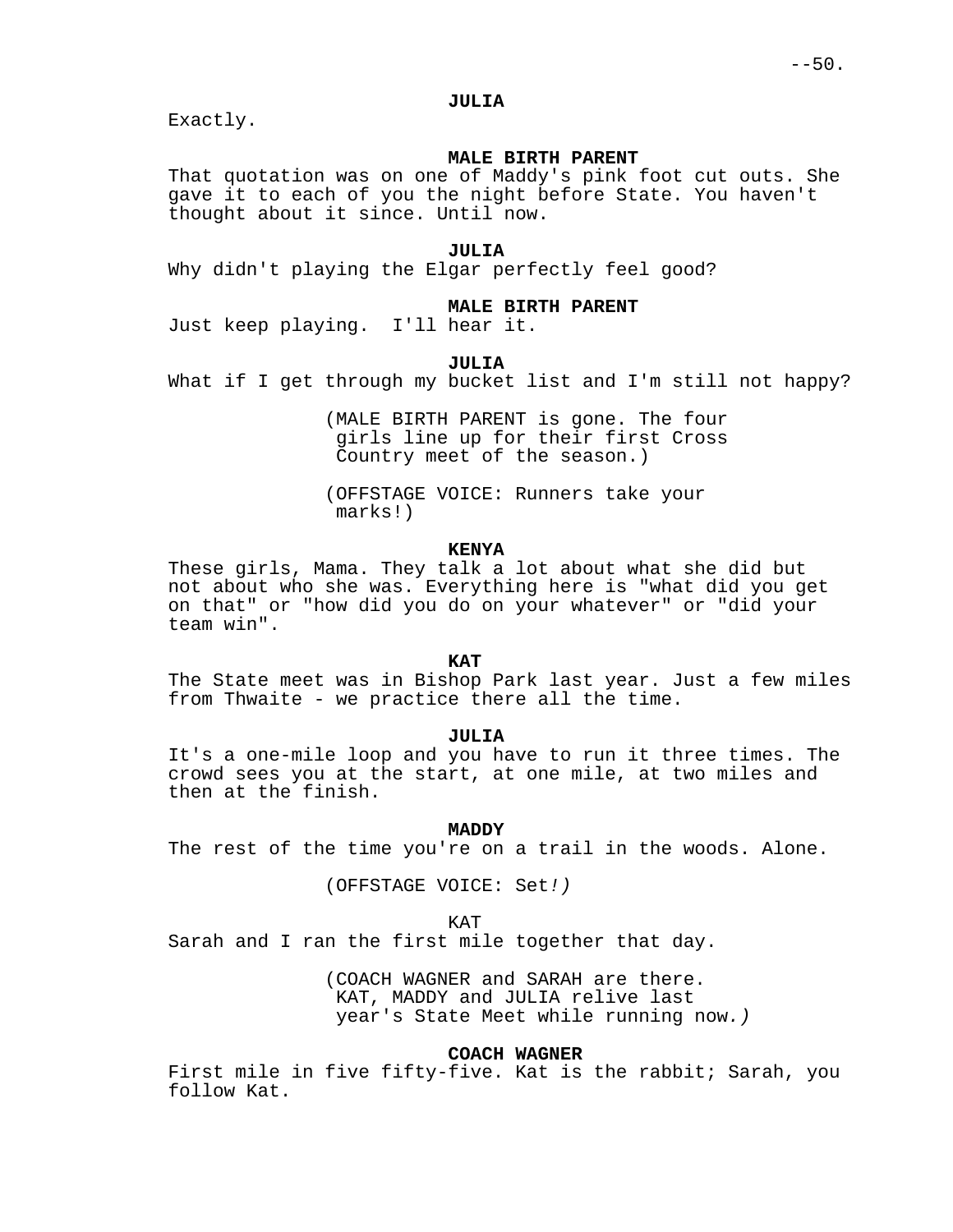**JULIA**

Exactly.

**MALE BIRTH PARENT**

That quotation was on one of Maddy's pink foot cut outs. She gave it to each of you the night before State. You haven't thought about it since. Until now.

**JULIA**

Why didn't playing the Elgar perfectly feel good?

**MALE BIRTH PARENT**

Just keep playing. I'll hear it.

**JULIA**

What if I get through my bucket list and I'm still not happy?

(MALE BIRTH PARENT is gone. The four girls line up for their first Cross Country meet of the season.)

(OFFSTAGE VOICE: Runners take your marks!)

**KENYA**

These girls, Mama. They talk a lot about what she did but not about who she was. Everything here is "what did you get on that" or "how did you do on your whatever" or "did your team win".

**KAT**

The State meet was in Bishop Park last year. Just a few miles from Thwaite - we practice there all the time.

**JULIA**

It's a one-mile loop and you have to run it three times. The crowd sees you at the start, at one mile, at two miles and then at the finish.

**MADDY**

The rest of the time you're on a trail in the woods. Alone.

(OFFSTAGE VOICE: Set*!)*

KAT

Sarah and I ran the first mile together that day.

(COACH WAGNER and SARAH are there. KAT, MADDY and JULIA relive last year's State Meet while running now*.)*

**COACH WAGNER**

First mile in five fifty-five. Kat is the rabbit; Sarah, you follow Kat.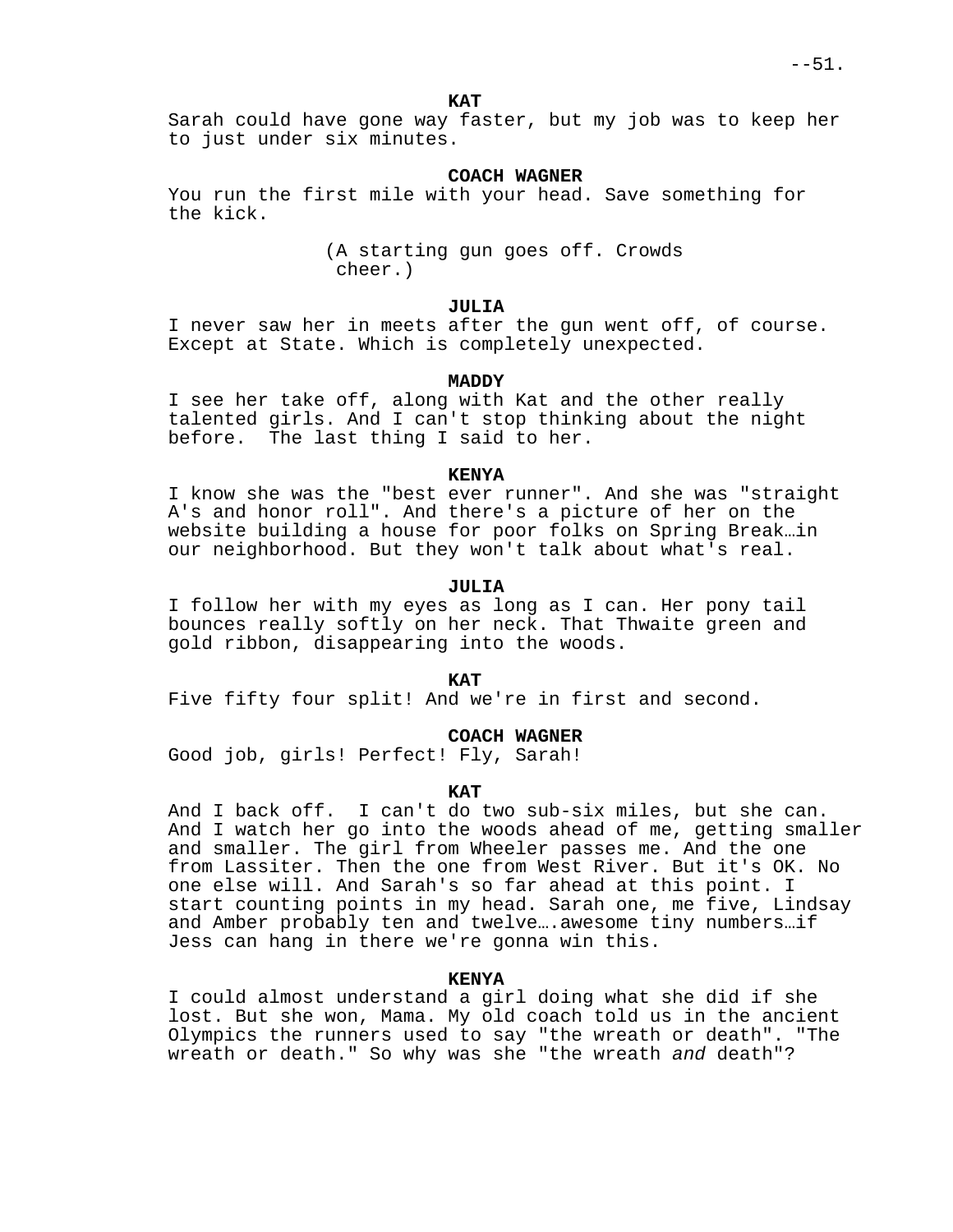**KAT**

Sarah could have gone way faster, but my job was to keep her to just under six minutes.

**COACH WAGNER**

You run the first mile with your head. Save something for the kick.

(A starting gun goes off. Crowds cheer.)

**JULIA**

I never saw her in meets after the gun went off, of course. Except at State. Which is completely unexpected.

**MADDY**

I see her take off, along with Kat and the other really talented girls. And I can't stop thinking about the night before. The last thing I said to her.

**KENYA**

I know she was the "best ever runner". And she was "straight A's and honor roll". And there's a picture of her on the website building a house for poor folks on Spring Break…in our neighborhood. But they won't talk about what's real.

**JULIA**

I follow her with my eyes as long as I can. Her pony tail bounces really softly on her neck. That Thwaite green and gold ribbon, disappearing into the woods.

**KAT**

Five fifty four split! And we're in first and second.

**COACH WAGNER**

Good job, girls! Perfect! Fly, Sarah!

**KAT**

And I back off. I can't do two sub-six miles, but she can. And I watch her go into the woods ahead of me, getting smaller and smaller. The girl from Wheeler passes me. And the one from Lassiter. Then the one from West River. But it's OK. No one else will. And Sarah's so far ahead at this point. I start counting points in my head. Sarah one, me five, Lindsay and Amber probably ten and twelve….awesome tiny numbers…if Jess can hang in there we're gonna win this.

**KENYA**

I could almost understand a girl doing what she did if she lost. But she won, Mama. My old coach told us in the ancient Olympics the runners used to say "the wreath or death". "The wreath or death." So why was she "the wreath *and* death"?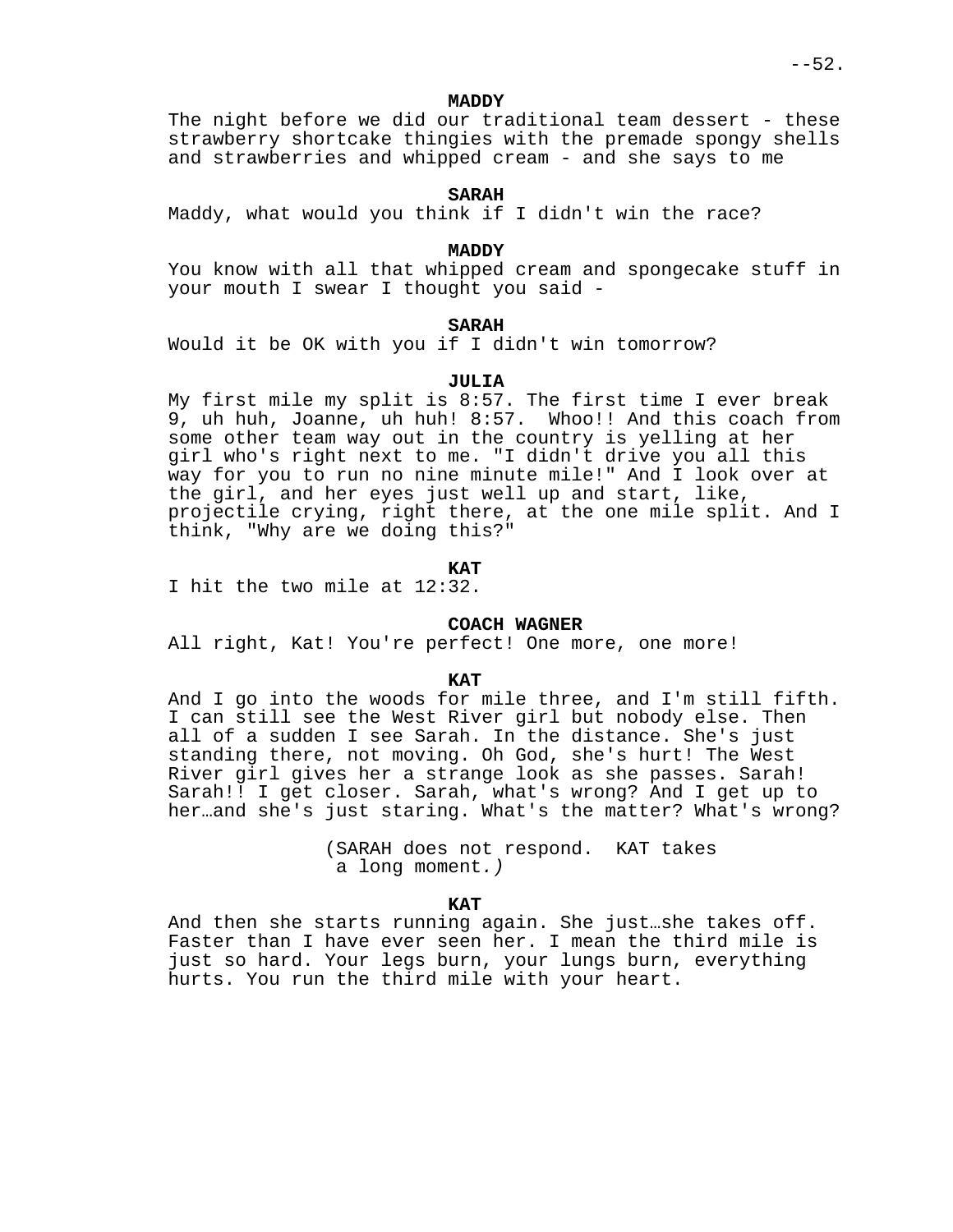**MADDY**

The night before we did our traditional team dessert - these strawberry shortcake thingies with the premade spongy shells and strawberries and whipped cream - and she says to me

**SARAH**

Maddy, what would you think if I didn't win the race?

**MADDY**

You know with all that whipped cream and spongecake stuff in your mouth I swear I thought you said -

**SARAH**

Would it be OK with you if I didn't win tomorrow?

**JULIA**

My first mile my split is 8:57. The first time I ever break 9, uh huh, Joanne, uh huh! 8:57. Whoo!! And this coach from some other team way out in the country is yelling at her girl who's right next to me. "I didn't drive you all this way for you to run no nine minute mile!" And I look over at the girl, and her eyes just well up and start, like, projectile crying, right there, at the one mile split. And I think, "Why are we doing this?"

**KAT**

I hit the two mile at 12:32.

**COACH WAGNER**

All right, Kat! You're perfect! One more, one more!

**KAT**

And I go into the woods for mile three, and I'm still fifth. I can still see the West River girl but nobody else. Then all of a sudden I see Sarah. In the distance. She's just standing there, not moving. Oh God, she's hurt! The West River girl gives her a strange look as she passes. Sarah! Sarah!! I get closer. Sarah, what's wrong? And I get up to her…and she's just staring. What's the matter? What's wrong?

(SARAH does not respond. KAT takes a long moment.)

**KAT**

And then she starts running again. She just…she takes off. Faster than I have ever seen her. I mean the third mile is just so hard. Your legs burn, your lungs burn, everything hurts. You run the third mile with your heart.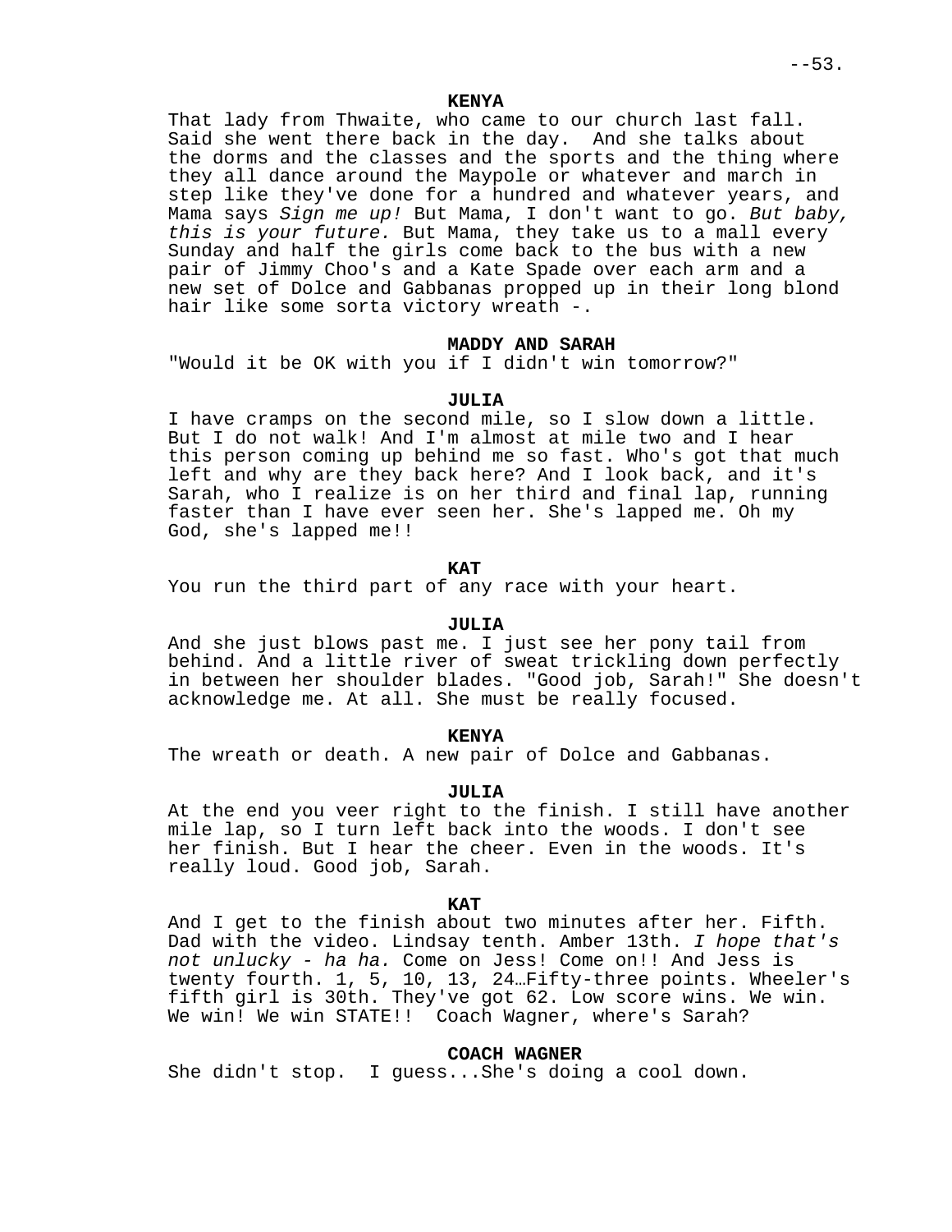**KENYA**

That lady from Thwaite, who came to our church last fall. Said she went there back in the day. And she talks about the dorms and the classes and the sports and the thing where they all dance around the Maypole or whatever and march in step like they've done for a hundred and whatever years, and Mama says *Sign me up!* But Mama, I don't want to go. *But baby, this is your future.* But Mama, they take us to a mall every Sunday and half the girls come back to the bus with a new pair of Jimmy Choo's and a Kate Spade over each arm and a new set of Dolce and Gabbanas propped up in their long blond hair like some sorta victory wreath -.

**MADDY AND SARAH**

"Would it be OK with you if I didn't win tomorrow?"

**JULIA**

I have cramps on the second mile, so I slow down a little. But I do not walk! And I'm almost at mile two and I hear this person coming up behind me so fast. Who's got that much left and why are they back here? And I look back, and it's Sarah, who I realize is on her third and final lap, running faster than I have ever seen her. She's lapped me. Oh my God, she's lapped me!!

**KAT**

You run the third part of any race with your heart.

**JULIA**

And she just blows past me. I just see her pony tail from behind. And a little river of sweat trickling down perfectly in between her shoulder blades. "Good job, Sarah!" She doesn't acknowledge me. At all. She must be really focused.

**KENYA**

The wreath or death. A new pair of Dolce and Gabbanas.

**JULIA**

At the end you veer right to the finish. I still have another mile lap, so I turn left back into the woods. I don't see her finish. But I hear the cheer. Even in the woods. It's really loud. Good job, Sarah.

**KAT**

And I get to the finish about two minutes after her. Fifth. Dad with the video. Lindsay tenth. Amber 13th. *I hope that's not unlucky - ha ha.* Come on Jess! Come on!! And Jess is twenty fourth. 1, 5, 10, 13, 24…Fifty-three points. Wheeler's fifth girl is 30th. They've got 62. Low score wins. We win. We win! We win STATE!! Coach Wagner, where's Sarah?

**COACH WAGNER**

She didn't stop. I guess...She's doing a cool down.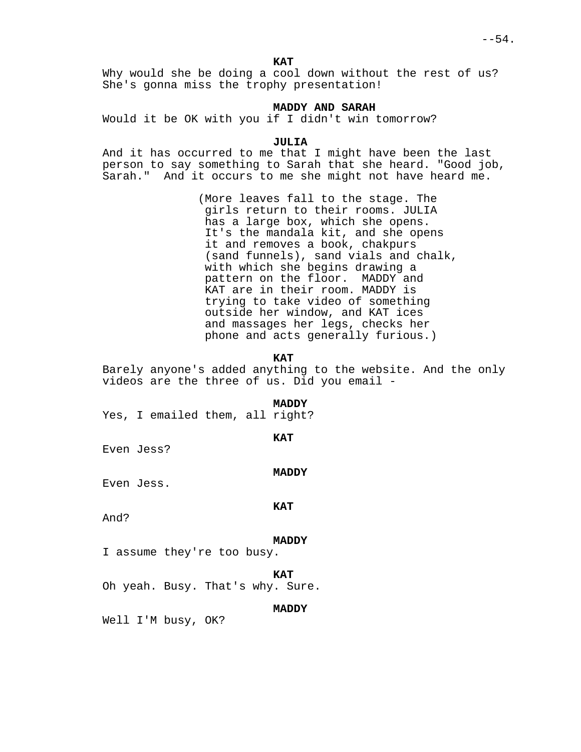**KAT**

Why would she be doing a cool down without the rest of us? She's gonna miss the trophy presentation!

**MADDY AND SARAH**

Would it be OK with you if I didn't win tomorrow?

**JULIA**

And it has occurred to me that I might have been the last person to say something to Sarah that she heard. "Good job, Sarah." And it occurs to me she might not have heard me.

(More leaves fall to the stage. The girls return to their rooms. JULIA has a large box, which she opens. It's the mandala kit, and she opens it and removes a book, chakpurs (sand funnels), sand vials and chalk, with which she begins drawing a pattern on the floor. MADDY and KAT are in their room. MADDY is trying to take video of something outside her window, and KAT ices and massages her legs, checks her phone and acts generally furious.)

**KAT**

Barely anyone's added anything to the website. And the only videos are the three of us. Did you email -

**MADDY**

Yes, I emailed them, all right?

**KAT**

Even Jess?

**MADDY**

Even Jess.

**KAT**

And?

**MADDY**

I assume they're too busy.

**KAT**

Oh yeah. Busy. That's why. Sure.

**MADDY**

Well I'M busy, OK?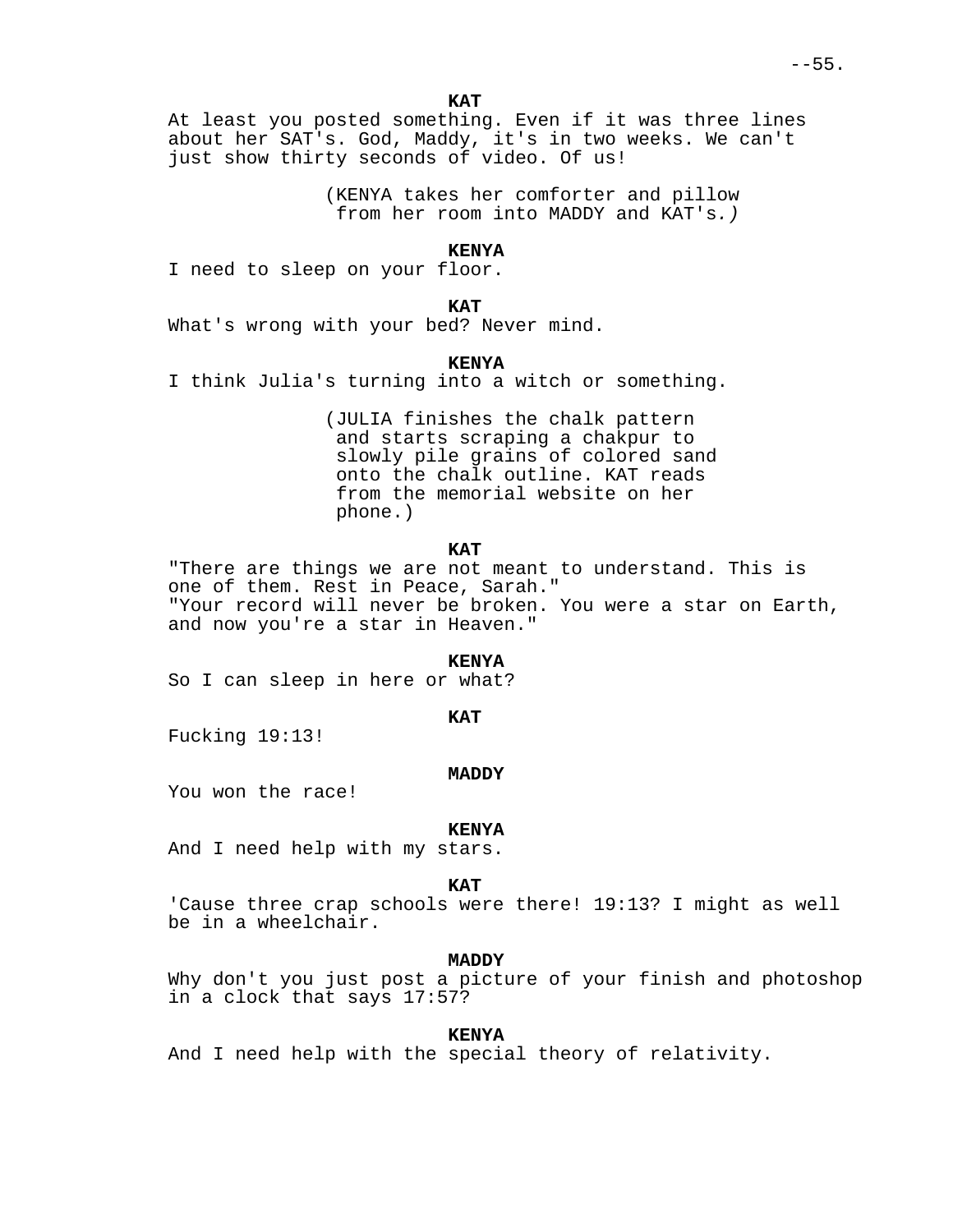**KAT**

At least you posted something. Even if it was three lines about her SAT's. God, Maddy, it's in two weeks. We can't just show thirty seconds of video. Of us!

(KENYA takes her comforter and pillow from her room into MADDY and KAT's.)

**KENYA**

I need to sleep on your floor.

**KAT**

What's wrong with your bed? Never mind.

**KENYA**

I think Julia's turning into a witch or something.

(JULIA finishes the chalk pattern and starts scraping a chakpur to slowly pile grains of colored sand onto the chalk outline. KAT reads from the memorial website on her phone.)

**KAT**

"There are things we are not meant to understand. This is one of them. Rest in Peace, Sarah."
"Your record will never be broken. You were a star on Earth, and now you're a star in Heaven."

**KENYA**

So I can sleep in here or what?

**KAT**

Fucking 19:13!

**MADDY**

You won the race!

**KENYA**

And I need help with my stars.

**KAT**

'Cause three crap schools were there! 19:13? I might as well be in a wheelchair.

**MADDY**

Why don't you just post a picture of your finish and photoshop in a clock that says 17:57?

**KENYA**

And I need help with the special theory of relativity.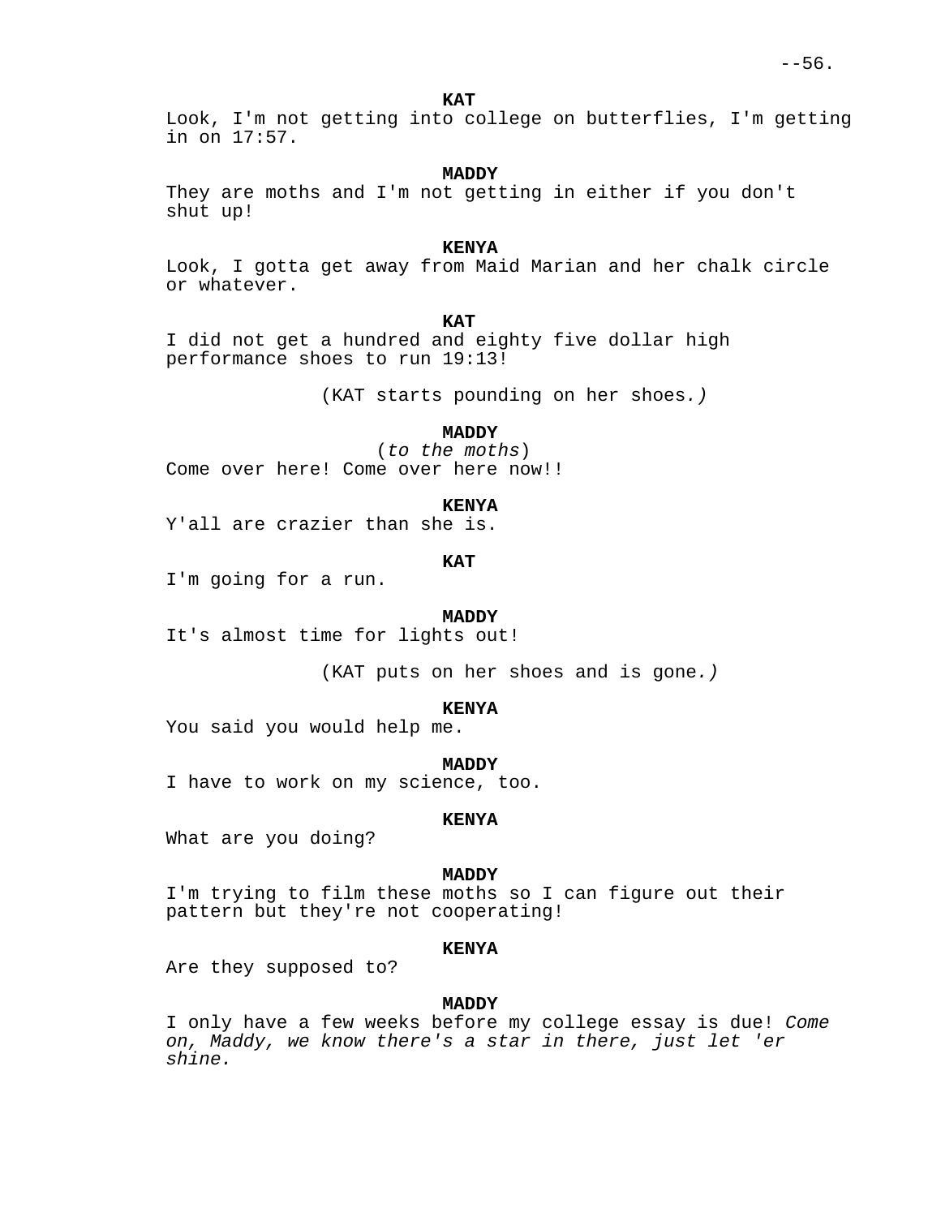**KAT**

Look, I'm not getting into college on butterflies, I'm getting in on 17:57.

**MADDY**

They are moths and I'm not getting in either if you don't shut up!

**KENYA**

Look, I gotta get away from Maid Marian and her chalk circle or whatever.

**KAT**

I did not get a hundred and eighty five dollar high performance shoes to run 19:13!

(KAT starts pounding on her shoes*.)*

**MADDY**

(*to the moths*)

Come over here! Come over here now!!

**KENYA**

Y'all are crazier than she is.

**KAT**

I'm going for a run.

**MADDY**

It's almost time for lights out!

(KAT puts on her shoes and is gone*.)*

**KENYA**

You said you would help me.

**MADDY**

I have to work on my science, too.

**KENYA**

What are you doing?

**MADDY**

I'm trying to film these moths so I can figure out their pattern but they're not cooperating!

**KENYA**

Are they supposed to?

**MADDY**

I only have a few weeks before my college essay is due! *Come on, Maddy, we know there's a star in there, just let 'er shine.*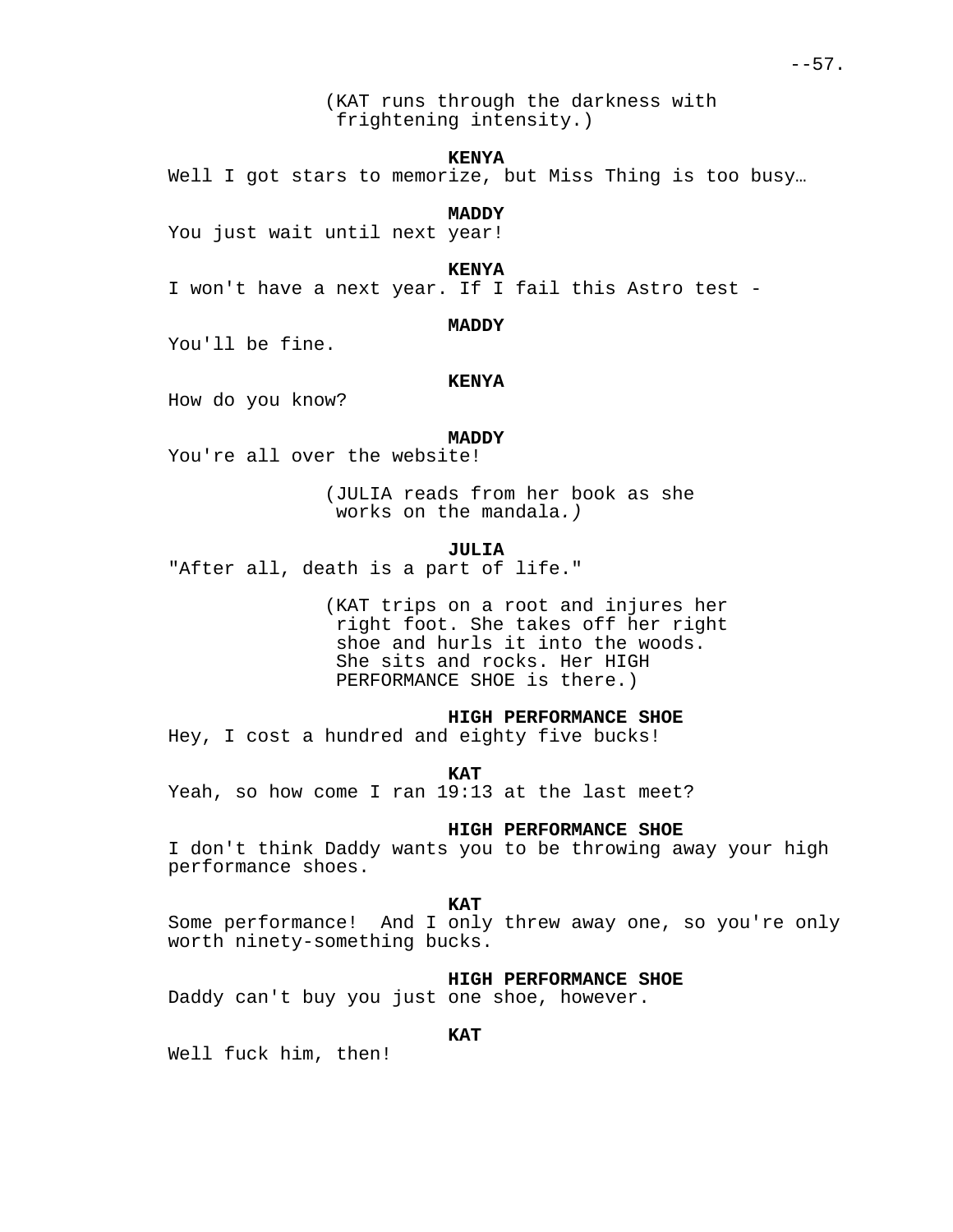(KAT runs through the darkness with frightening intensity.)

**KENYA**
Well I got stars to memorize, but Miss Thing is too busy…

**MADDY**
You just wait until next year!

**KENYA**
I won't have a next year. If I fail this Astro test -

**MADDY**
You'll be fine.

**KENYA**
How do you know?

**MADDY**
You're all over the website!

(JULIA reads from her book as she works on the mandala*.)*

**JULIA**
"After all, death is a part of life."

(KAT trips on a root and injures her right foot. She takes off her right shoe and hurls it into the woods. She sits and rocks. Her HIGH PERFORMANCE SHOE is there.)

**HIGH PERFORMANCE SHOE**
Hey, I cost a hundred and eighty five bucks!

**KAT**
Yeah, so how come I ran 19:13 at the last meet?

**HIGH PERFORMANCE SHOE**
I don't think Daddy wants you to be throwing away your high performance shoes.

**KAT**
Some performance! And I only threw away one, so you're only worth ninety-something bucks.

**HIGH PERFORMANCE SHOE**
Daddy can't buy you just one shoe, however.

**KAT**
Well fuck him, then!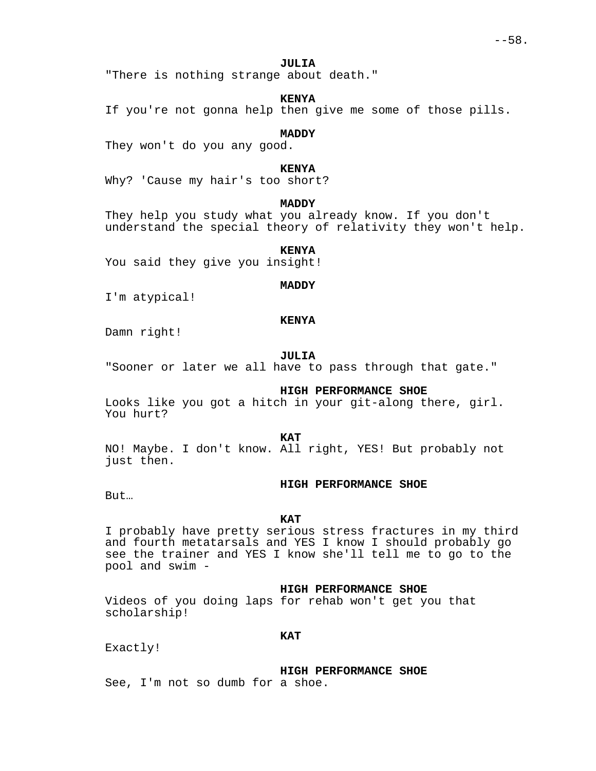**JULIA**
"There is nothing strange about death."

**KENYA**
If you're not gonna help then give me some of those pills.

**MADDY**
They won't do you any good.

**KENYA**
Why? 'Cause my hair's too short?

**MADDY**
They help you study what you already know. If you don't understand the special theory of relativity they won't help.

**KENYA**
You said they give you insight!

**MADDY**
I'm atypical!

**KENYA**
Damn right!

**JULIA**
"Sooner or later we all have to pass through that gate."

**HIGH PERFORMANCE SHOE**
Looks like you got a hitch in your git-along there, girl. You hurt?

**KAT**
NO! Maybe. I don't know. All right, YES! But probably not just then.

**HIGH PERFORMANCE SHOE**
But…

**KAT**
I probably have pretty serious stress fractures in my third and fourth metatarsals and YES I know I should probably go see the trainer and YES I know she'll tell me to go to the pool and swim -

**HIGH PERFORMANCE SHOE**
Videos of you doing laps for rehab won't get you that scholarship!

**KAT**
Exactly!

**HIGH PERFORMANCE SHOE**
See, I'm not so dumb for a shoe.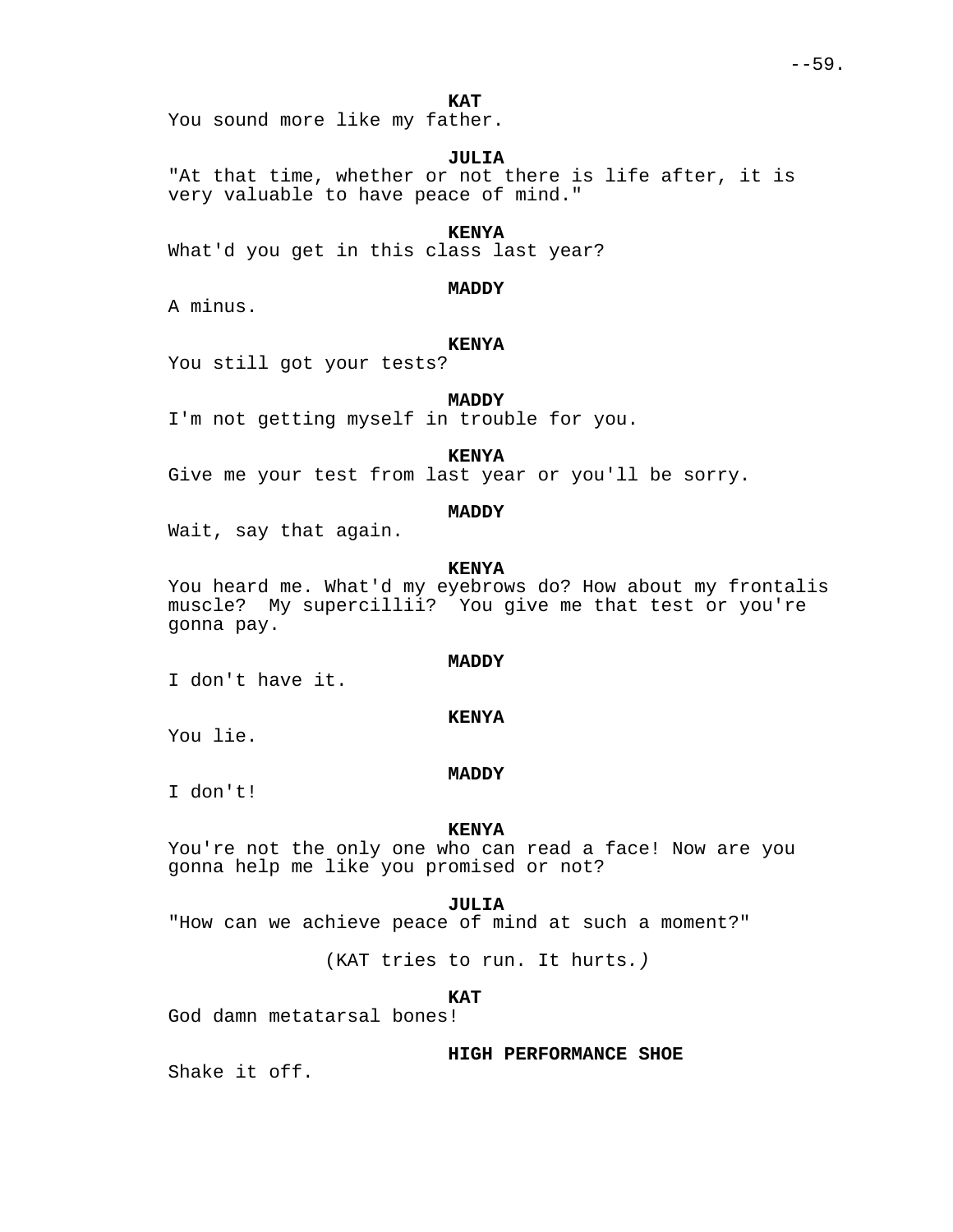**KAT**
You sound more like my father.

**JULIA**
"At that time, whether or not there is life after, it is very valuable to have peace of mind."

**KENYA**
What'd you get in this class last year?

**MADDY**
A minus.

**KENYA**
You still got your tests?

**MADDY**
I'm not getting myself in trouble for you.

**KENYA**
Give me your test from last year or you'll be sorry.

**MADDY**
Wait, say that again.

**KENYA**
You heard me. What'd my eyebrows do? How about my frontalis muscle? My supercillii? You give me that test or you're gonna pay.

**MADDY**
I don't have it.

**KENYA**
You lie.

**MADDY**
I don't!

**KENYA**
You're not the only one who can read a face! Now are you gonna help me like you promised or not?

**JULIA**
"How can we achieve peace of mind at such a moment?"

(KAT tries to run. It hurts*.)*

**KAT**
God damn metatarsal bones!

**HIGH PERFORMANCE SHOE**
Shake it off.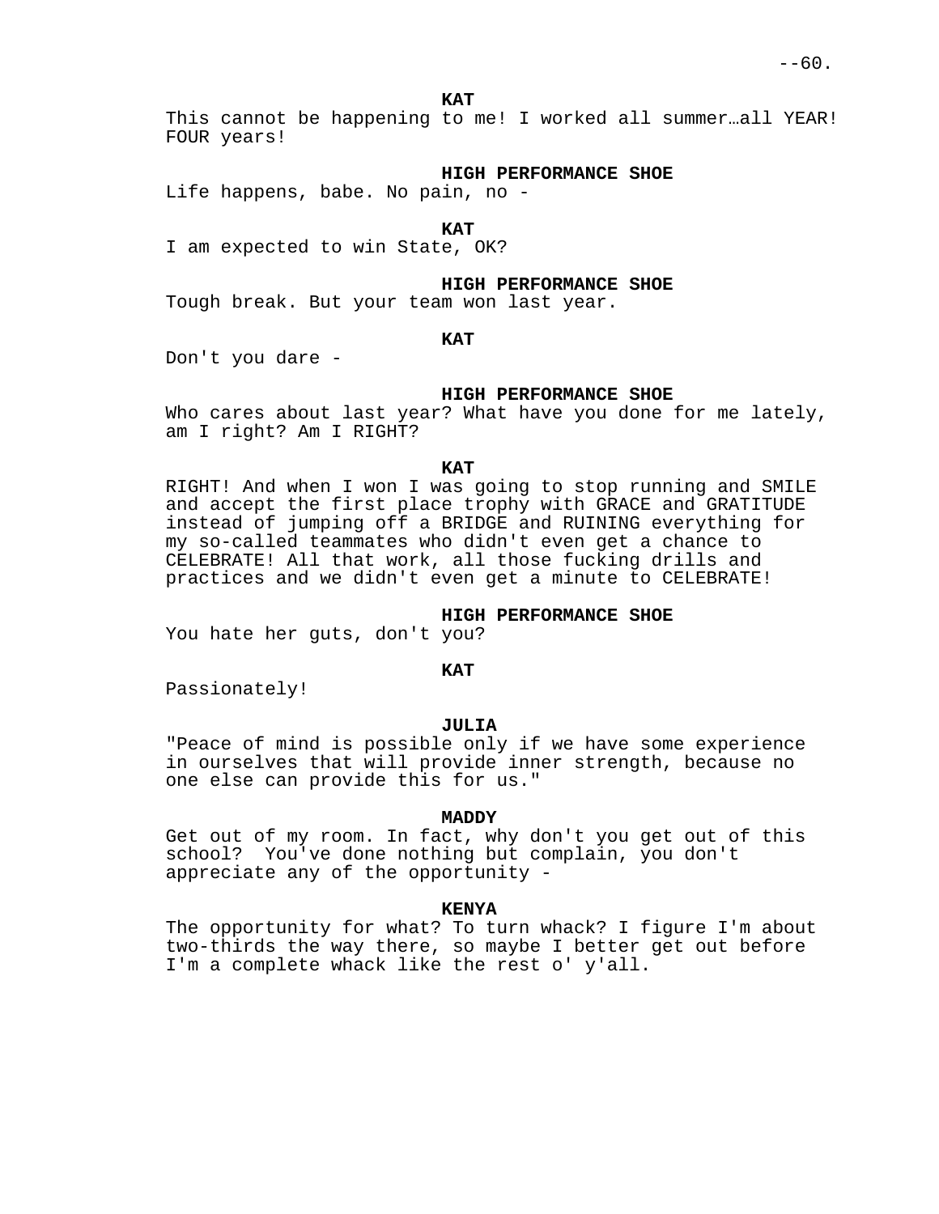**KAT**
This cannot be happening to me! I worked all summer…all YEAR! FOUR years!

**HIGH PERFORMANCE SHOE**
Life happens, babe. No pain, no -

**KAT**
I am expected to win State, OK?

**HIGH PERFORMANCE SHOE**
Tough break. But your team won last year.

**KAT**
Don't you dare -

**HIGH PERFORMANCE SHOE**
Who cares about last year? What have you done for me lately, am I right? Am I RIGHT?

**KAT**
RIGHT! And when I won I was going to stop running and SMILE and accept the first place trophy with GRACE and GRATITUDE instead of jumping off a BRIDGE and RUINING everything for my so-called teammates who didn't even get a chance to CELEBRATE! All that work, all those fucking drills and practices and we didn't even get a minute to CELEBRATE!

**HIGH PERFORMANCE SHOE**
You hate her guts, don't you?

**KAT**
Passionately!

**JULIA**
"Peace of mind is possible only if we have some experience in ourselves that will provide inner strength, because no one else can provide this for us."

**MADDY**
Get out of my room. In fact, why don't you get out of this school? You've done nothing but complain, you don't appreciate any of the opportunity -

**KENYA**
The opportunity for what? To turn whack? I figure I'm about two-thirds the way there, so maybe I better get out before I'm a complete whack like the rest o' y'all.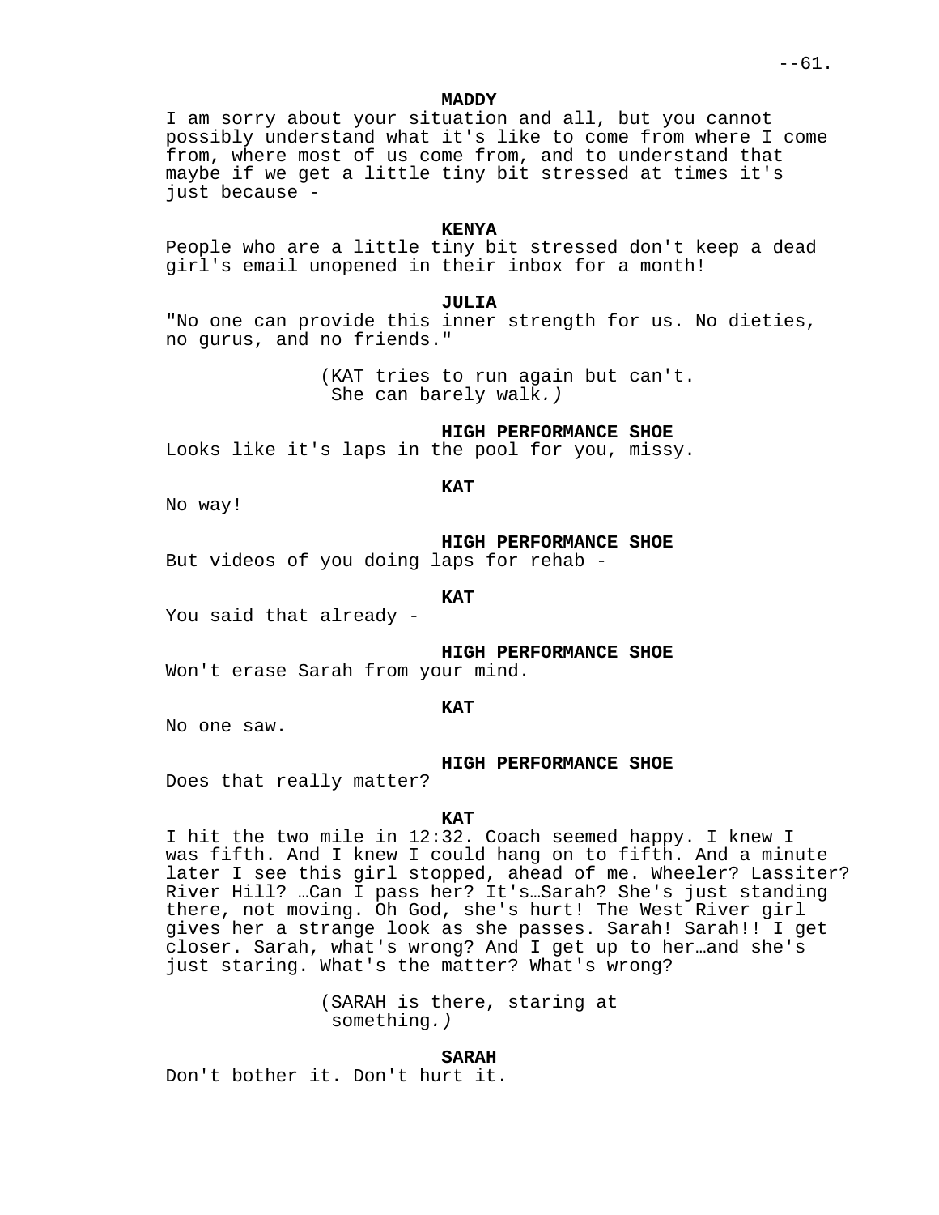**MADDY**

I am sorry about your situation and all, but you cannot possibly understand what it's like to come from where I come from, where most of us come from, and to understand that maybe if we get a little tiny bit stressed at times it's just because -

**KENYA**

People who are a little tiny bit stressed don't keep a dead girl's email unopened in their inbox for a month!

**JULIA**

"No one can provide this inner strength for us. No dieties, no gurus, and no friends."

(KAT tries to run again but can't. She can barely walk.)

**HIGH PERFORMANCE SHOE**

Looks like it's laps in the pool for you, missy.

**KAT**

No way!

**HIGH PERFORMANCE SHOE**

But videos of you doing laps for rehab -

**KAT**

You said that already -

**HIGH PERFORMANCE SHOE**

Won't erase Sarah from your mind.

**KAT**

No one saw.

**HIGH PERFORMANCE SHOE**

Does that really matter?

**KAT**

I hit the two mile in 12:32. Coach seemed happy. I knew I was fifth. And I knew I could hang on to fifth. And a minute later I see this girl stopped, ahead of me. Wheeler? Lassiter? River Hill? …Can I pass her? It's…Sarah? She's just standing there, not moving. Oh God, she's hurt! The West River girl gives her a strange look as she passes. Sarah! Sarah!! I get closer. Sarah, what's wrong? And I get up to her…and she's just staring. What's the matter? What's wrong?

(SARAH is there, staring at something.)

**SARAH**

Don't bother it. Don't hurt it.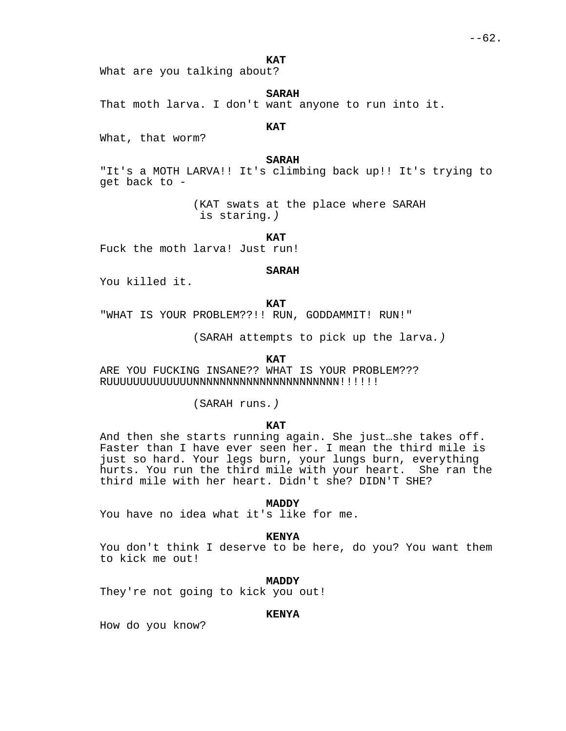**KAT**

What are you talking about?

**SARAH**

That moth larva. I don't want anyone to run into it.

**KAT**

What, that worm?

**SARAH**

"It's a MOTH LARVA!! It's climbing back up!! It's trying to get back to -

(KAT swats at the place where SARAH is staring.)

**KAT**

Fuck the moth larva! Just run!

**SARAH**

You killed it.

**KAT**

"WHAT IS YOUR PROBLEM??!! RUN, GODDAMMIT! RUN!"

(SARAH attempts to pick up the larva.)

**KAT**

ARE YOU FUCKING INSANE?? WHAT IS YOUR PROBLEM??? RUUUUUUUUUUUUUNNNNNNNNNNNNNNNNNNNNNNN!!!!!!

(SARAH runs.)

**KAT**

And then she starts running again. She just…she takes off. Faster than I have ever seen her. I mean the third mile is just so hard. Your legs burn, your lungs burn, everything hurts. You run the third mile with your heart. She ran the third mile with her heart. Didn't she? DIDN'T SHE?

**MADDY**

You have no idea what it's like for me.

**KENYA**

You don't think I deserve to be here, do you? You want them to kick me out!

**MADDY**

They're not going to kick you out!

**KENYA**

How do you know?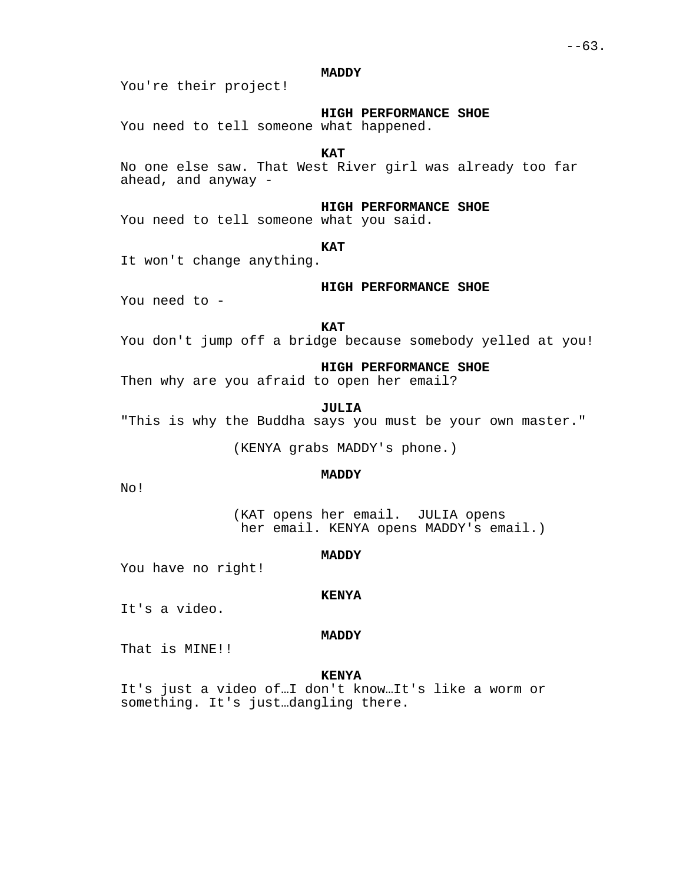**MADDY**
You're their project!

**HIGH PERFORMANCE SHOE**
You need to tell someone what happened.

**KAT**
No one else saw. That West River girl was already too far ahead, and anyway -

**HIGH PERFORMANCE SHOE**
You need to tell someone what you said.

**KAT**
It won't change anything.

**HIGH PERFORMANCE SHOE**
You need to -

**KAT**
You don't jump off a bridge because somebody yelled at you!

**HIGH PERFORMANCE SHOE**
Then why are you afraid to open her email?

**JULIA**
"This is why the Buddha says you must be your own master."

(KENYA grabs MADDY's phone.)

**MADDY**
No!

(KAT opens her email. JULIA opens her email. KENYA opens MADDY's email.)

**MADDY**
You have no right!

**KENYA**
It's a video.

**MADDY**
That is MINE!!

**KENYA**
It's just a video of…I don't know…It's like a worm or something. It's just…dangling there.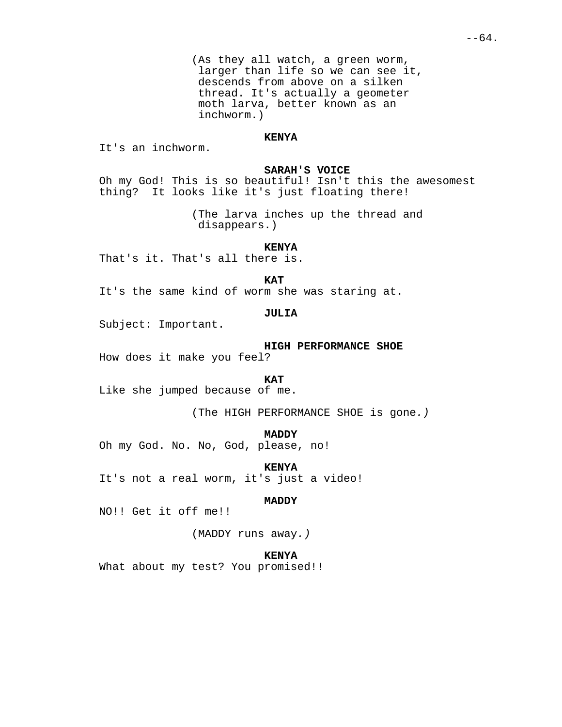(As they all watch, a green worm, larger than life so we can see it, descends from above on a silken thread. It's actually a geometer moth larva, better known as an inchworm.)

**KENYA**

It's an inchworm.

**SARAH'S VOICE**

Oh my God! This is so beautiful! Isn't this the awesomest thing?  It looks like it's just floating there!

(The larva inches up the thread and disappears.)

**KENYA**

That's it. That's all there is.

**KAT**

It's the same kind of worm she was staring at.

**JULIA**

Subject: Important.

**HIGH PERFORMANCE SHOE**

How does it make you feel?

**KAT**

Like she jumped because of me.

(The HIGH PERFORMANCE SHOE is gone*.)*

**MADDY**

Oh my God. No. No, God, please, no!

**KENYA**

It's not a real worm, it's just a video!

**MADDY**

NO!! Get it off me!!

(MADDY runs away*.)*

**KENYA**

What about my test? You promised!!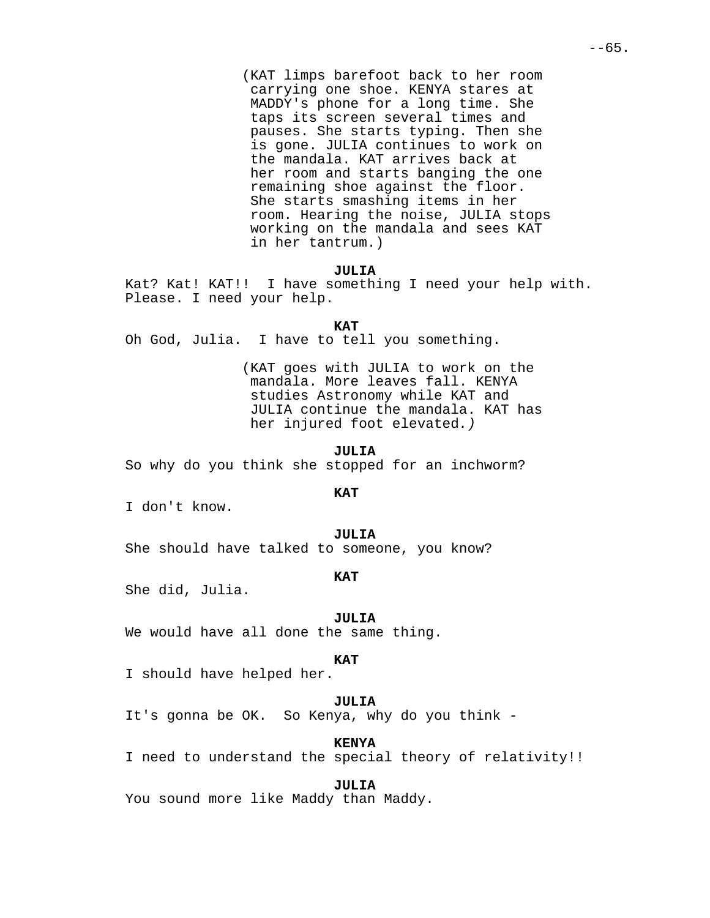(KAT limps barefoot back to her room carrying one shoe. KENYA stares at MADDY's phone for a long time. She taps its screen several times and pauses. She starts typing. Then she is gone. JULIA continues to work on the mandala. KAT arrives back at her room and starts banging the one remaining shoe against the floor. She starts smashing items in her room. Hearing the noise, JULIA stops working on the mandala and sees KAT in her tantrum.)

**JULIA**
Kat? Kat! KAT!! I have something I need your help with. Please. I need your help.

**KAT**
Oh God, Julia. I have to tell you something.

(KAT goes with JULIA to work on the mandala. More leaves fall. KENYA studies Astronomy while KAT and JULIA continue the mandala. KAT has her injured foot elevated*.)*

**JULIA**
So why do you think she stopped for an inchworm?

**KAT**
I don't know.

**JULIA**
She should have talked to someone, you know?

**KAT**
She did, Julia.

**JULIA**
We would have all done the same thing.

**KAT**
I should have helped her.

**JULIA**
It's gonna be OK. So Kenya, why do you think -

**KENYA**
I need to understand the special theory of relativity!!

**JULIA**
You sound more like Maddy than Maddy.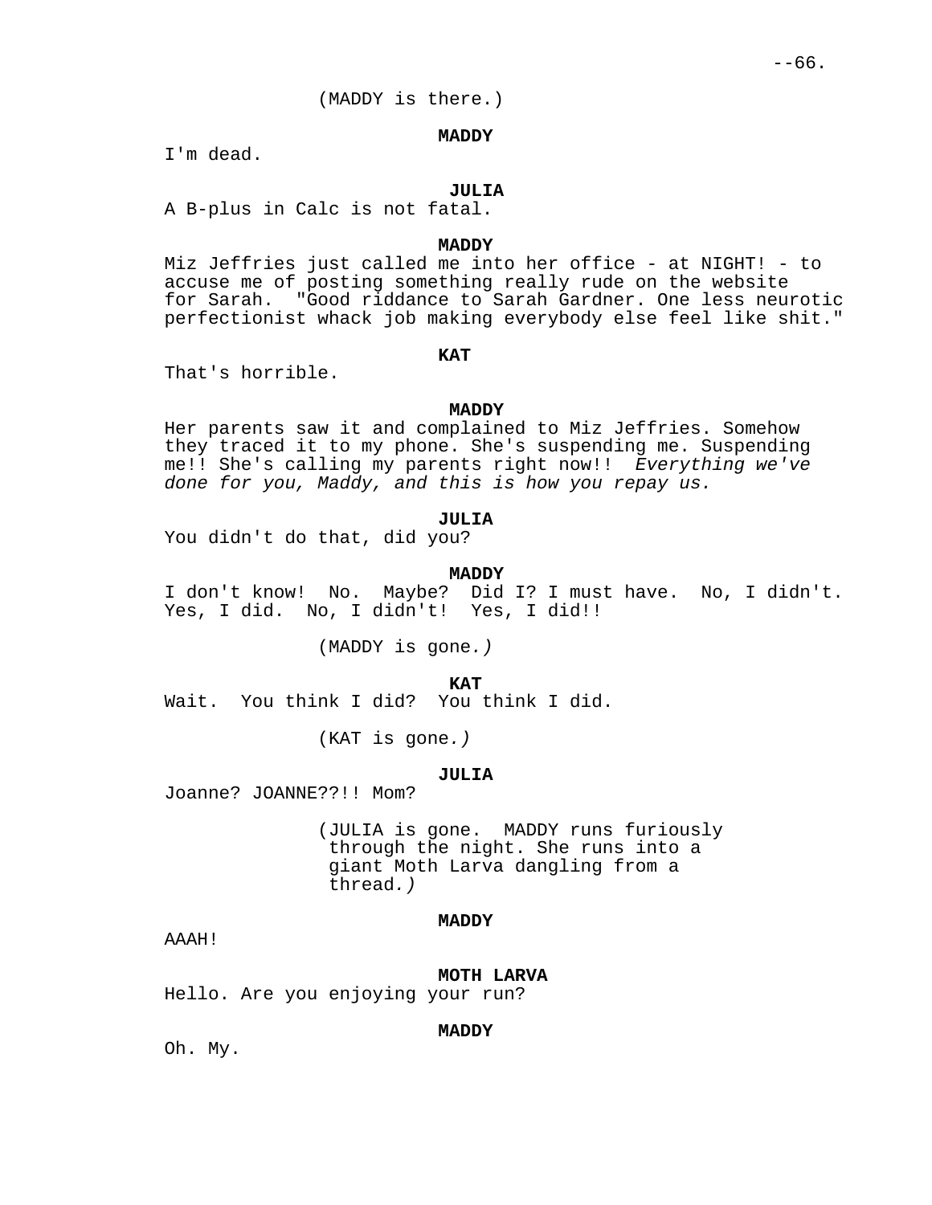(MADDY is there.)

**MADDY**

I'm dead.

**JULIA**

A B-plus in Calc is not fatal.

**MADDY**

Miz Jeffries just called me into her office - at NIGHT! - to accuse me of posting something really rude on the website for Sarah. "Good riddance to Sarah Gardner. One less neurotic perfectionist whack job making everybody else feel like shit."

**KAT**

That's horrible.

**MADDY**

Her parents saw it and complained to Miz Jeffries. Somehow they traced it to my phone. She's suspending me. Suspending me!! She's calling my parents right now!! *Everything we've done for you, Maddy, and this is how you repay us.*

**JULIA**

You didn't do that, did you?

**MADDY**

I don't know! No. Maybe? Did I? I must have. No, I didn't. Yes, I did. No, I didn't! Yes, I did!!

(MADDY is gone.)

**KAT**

Wait. You think I did? You think I did.

(KAT is gone.)

**JULIA**

Joanne? JOANNE??!! Mom?

(JULIA is gone. MADDY runs furiously through the night. She runs into a giant Moth Larva dangling from a thread.)

**MADDY**

AAAH!

**MOTH LARVA**

Hello. Are you enjoying your run?

**MADDY**

Oh. My.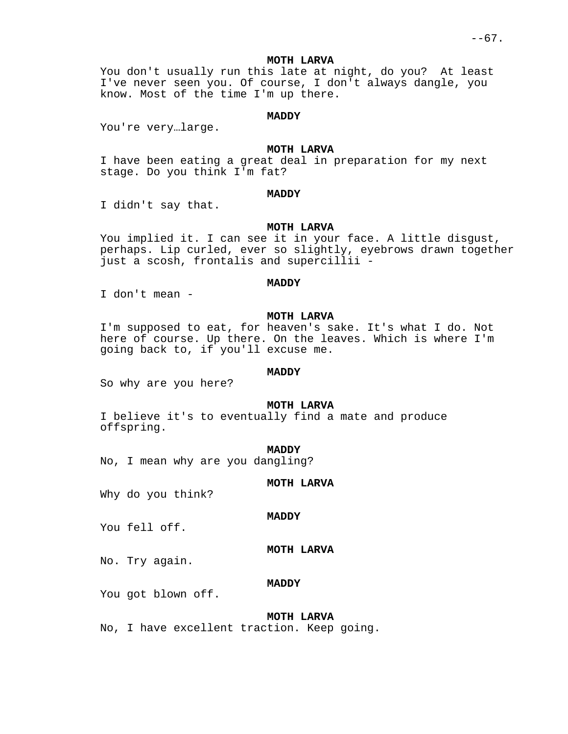**MOTH LARVA**

You don't usually run this late at night, do you? At least I've never seen you. Of course, I don't always dangle, you know. Most of the time I'm up there.

**MADDY**

You're very…large.

**MOTH LARVA**

I have been eating a great deal in preparation for my next stage. Do you think I'm fat?

**MADDY**

I didn't say that.

**MOTH LARVA**

You implied it. I can see it in your face. A little disgust, perhaps. Lip curled, ever so slightly, eyebrows drawn together just a scosh, frontalis and supercillii -

**MADDY**

I don't mean -

**MOTH LARVA**

I'm supposed to eat, for heaven's sake. It's what I do. Not here of course. Up there. On the leaves. Which is where I'm going back to, if you'll excuse me.

**MADDY**

So why are you here?

**MOTH LARVA**

I believe it's to eventually find a mate and produce offspring.

**MADDY**

No, I mean why are you dangling?

**MOTH LARVA**

Why do you think?

**MADDY**

You fell off.

**MOTH LARVA**

No. Try again.

**MADDY**

You got blown off.

**MOTH LARVA**

No, I have excellent traction. Keep going.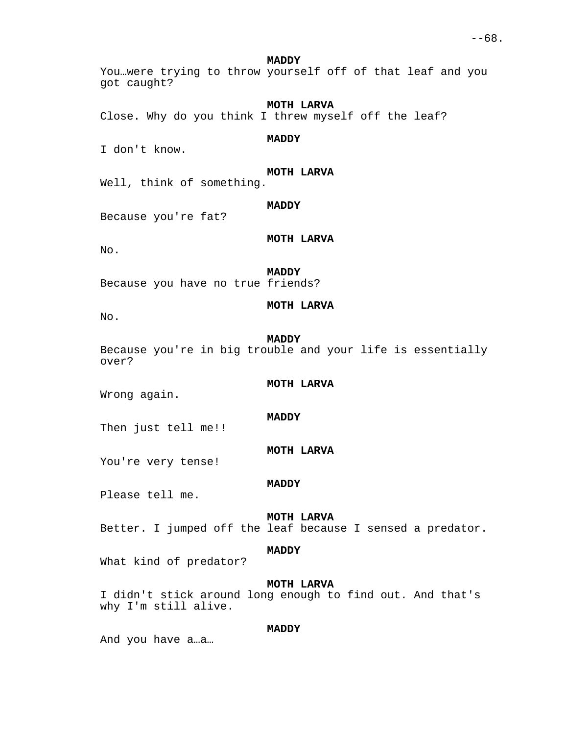**MADDY**
You…were trying to throw yourself off of that leaf and you got caught?

**MOTH LARVA**
Close. Why do you think I threw myself off the leaf?

**MADDY**
I don't know.

**MOTH LARVA**
Well, think of something.

**MADDY**
Because you're fat?

**MOTH LARVA**
No.

**MADDY**
Because you have no true friends?

**MOTH LARVA**
No.

**MADDY**
Because you're in big trouble and your life is essentially over?

**MOTH LARVA**
Wrong again.

**MADDY**
Then just tell me!!

**MOTH LARVA**
You're very tense!

**MADDY**
Please tell me.

**MOTH LARVA**
Better. I jumped off the leaf because I sensed a predator.

**MADDY**
What kind of predator?

**MOTH LARVA**
I didn't stick around long enough to find out. And that's why I'm still alive.

**MADDY**
And you have a…a…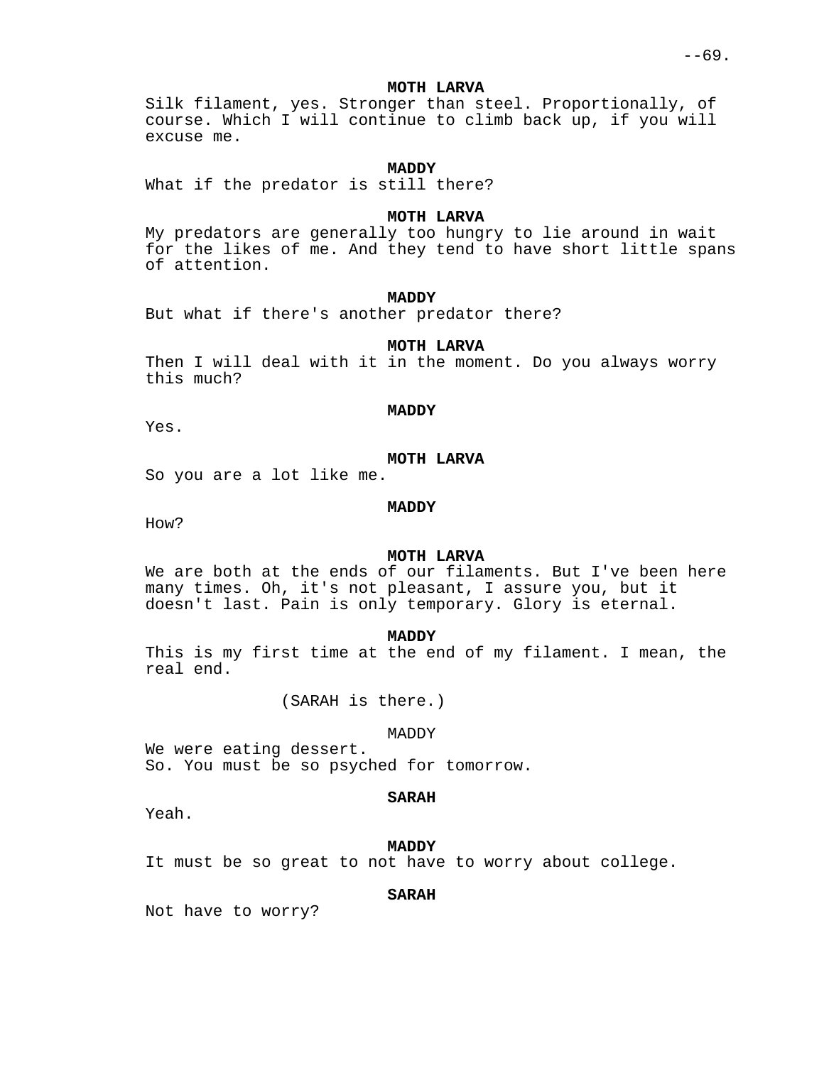**MOTH LARVA**
Silk filament, yes. Stronger than steel. Proportionally, of course. Which I will continue to climb back up, if you will excuse me.

**MADDY**
What if the predator is still there?

**MOTH LARVA**
My predators are generally too hungry to lie around in wait for the likes of me. And they tend to have short little spans of attention.

**MADDY**
But what if there's another predator there?

**MOTH LARVA**
Then I will deal with it in the moment. Do you always worry this much?

**MADDY**
Yes.

**MOTH LARVA**
So you are a lot like me.

**MADDY**
How?

**MOTH LARVA**
We are both at the ends of our filaments. But I've been here many times. Oh, it's not pleasant, I assure you, but it doesn't last. Pain is only temporary. Glory is eternal.

**MADDY**
This is my first time at the end of my filament. I mean, the real end.

(SARAH is there.)

MADDY
We were eating dessert.
So. You must be so psyched for tomorrow.

**SARAH**
Yeah.

**MADDY**
It must be so great to not have to worry about college.

**SARAH**
Not have to worry?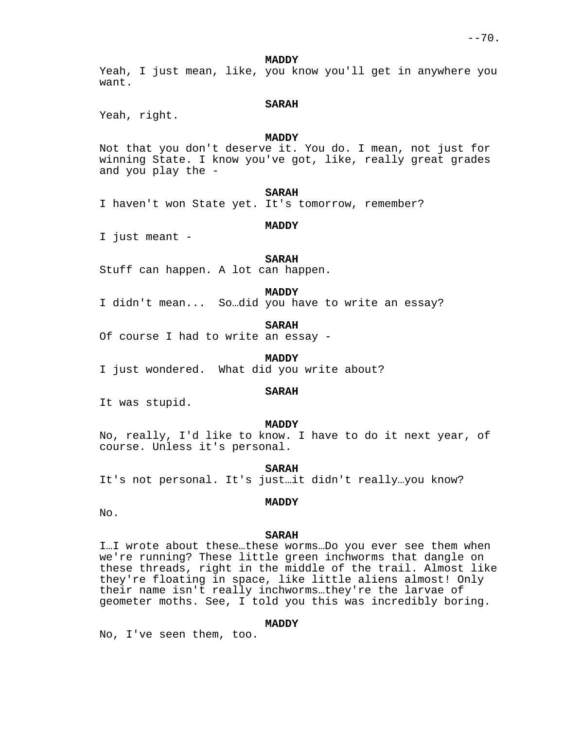**MADDY**

Yeah, I just mean, like, you know you'll get in anywhere you want.

**SARAH**

Yeah, right.

**MADDY**

Not that you don't deserve it. You do. I mean, not just for winning State. I know you've got, like, really great grades and you play the -

**SARAH**

I haven't won State yet. It's tomorrow, remember?

**MADDY**

I just meant -

**SARAH**

Stuff can happen. A lot can happen.

**MADDY**

I didn't mean...  So…did you have to write an essay?

**SARAH**

Of course I had to write an essay -

**MADDY**

I just wondered.  What did you write about?

**SARAH**

It was stupid.

**MADDY**

No, really, I'd like to know. I have to do it next year, of course. Unless it's personal.

**SARAH**

It's not personal. It's just…it didn't really…you know?

**MADDY**

No.

**SARAH**

I…I wrote about these…these worms…Do you ever see them when we're running? These little green inchworms that dangle on these threads, right in the middle of the trail. Almost like they're floating in space, like little aliens almost! Only their name isn't really inchworms…they're the larvae of geometer moths. See, I told you this was incredibly boring.

**MADDY**

No, I've seen them, too.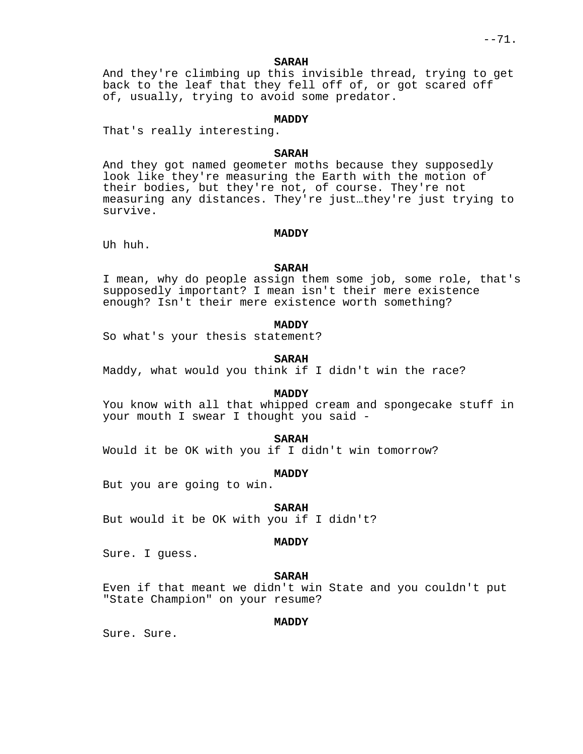**SARAH**

And they're climbing up this invisible thread, trying to get back to the leaf that they fell off of, or got scared off of, usually, trying to avoid some predator.

**MADDY**

That's really interesting.

**SARAH**

And they got named geometer moths because they supposedly look like they're measuring the Earth with the motion of their bodies, but they're not, of course. They're not measuring any distances. They're just…they're just trying to survive.

**MADDY**

Uh huh.

**SARAH**

I mean, why do people assign them some job, some role, that's supposedly important? I mean isn't their mere existence enough? Isn't their mere existence worth something?

**MADDY**

So what's your thesis statement?

**SARAH**

Maddy, what would you think if I didn't win the race?

**MADDY**

You know with all that whipped cream and spongecake stuff in your mouth I swear I thought you said -

**SARAH**

Would it be OK with you if I didn't win tomorrow?

**MADDY**

But you are going to win.

**SARAH**

But would it be OK with you if I didn't?

**MADDY**

Sure. I guess.

**SARAH**

Even if that meant we didn't win State and you couldn't put "State Champion" on your resume?

**MADDY**

Sure. Sure.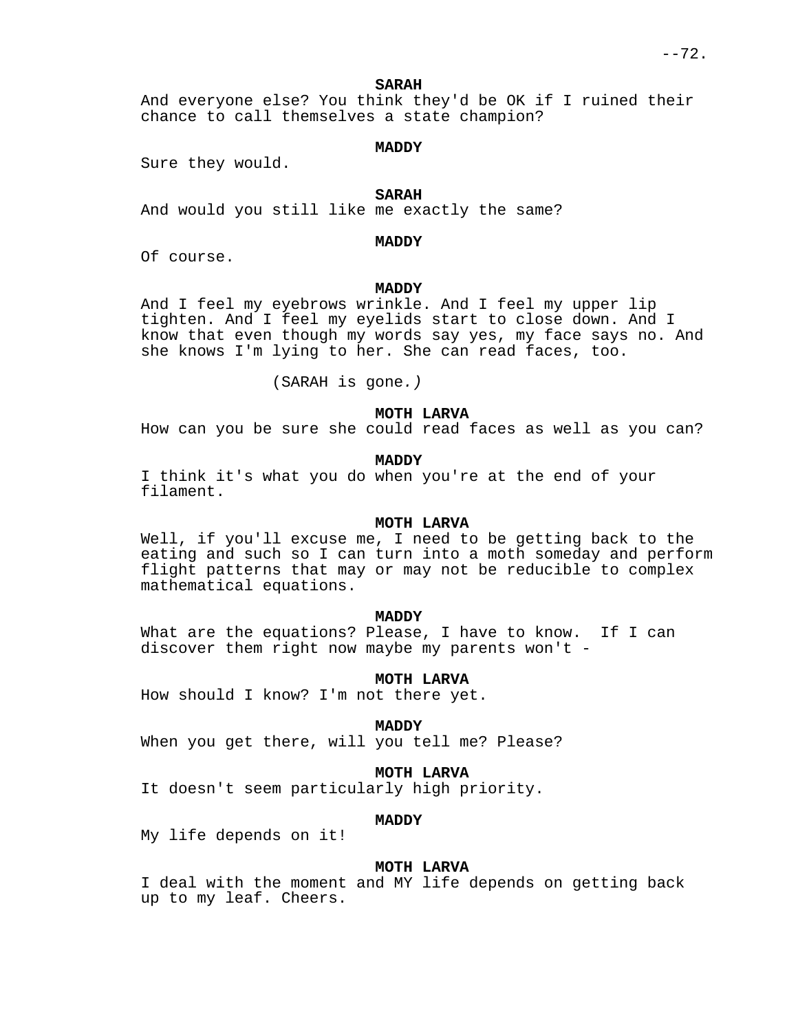**SARAH**
And everyone else? You think they'd be OK if I ruined their chance to call themselves a state champion?

**MADDY**
Sure they would.

**SARAH**
And would you still like me exactly the same?

**MADDY**
Of course.

**MADDY**
And I feel my eyebrows wrinkle. And I feel my upper lip tighten. And I feel my eyelids start to close down. And I know that even though my words say yes, my face says no. And she knows I'm lying to her. She can read faces, too.

(SARAH is gone.)

**MOTH LARVA**
How can you be sure she could read faces as well as you can?

**MADDY**
I think it's what you do when you're at the end of your filament.

**MOTH LARVA**
Well, if you'll excuse me, I need to be getting back to the eating and such so I can turn into a moth someday and perform flight patterns that may or may not be reducible to complex mathematical equations.

**MADDY**
What are the equations? Please, I have to know. If I can discover them right now maybe my parents won't -

**MOTH LARVA**
How should I know? I'm not there yet.

**MADDY**
When you get there, will you tell me? Please?

**MOTH LARVA**
It doesn't seem particularly high priority.

**MADDY**
My life depends on it!

**MOTH LARVA**
I deal with the moment and MY life depends on getting back up to my leaf. Cheers.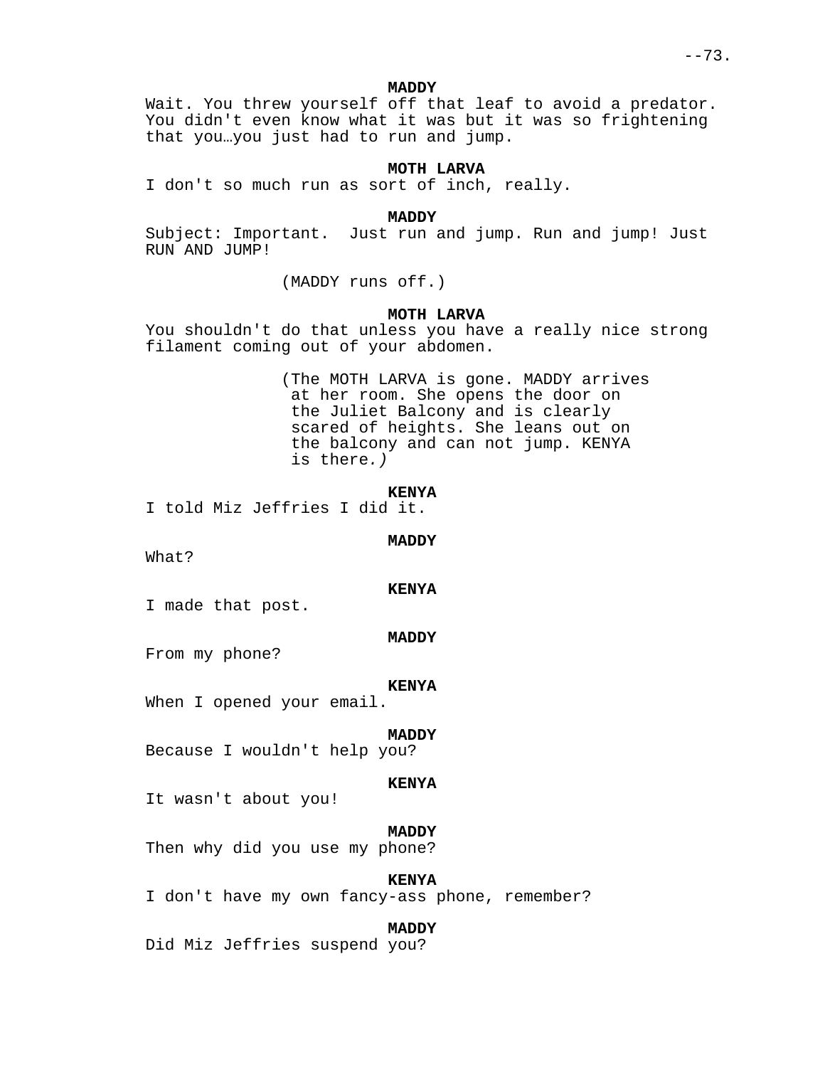**MADDY**
Wait. You threw yourself off that leaf to avoid a predator. You didn't even know what it was but it was so frightening that you…you just had to run and jump.

**MOTH LARVA**
I don't so much run as sort of inch, really.

**MADDY**
Subject: Important.  Just run and jump. Run and jump! Just RUN AND JUMP!

(MADDY runs off.)

**MOTH LARVA**
You shouldn't do that unless you have a really nice strong filament coming out of your abdomen.

(The MOTH LARVA is gone. MADDY arrives at her room. She opens the door on the Juliet Balcony and is clearly scared of heights. She leans out on the balcony and can not jump. KENYA is there*.)*

**KENYA**
I told Miz Jeffries I did it.

**MADDY**
What?

**KENYA**
I made that post.

**MADDY**
From my phone?

**KENYA**
When I opened your email.

**MADDY**
Because I wouldn't help you?

**KENYA**
It wasn't about you!

**MADDY**
Then why did you use my phone?

**KENYA**
I don't have my own fancy-ass phone, remember?

**MADDY**
Did Miz Jeffries suspend you?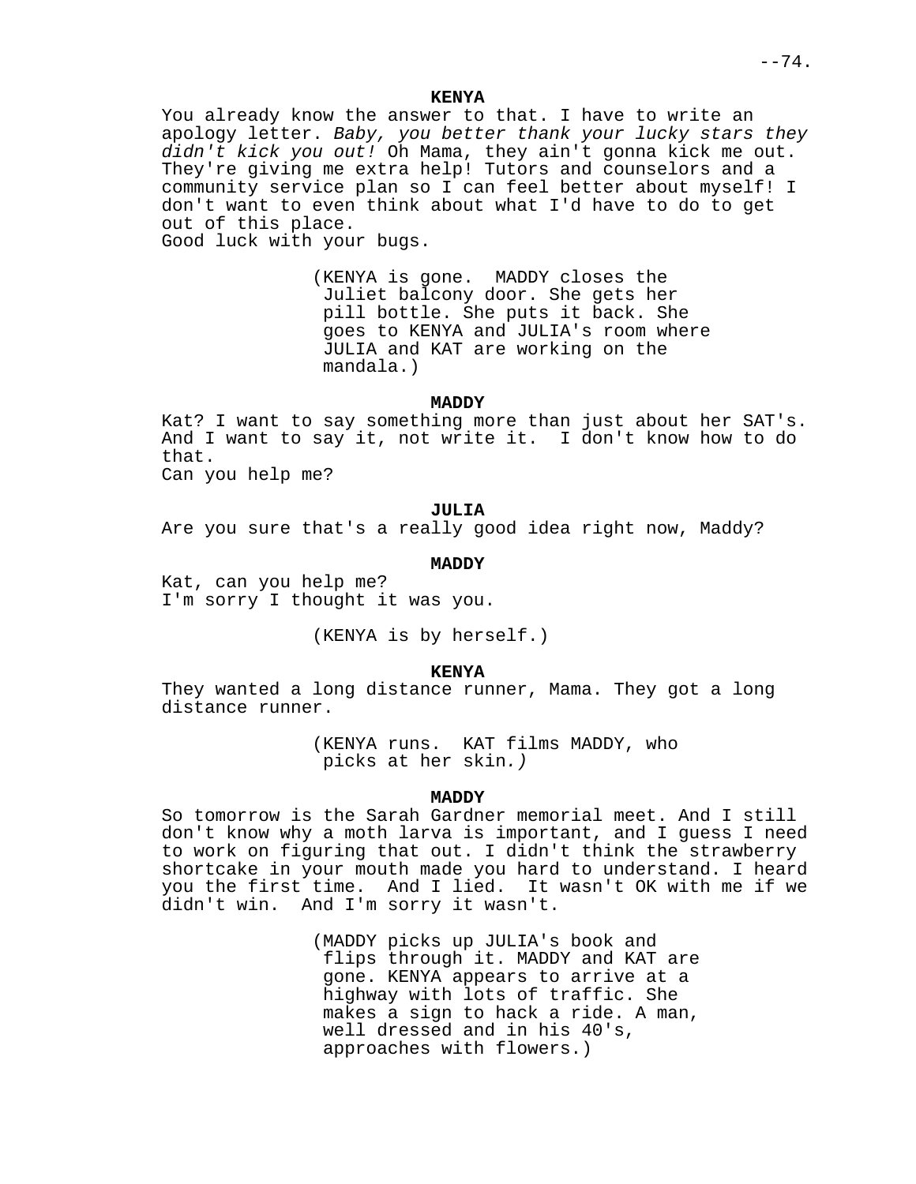**KENYA**

You already know the answer to that. I have to write an apology letter. *Baby, you better thank your lucky stars they didn't kick you out!* Oh Mama, they ain't gonna kick me out. They're giving me extra help! Tutors and counselors and a community service plan so I can feel better about myself! I don't want to even think about what I'd have to do to get out of this place.
Good luck with your bugs.

(KENYA is gone. MADDY closes the Juliet balcony door. She gets her pill bottle. She puts it back. She goes to KENYA and JULIA's room where JULIA and KAT are working on the mandala.)

**MADDY**

Kat? I want to say something more than just about her SAT's. And I want to say it, not write it. I don't know how to do that.
Can you help me?

**JULIA**

Are you sure that's a really good idea right now, Maddy?

**MADDY**

Kat, can you help me?
I'm sorry I thought it was you.

(KENYA is by herself.)

**KENYA**

They wanted a long distance runner, Mama. They got a long distance runner.

(KENYA runs. KAT films MADDY, who picks at her skin.)

**MADDY**

So tomorrow is the Sarah Gardner memorial meet. And I still don't know why a moth larva is important, and I guess I need to work on figuring that out. I didn't think the strawberry shortcake in your mouth made you hard to understand. I heard you the first time. And I lied. It wasn't OK with me if we didn't win. And I'm sorry it wasn't.

(MADDY picks up JULIA's book and flips through it. MADDY and KAT are gone. KENYA appears to arrive at a highway with lots of traffic. She makes a sign to hack a ride. A man, well dressed and in his 40's, approaches with flowers.)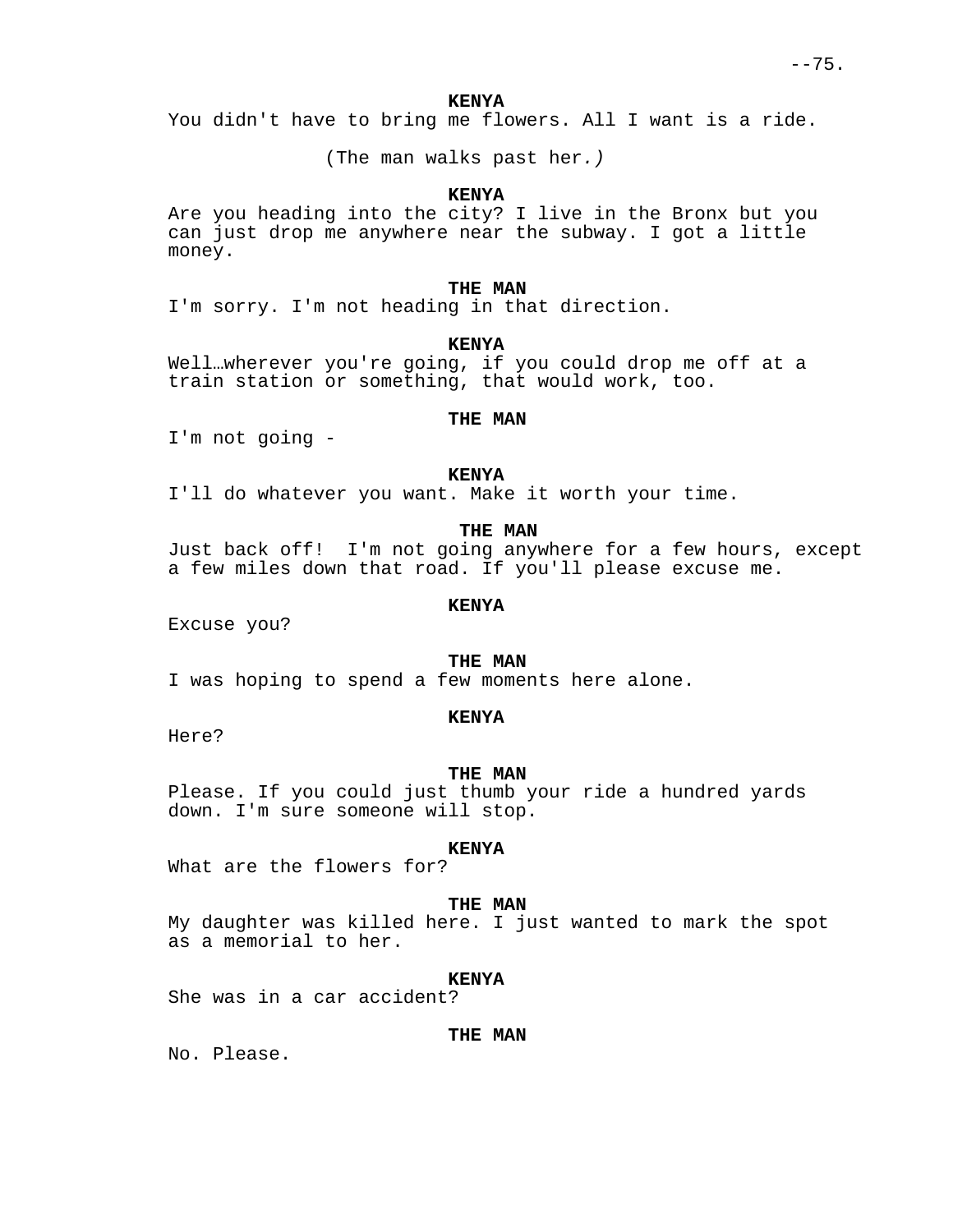**KENYA**

You didn't have to bring me flowers. All I want is a ride.

(The man walks past her.)

**KENYA**

Are you heading into the city? I live in the Bronx but you can just drop me anywhere near the subway. I got a little money.

**THE MAN**

I'm sorry. I'm not heading in that direction.

**KENYA**

Well…wherever you're going, if you could drop me off at a train station or something, that would work, too.

**THE MAN**

I'm not going -

**KENYA**

I'll do whatever you want. Make it worth your time.

**THE MAN**

Just back off!  I'm not going anywhere for a few hours, except a few miles down that road. If you'll please excuse me.

**KENYA**

Excuse you?

**THE MAN**

I was hoping to spend a few moments here alone.

**KENYA**

Here?

**THE MAN**

Please. If you could just thumb your ride a hundred yards down. I'm sure someone will stop.

**KENYA**

What are the flowers for?

**THE MAN**

My daughter was killed here. I just wanted to mark the spot as a memorial to her.

**KENYA**

She was in a car accident?

**THE MAN**

No. Please.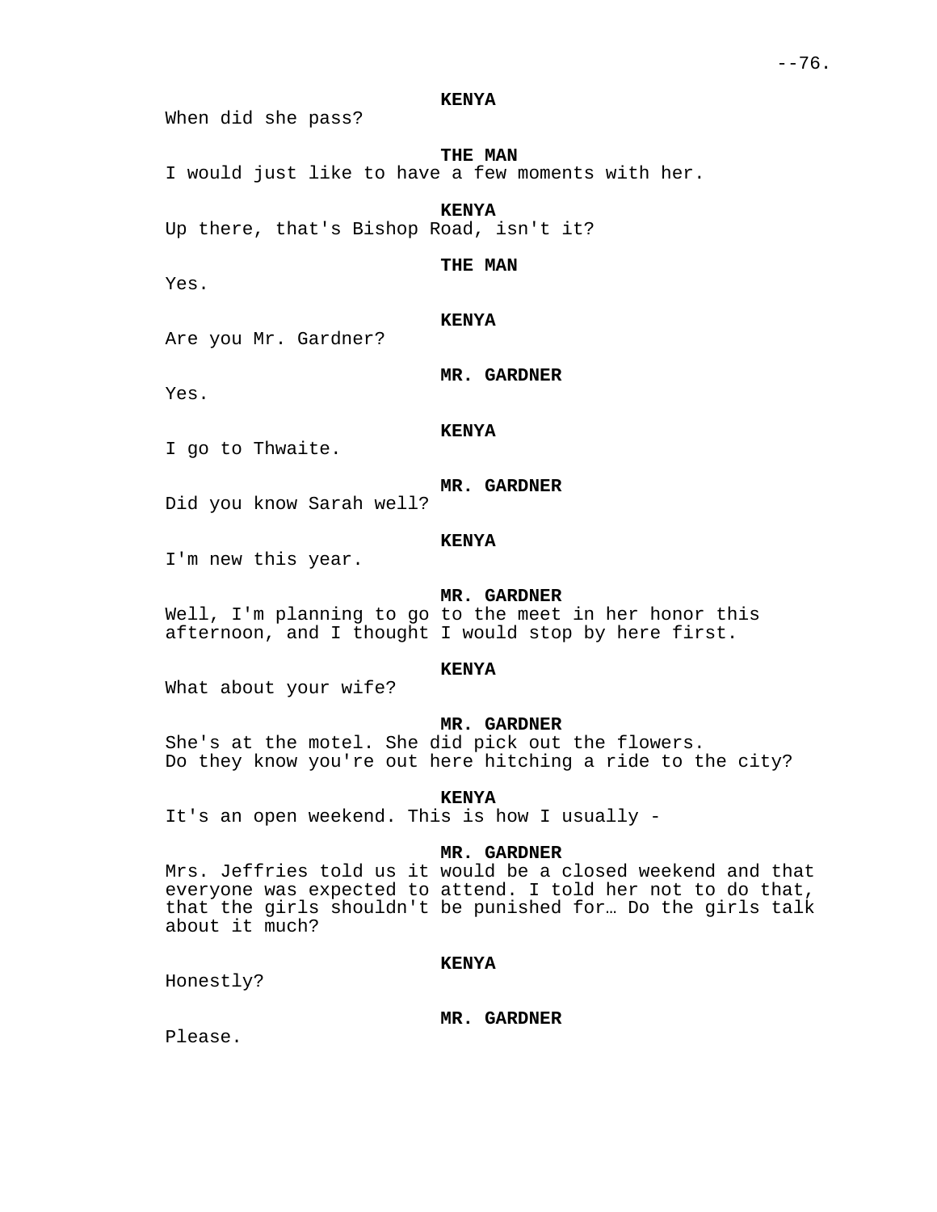**KENYA**

When did she pass?

**THE MAN**

I would just like to have a few moments with her.

**KENYA**

Up there, that's Bishop Road, isn't it?

**THE MAN**

Yes.

**KENYA**

Are you Mr. Gardner?

**MR. GARDNER**

Yes.

**KENYA**

I go to Thwaite.

**MR. GARDNER**

Did you know Sarah well?

**KENYA**

I'm new this year.

**MR. GARDNER**

Well, I'm planning to go to the meet in her honor this afternoon, and I thought I would stop by here first.

**KENYA**

What about your wife?

**MR. GARDNER**

She's at the motel. She did pick out the flowers. Do they know you're out here hitching a ride to the city?

**KENYA**

It's an open weekend. This is how I usually -

**MR. GARDNER**

Mrs. Jeffries told us it would be a closed weekend and that everyone was expected to attend. I told her not to do that, that the girls shouldn't be punished for… Do the girls talk about it much?

**KENYA**

Honestly?

**MR. GARDNER**

Please.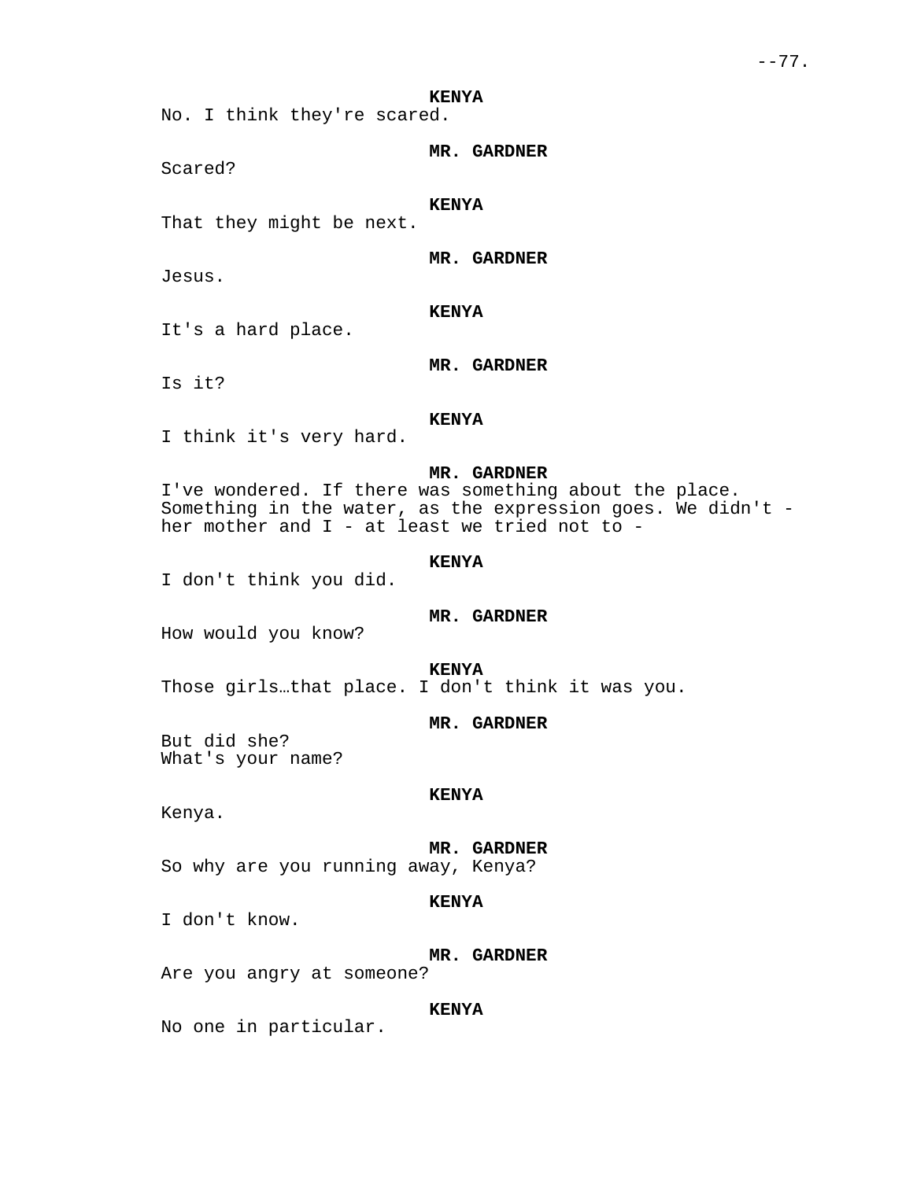**KENYA**
No. I think they're scared.

**MR. GARDNER**
Scared?

**KENYA**
That they might be next.

**MR. GARDNER**
Jesus.

**KENYA**
It's a hard place.

**MR. GARDNER**
Is it?

**KENYA**
I think it's very hard.

**MR. GARDNER**
I've wondered. If there was something about the place. Something in the water, as the expression goes. We didn't - her mother and I - at least we tried not to -

**KENYA**
I don't think you did.

**MR. GARDNER**
How would you know?

**KENYA**
Those girls…that place. I don't think it was you.

**MR. GARDNER**
But did she?
What's your name?

**KENYA**
Kenya.

**MR. GARDNER**
So why are you running away, Kenya?

**KENYA**
I don't know.

**MR. GARDNER**
Are you angry at someone?

**KENYA**
No one in particular.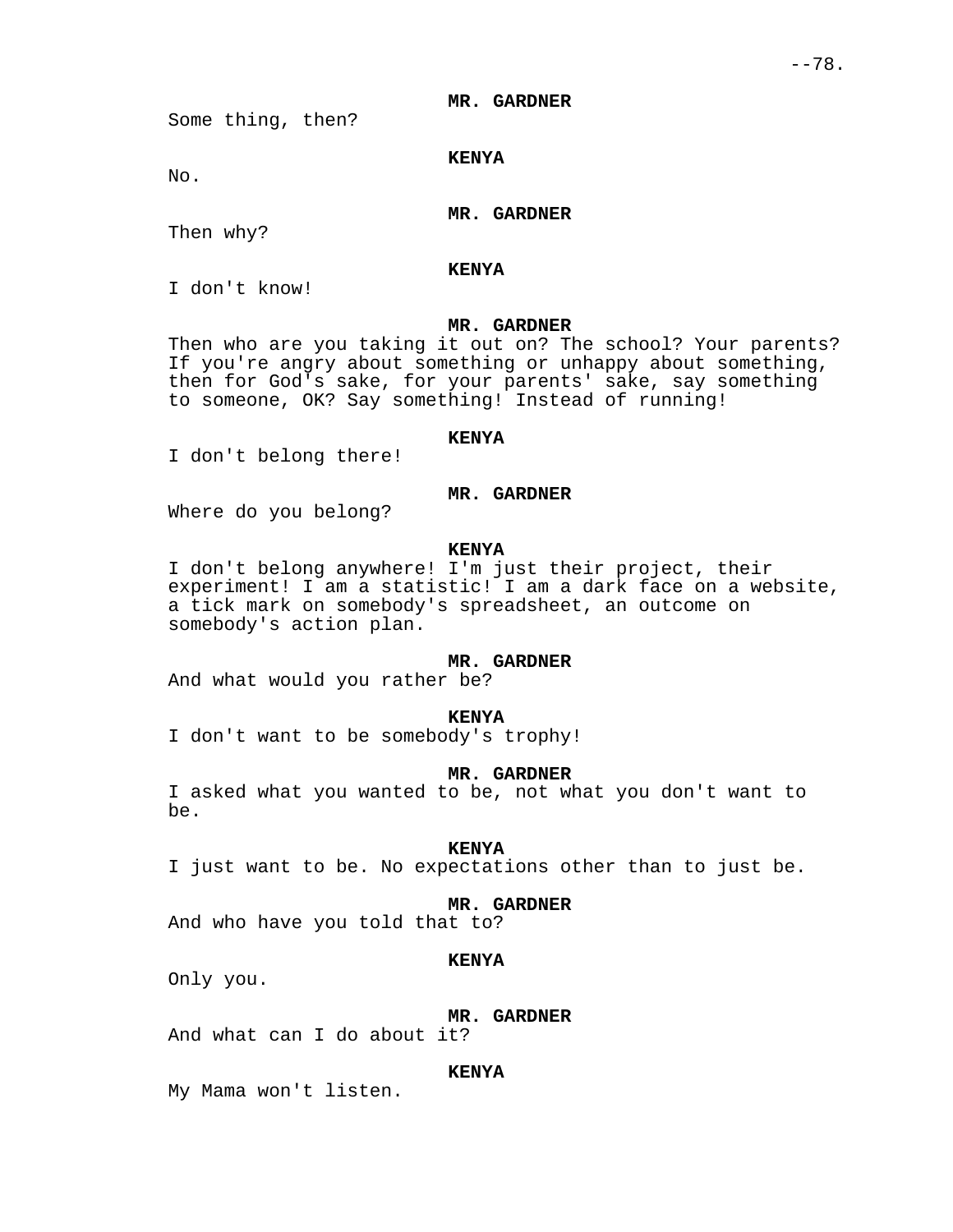**MR. GARDNER**

Some thing, then?

**KENYA**

No.

**MR. GARDNER**

Then why?

**KENYA**

I don't know!

**MR. GARDNER**

Then who are you taking it out on? The school? Your parents? If you're angry about something or unhappy about something, then for God's sake, for your parents' sake, say something to someone, OK? Say something! Instead of running!

**KENYA**

I don't belong there!

**MR. GARDNER**

Where do you belong?

**KENYA**

I don't belong anywhere! I'm just their project, their experiment! I am a statistic! I am a dark face on a website, a tick mark on somebody's spreadsheet, an outcome on somebody's action plan.

**MR. GARDNER**

And what would you rather be?

**KENYA**

I don't want to be somebody's trophy!

**MR. GARDNER**

I asked what you wanted to be, not what you don't want to be.

**KENYA**

I just want to be. No expectations other than to just be.

**MR. GARDNER**

And who have you told that to?

**KENYA**

Only you.

**MR. GARDNER**

And what can I do about it?

**KENYA**

My Mama won't listen.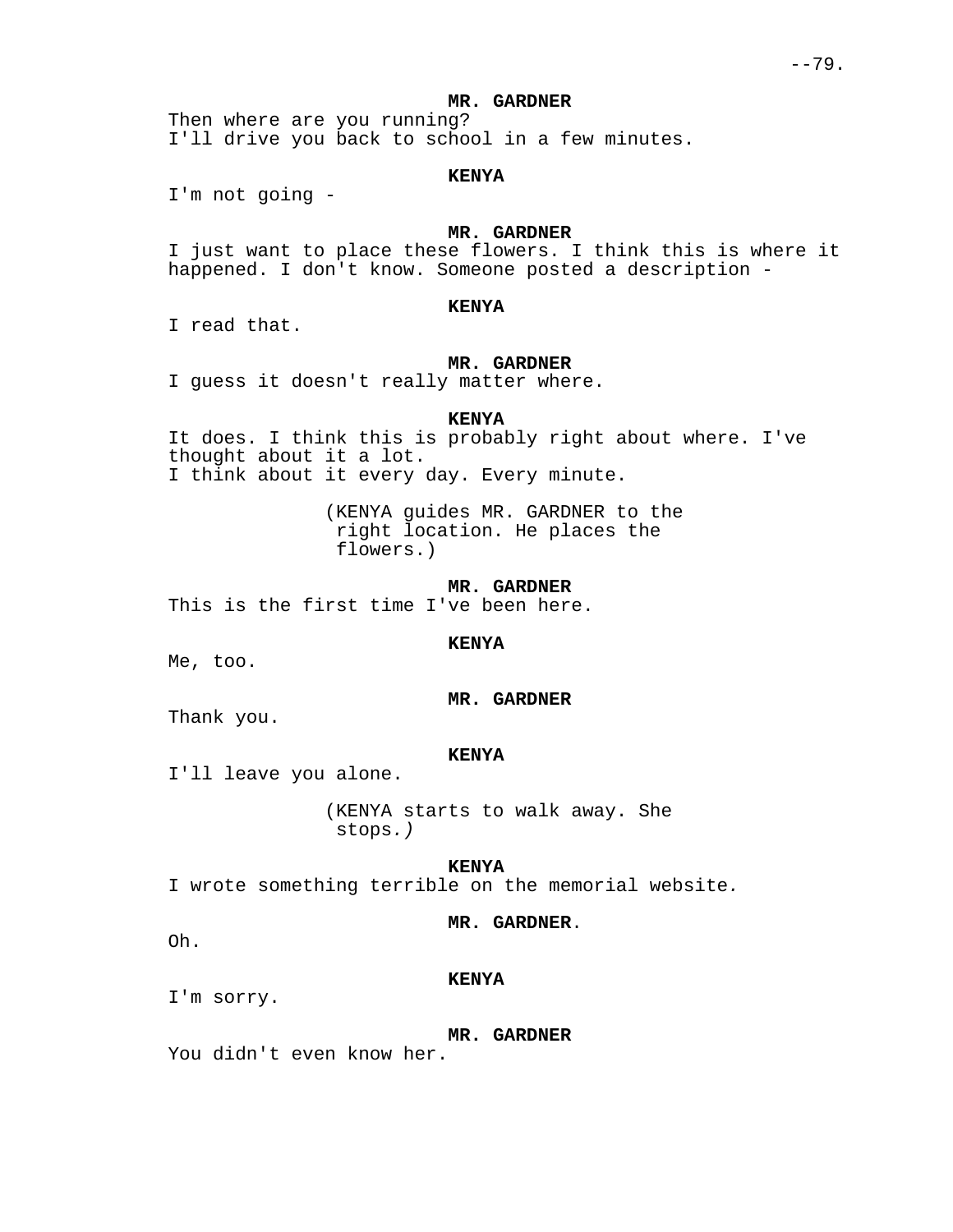**MR. GARDNER**

Then where are you running?
I'll drive you back to school in a few minutes.

**KENYA**

I'm not going -

**MR. GARDNER**

I just want to place these flowers. I think this is where it happened. I don't know. Someone posted a description -

**KENYA**

I read that.

**MR. GARDNER**

I guess it doesn't really matter where.

**KENYA**

It does. I think this is probably right about where. I've thought about it a lot.
I think about it every day. Every minute.

(KENYA guides MR. GARDNER to the right location. He places the flowers.)

**MR. GARDNER**

This is the first time I've been here.

**KENYA**

Me, too.

**MR. GARDNER**

Thank you.

**KENYA**

I'll leave you alone.

(KENYA starts to walk away. She stops.)

**KENYA**

I wrote something terrible on the memorial website.

**MR. GARDNER**.

Oh.

**KENYA**

I'm sorry.

**MR. GARDNER**

You didn't even know her.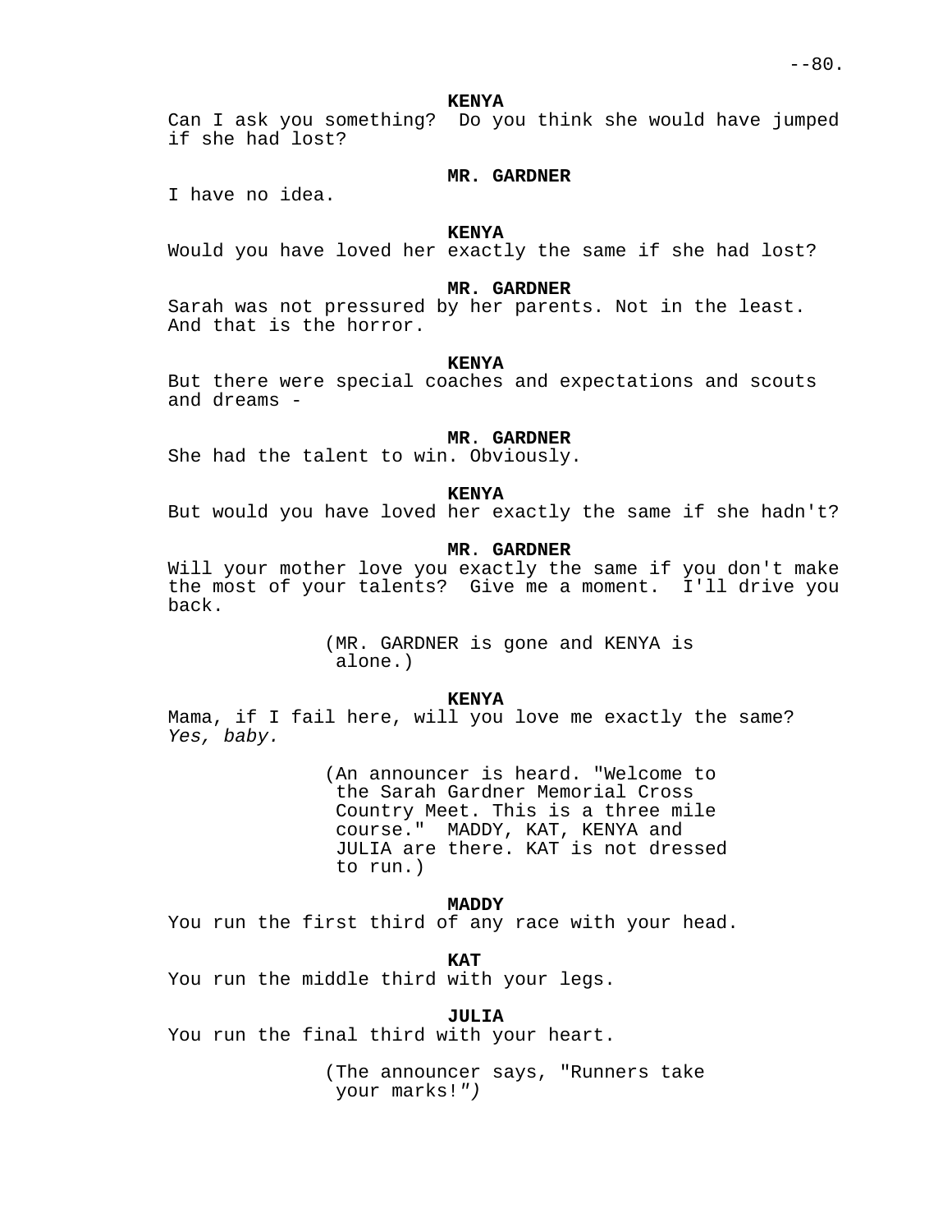**KENYA**

Can I ask you something?  Do you think she would have jumped if she had lost?

**MR. GARDNER**

I have no idea.

**KENYA**

Would you have loved her exactly the same if she had lost?

**MR. GARDNER**

Sarah was not pressured by her parents. Not in the least. And that is the horror.

**KENYA**

But there were special coaches and expectations and scouts and dreams -

**MR. GARDNER**

She had the talent to win. Obviously.

**KENYA**

But would you have loved her exactly the same if she hadn't?

**MR. GARDNER**

Will your mother love you exactly the same if you don't make the most of your talents?  Give me a moment.  I'll drive you back.

(MR. GARDNER is gone and KENYA is alone.)

**KENYA**

Mama, if I fail here, will you love me exactly the same? *Yes, baby.*

(An announcer is heard. "Welcome to the Sarah Gardner Memorial Cross Country Meet. This is a three mile course."  MADDY, KAT, KENYA and JULIA are there. KAT is not dressed to run.)

**MADDY**

You run the first third of any race with your head.

**KAT**

You run the middle third with your legs.

**JULIA**

You run the final third with your heart.

(The announcer says, "Runners take your marks!")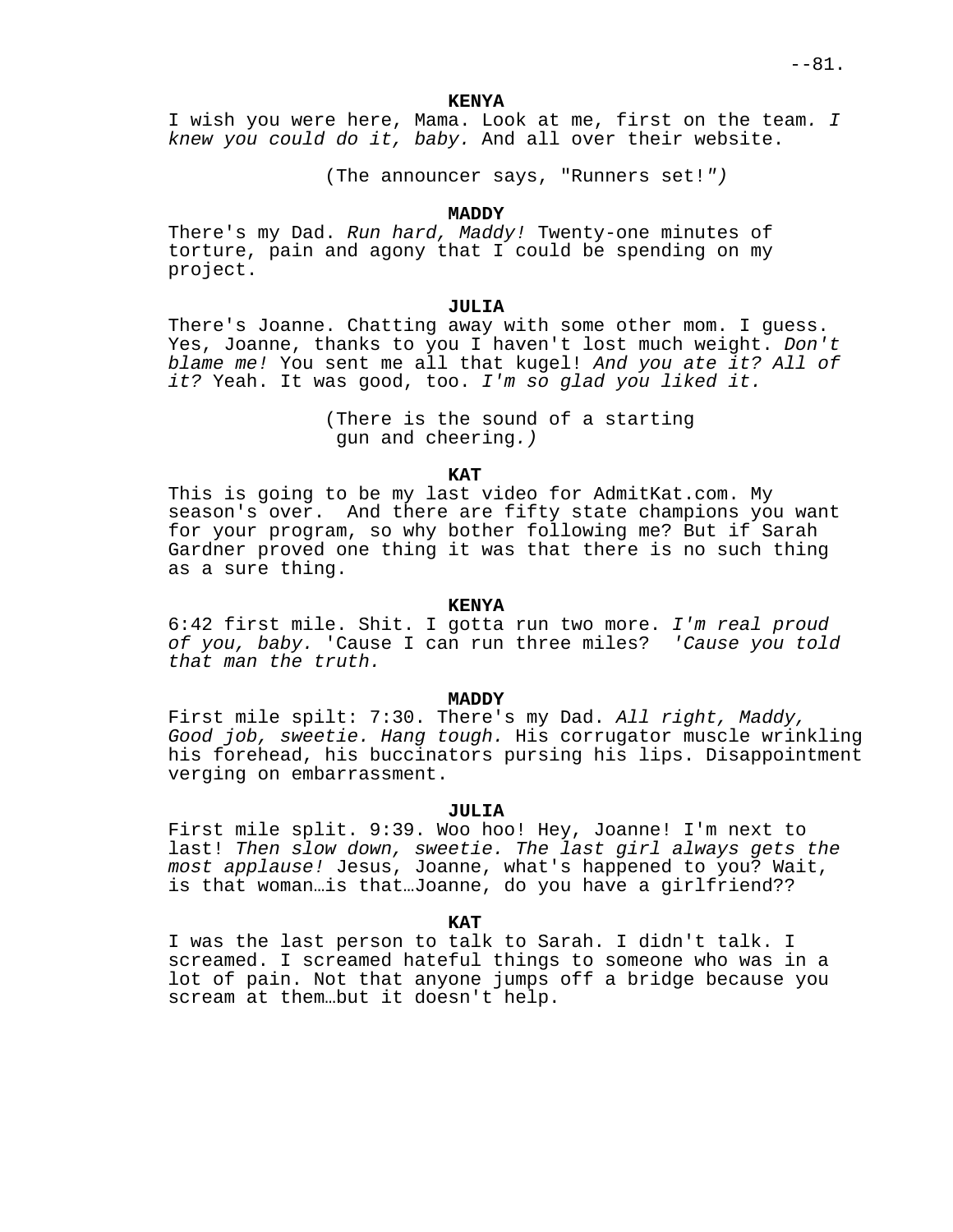**KENYA**

I wish you were here, Mama. Look at me, first on the team*. I knew you could do it, baby.* And all over their website.

(The announcer says, "Runners set!*")*

**MADDY**

There's my Dad. *Run hard, Maddy!* Twenty-one minutes of torture, pain and agony that I could be spending on my project.

**JULIA**

There's Joanne. Chatting away with some other mom. I guess. Yes, Joanne, thanks to you I haven't lost much weight. *Don't blame me!* You sent me all that kugel! *And you ate it? All of it?* Yeah. It was good, too. *I'm so glad you liked it.*

(There is the sound of a starting gun and cheering*.)*

**KAT**

This is going to be my last video for AdmitKat.com. My season's over. And there are fifty state champions you want for your program, so why bother following me? But if Sarah Gardner proved one thing it was that there is no such thing as a sure thing.

**KENYA**

6:42 first mile. Shit. I gotta run two more. *I'm real proud of you, baby.* 'Cause I can run three miles? *'Cause you told that man the truth.*

**MADDY**

First mile spilt: 7:30. There's my Dad. *All right, Maddy, Good job, sweetie. Hang tough.* His corrugator muscle wrinkling his forehead, his buccinators pursing his lips. Disappointment verging on embarrassment.

**JULIA**

First mile split. 9:39. Woo hoo! Hey, Joanne! I'm next to last! *Then slow down, sweetie. The last girl always gets the most applause!* Jesus, Joanne, what's happened to you? Wait, is that woman…is that…Joanne, do you have a girlfriend??

**KAT**

I was the last person to talk to Sarah. I didn't talk. I screamed. I screamed hateful things to someone who was in a lot of pain. Not that anyone jumps off a bridge because you scream at them…but it doesn't help.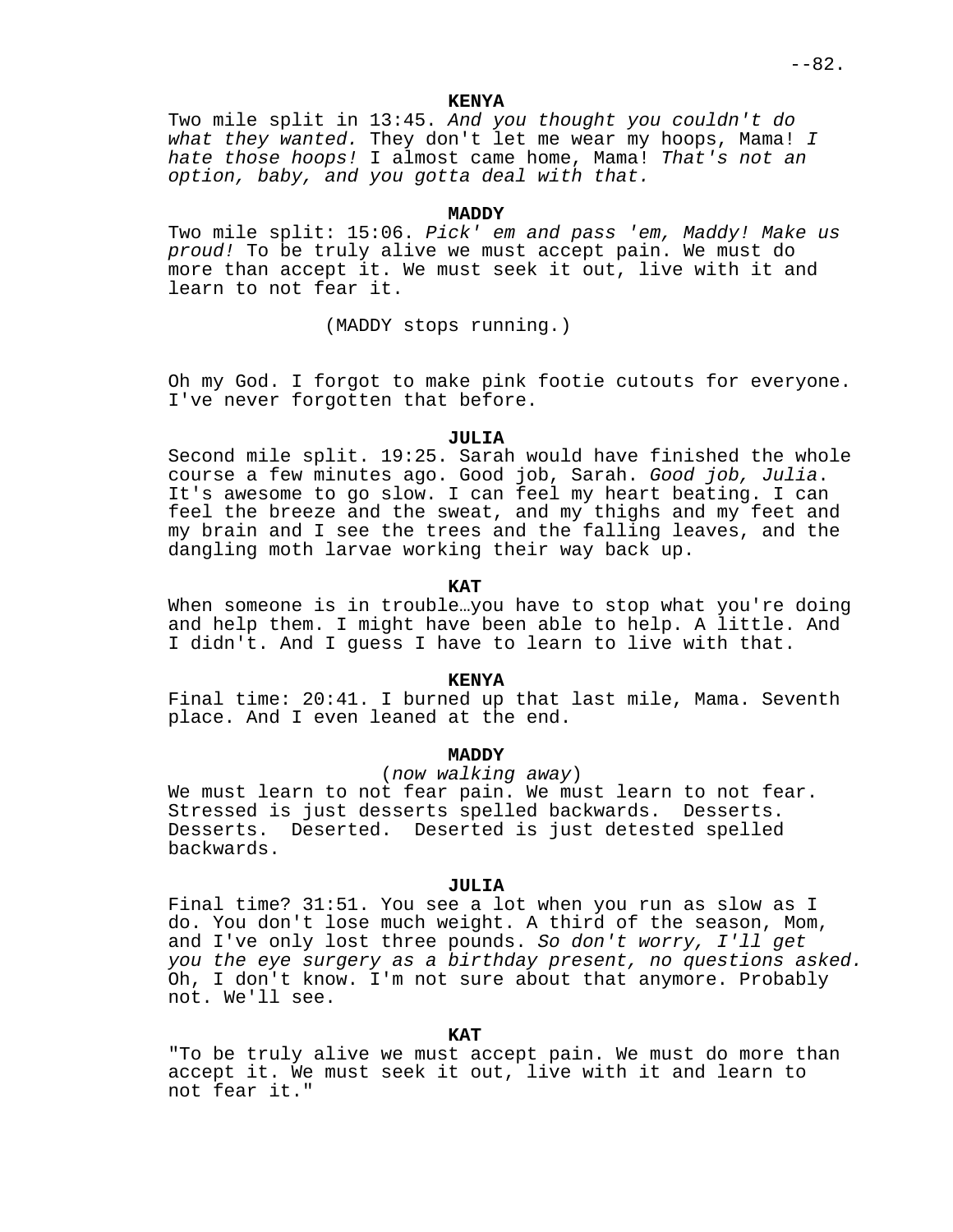**KENYA**

Two mile split in 13:45. *And you thought you couldn't do what they wanted.* They don't let me wear my hoops, Mama! *I hate those hoops!* I almost came home, Mama! *That's not an option, baby, and you gotta deal with that.*

**MADDY**

Two mile split: 15:06. *Pick' em and pass 'em, Maddy! Make us proud!* To be truly alive we must accept pain. We must do more than accept it. We must seek it out, live with it and learn to not fear it.

(MADDY stops running.)

Oh my God. I forgot to make pink footie cutouts for everyone. I've never forgotten that before.

**JULIA**

Second mile split. 19:25. Sarah would have finished the whole course a few minutes ago. Good job, Sarah. *Good job, Julia*. It's awesome to go slow. I can feel my heart beating. I can feel the breeze and the sweat, and my thighs and my feet and my brain and I see the trees and the falling leaves, and the dangling moth larvae working their way back up.

**KAT**

When someone is in trouble…you have to stop what you're doing and help them. I might have been able to help. A little. And I didn't. And I guess I have to learn to live with that.

**KENYA**

Final time: 20:41. I burned up that last mile, Mama. Seventh place. And I even leaned at the end.

**MADDY**

(*now walking away*)

We must learn to not fear pain. We must learn to not fear. Stressed is just desserts spelled backwards. Desserts. Desserts. Deserted. Deserted is just detested spelled backwards.

**JULIA**

Final time? 31:51. You see a lot when you run as slow as I do. You don't lose much weight. A third of the season, Mom, and I've only lost three pounds. *So don't worry, I'll get you the eye surgery as a birthday present, no questions asked.* Oh, I don't know. I'm not sure about that anymore. Probably not. We'll see.

**KAT**

"To be truly alive we must accept pain. We must do more than accept it. We must seek it out, live with it and learn to not fear it."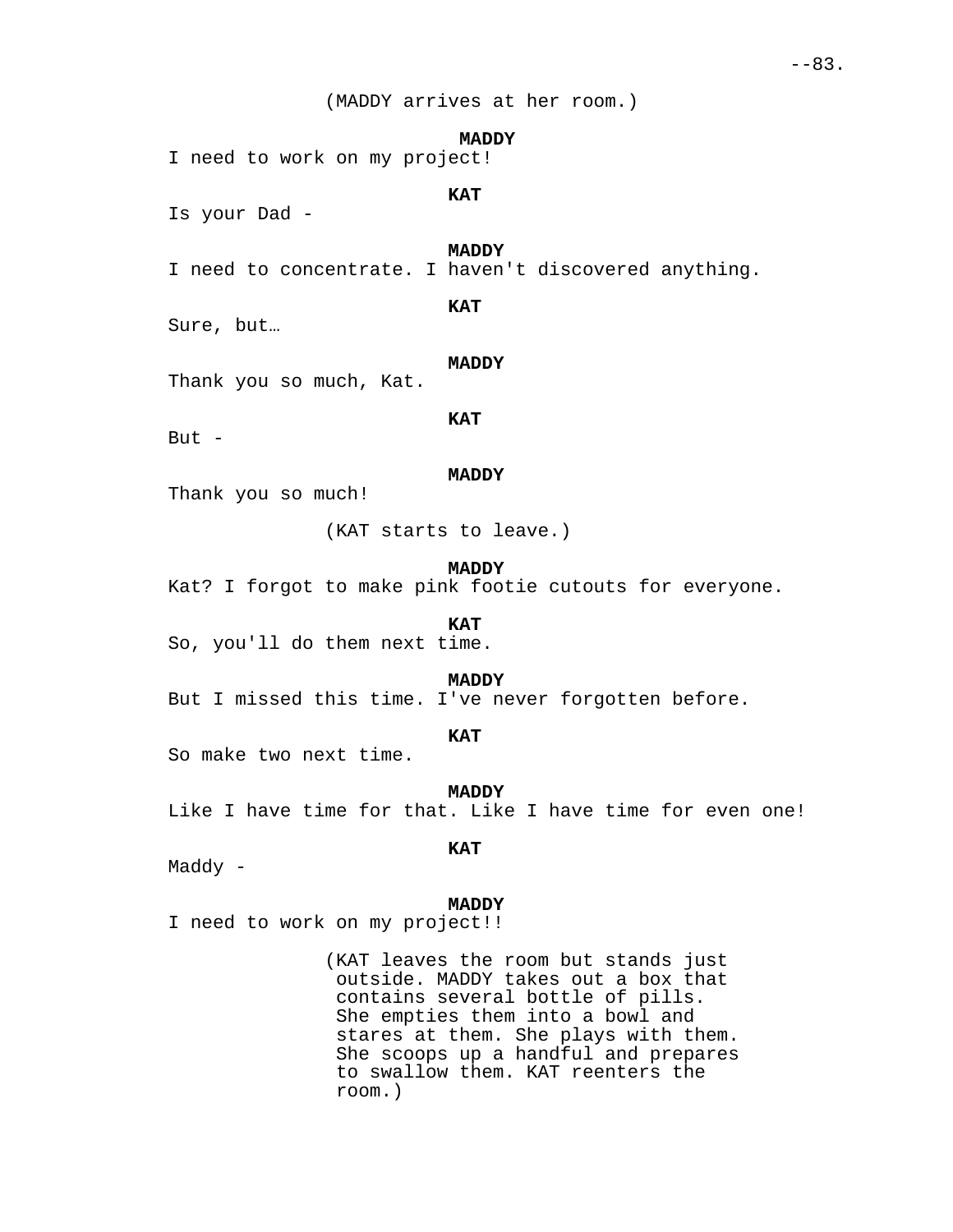(MADDY arrives at her room.)

**MADDY**

I need to work on my project!

**KAT**

Is your Dad -

**MADDY**

I need to concentrate. I haven't discovered anything.

**KAT**

Sure, but…

**MADDY**

Thank you so much, Kat.

**KAT**

But -

**MADDY**

Thank you so much!

(KAT starts to leave.)

**MADDY**

Kat? I forgot to make pink footie cutouts for everyone.

**KAT**

So, you'll do them next time.

**MADDY**

But I missed this time. I've never forgotten before.

**KAT**

So make two next time.

**MADDY**

Like I have time for that. Like I have time for even one!

**KAT**

Maddy -

**MADDY**

I need to work on my project!!

(KAT leaves the room but stands just outside. MADDY takes out a box that contains several bottle of pills. She empties them into a bowl and stares at them. She plays with them. She scoops up a handful and prepares to swallow them. KAT reenters the room.)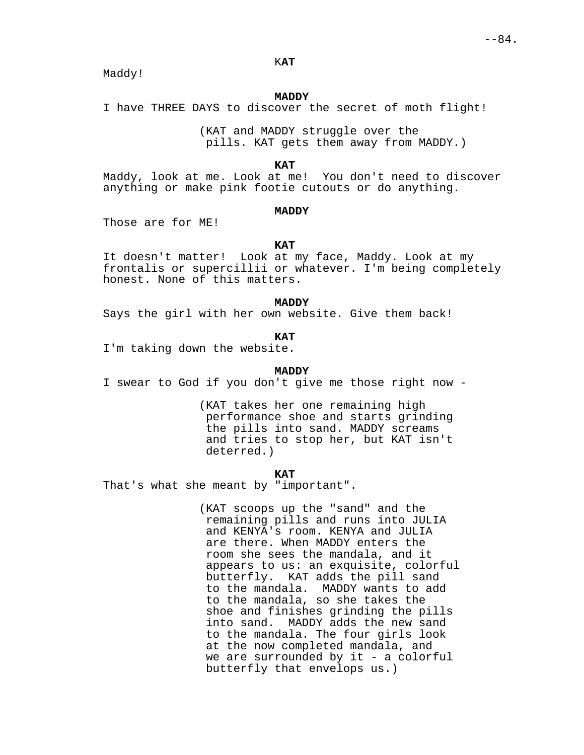**KAT**

Maddy!

**MADDY**

I have THREE DAYS to discover the secret of moth flight!

(KAT and MADDY struggle over the pills. KAT gets them away from MADDY.)

**KAT**

Maddy, look at me. Look at me! You don't need to discover anything or make pink footie cutouts or do anything.

**MADDY**

Those are for ME!

**KAT**

It doesn't matter! Look at my face, Maddy. Look at my frontalis or supercillii or whatever. I'm being completely honest. None of this matters.

**MADDY**

Says the girl with her own website. Give them back!

**KAT**

I'm taking down the website.

**MADDY**

I swear to God if you don't give me those right now -

(KAT takes her one remaining high performance shoe and starts grinding the pills into sand. MADDY screams and tries to stop her, but KAT isn't deterred.)

**KAT**

That's what she meant by "important".

(KAT scoops up the "sand" and the remaining pills and runs into JULIA and KENYA's room. KENYA and JULIA are there. When MADDY enters the room she sees the mandala, and it appears to us: an exquisite, colorful butterfly. KAT adds the pill sand to the mandala. MADDY wants to add to the mandala, so she takes the shoe and finishes grinding the pills into sand. MADDY adds the new sand to the mandala. The four girls look at the now completed mandala, and we are surrounded by it - a colorful butterfly that envelops us.)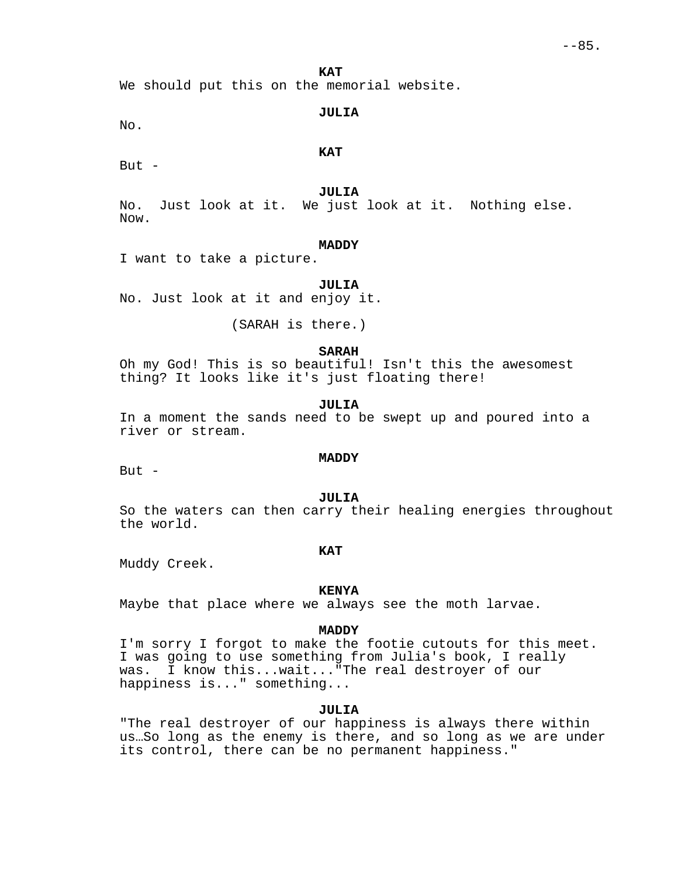**KAT**
We should put this on the memorial website.

**JULIA**
No.

**KAT**
But -

**JULIA**
No. Just look at it. We just look at it. Nothing else. Now.

**MADDY**
I want to take a picture.

**JULIA**
No. Just look at it and enjoy it.

(SARAH is there.)

**SARAH**
Oh my God! This is so beautiful! Isn't this the awesomest thing? It looks like it's just floating there!

**JULIA**
In a moment the sands need to be swept up and poured into a river or stream.

**MADDY**
But -

**JULIA**
So the waters can then carry their healing energies throughout the world.

**KAT**
Muddy Creek.

**KENYA**
Maybe that place where we always see the moth larvae.

**MADDY**
I'm sorry I forgot to make the footie cutouts for this meet. I was going to use something from Julia's book, I really was. I know this...wait..."The real destroyer of our happiness is..." something...

**JULIA**
"The real destroyer of our happiness is always there within us…So long as the enemy is there, and so long as we are under its control, there can be no permanent happiness."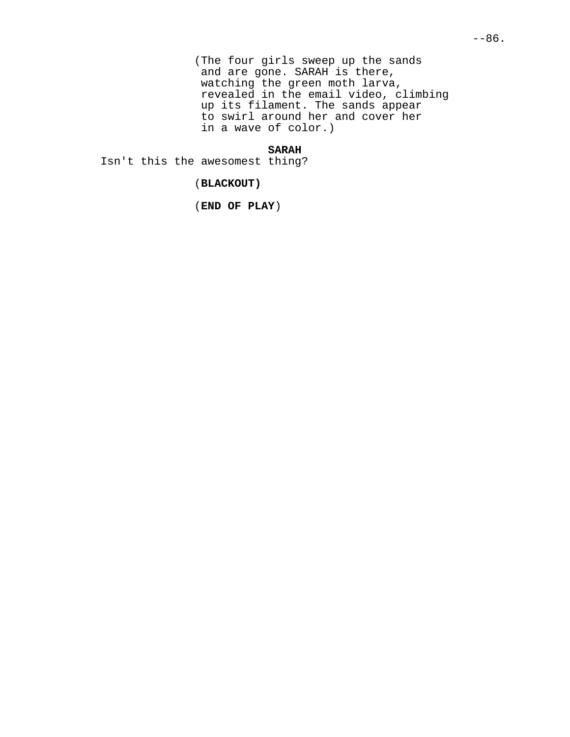(The four girls sweep up the sands and are gone. SARAH is there, watching the green moth larva, revealed in the email video, climbing up its filament. The sands appear to swirl around her and cover her in a wave of color.)

**SARAH**

Isn't this the awesomest thing?

(**BLACKOUT)**

(**END OF PLAY**)